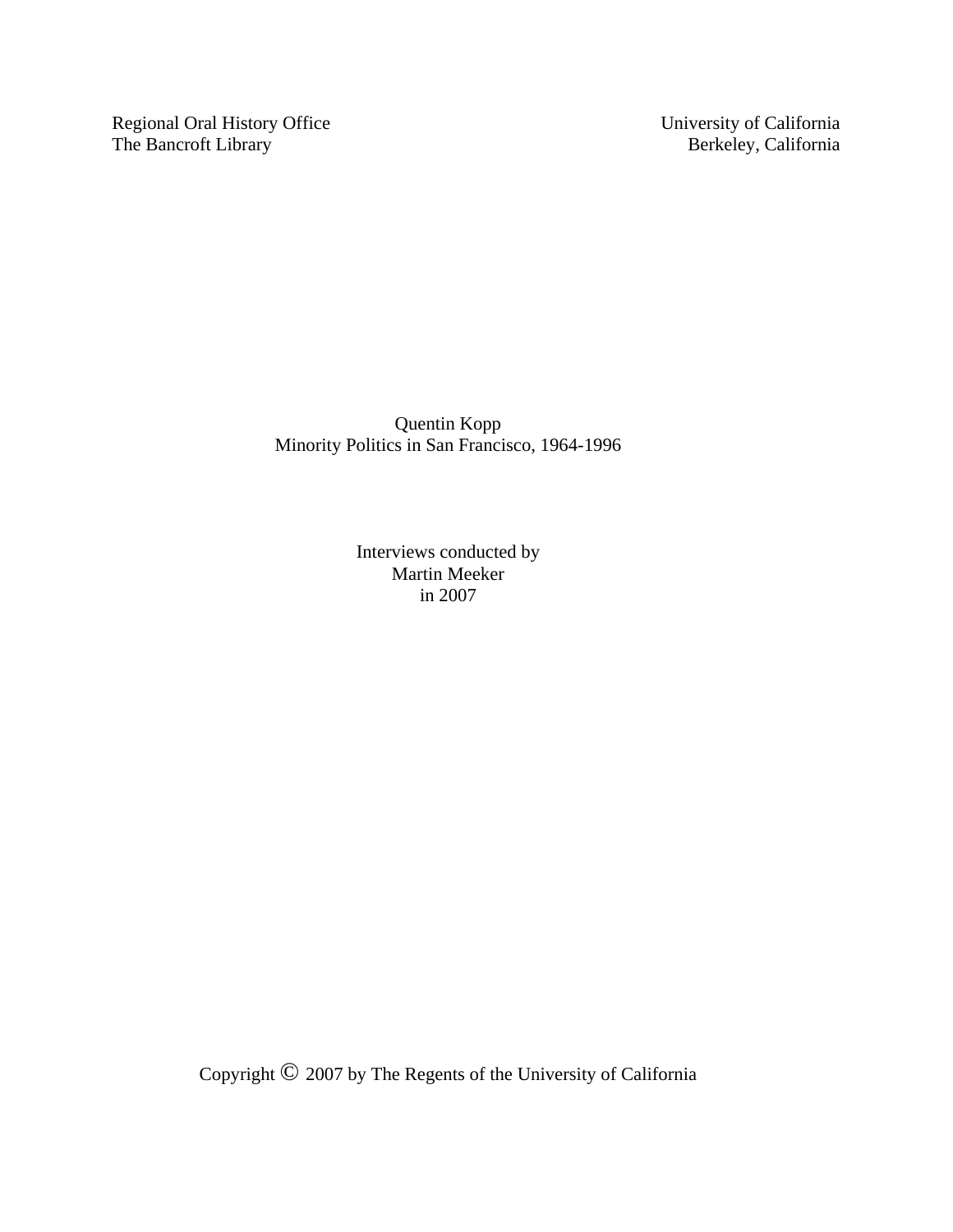Regional Oral History Office
The Bancroft Library

University of California
Berkeley, California

Quentin Kopp
Minority Politics in San Francisco, 1964-1996

Interviews conducted by
Martin Meeker
in 2007

Copyright © 2007 by The Regents of the University of California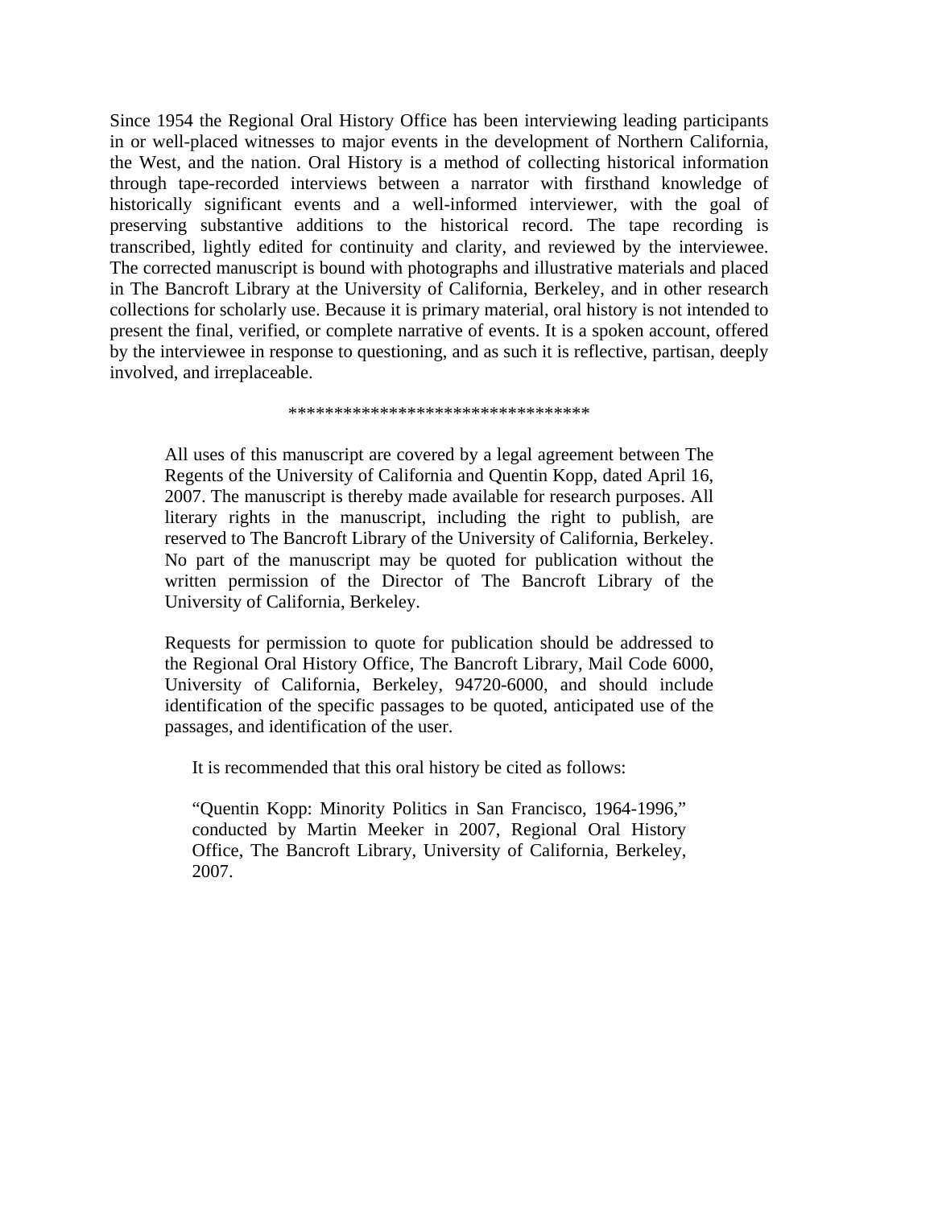Since 1954 the Regional Oral History Office has been interviewing leading participants in or well-placed witnesses to major events in the development of Northern California, the West, and the nation. Oral History is a method of collecting historical information through tape-recorded interviews between a narrator with firsthand knowledge of historically significant events and a well-informed interviewer, with the goal of preserving substantive additions to the historical record. The tape recording is transcribed, lightly edited for continuity and clarity, and reviewed by the interviewee. The corrected manuscript is bound with photographs and illustrative materials and placed in The Bancroft Library at the University of California, Berkeley, and in other research collections for scholarly use. Because it is primary material, oral history is not intended to present the final, verified, or complete narrative of events. It is a spoken account, offered by the interviewee in response to questioning, and as such it is reflective, partisan, deeply involved, and irreplaceable.

*********************************

All uses of this manuscript are covered by a legal agreement between The Regents of the University of California and Quentin Kopp, dated April 16, 2007. The manuscript is thereby made available for research purposes. All literary rights in the manuscript, including the right to publish, are reserved to The Bancroft Library of the University of California, Berkeley. No part of the manuscript may be quoted for publication without the written permission of the Director of The Bancroft Library of the University of California, Berkeley.

Requests for permission to quote for publication should be addressed to the Regional Oral History Office, The Bancroft Library, Mail Code 6000, University of California, Berkeley, 94720-6000, and should include identification of the specific passages to be quoted, anticipated use of the passages, and identification of the user.

It is recommended that this oral history be cited as follows:

"Quentin Kopp: Minority Politics in San Francisco, 1964-1996," conducted by Martin Meeker in 2007, Regional Oral History Office, The Bancroft Library, University of California, Berkeley, 2007.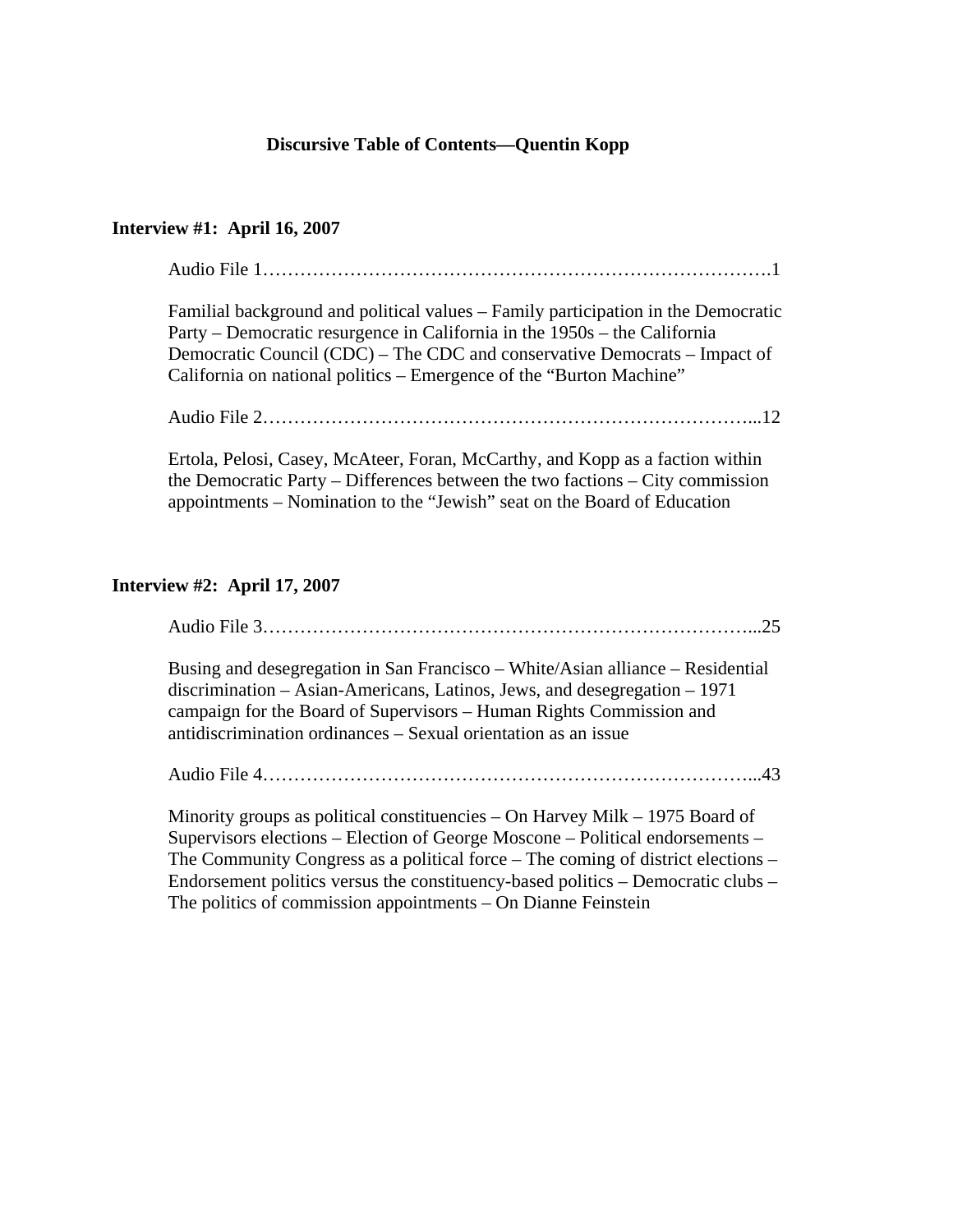# Discursive Table of Contents—Quentin Kopp

## Interview #1: April 16, 2007

Audio File 1……………………………………………………………………….1

Familial background and political values – Family participation in the Democratic Party – Democratic resurgence in California in the 1950s – the California Democratic Council (CDC) – The CDC and conservative Democrats – Impact of California on national politics – Emergence of the "Burton Machine"

Audio File 2……………………………………………………………………...12

Ertola, Pelosi, Casey, McAteer, Foran, McCarthy, and Kopp as a faction within the Democratic Party – Differences between the two factions – City commission appointments – Nomination to the "Jewish" seat on the Board of Education

## Interview #2: April 17, 2007

Audio File 3……………………………………………………………………...25

Busing and desegregation in San Francisco – White/Asian alliance – Residential discrimination – Asian-Americans, Latinos, Jews, and desegregation – 1971 campaign for the Board of Supervisors – Human Rights Commission and antidiscrimination ordinances – Sexual orientation as an issue

Audio File 4……………………………………………………………………...43

Minority groups as political constituencies – On Harvey Milk – 1975 Board of Supervisors elections – Election of George Moscone – Political endorsements – The Community Congress as a political force – The coming of district elections – Endorsement politics versus the constituency-based politics – Democratic clubs – The politics of commission appointments – On Dianne Feinstein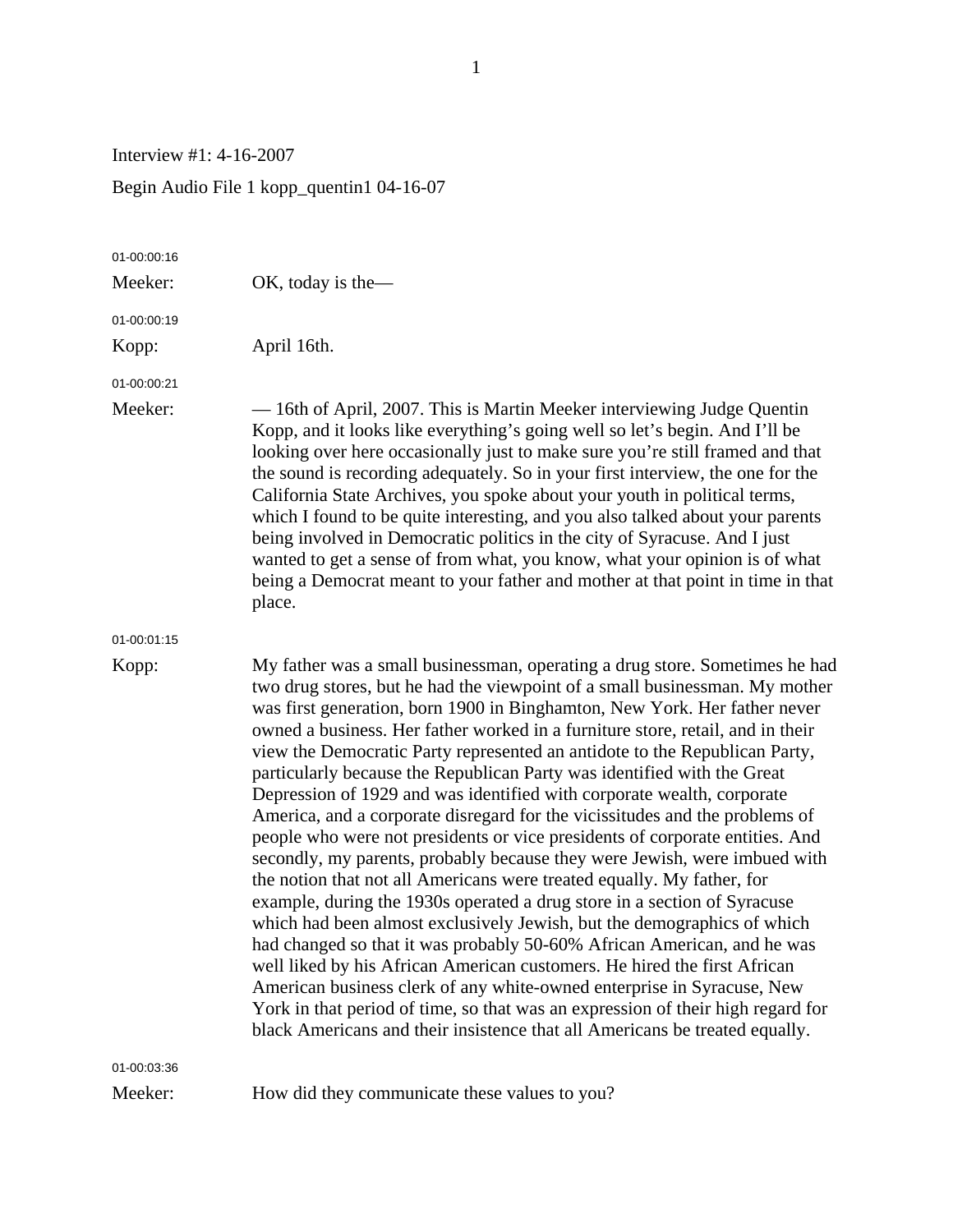Interview #1: 4-16-2007

Begin Audio File 1 kopp_quentin1 04-16-07

01-00:00:16

Meeker: OK, today is the—

01-00:00:19

Kopp: April 16th.

01-00:00:21

Meeker: — 16th of April, 2007. This is Martin Meeker interviewing Judge Quentin Kopp, and it looks like everything's going well so let's begin. And I'll be looking over here occasionally just to make sure you're still framed and that the sound is recording adequately. So in your first interview, the one for the California State Archives, you spoke about your youth in political terms, which I found to be quite interesting, and you also talked about your parents being involved in Democratic politics in the city of Syracuse. And I just wanted to get a sense of from what, you know, what your opinion is of what being a Democrat meant to your father and mother at that point in time in that place.

01-00:01:15

Kopp: My father was a small businessman, operating a drug store. Sometimes he had two drug stores, but he had the viewpoint of a small businessman. My mother was first generation, born 1900 in Binghamton, New York. Her father never owned a business. Her father worked in a furniture store, retail, and in their view the Democratic Party represented an antidote to the Republican Party, particularly because the Republican Party was identified with the Great Depression of 1929 and was identified with corporate wealth, corporate America, and a corporate disregard for the vicissitudes and the problems of people who were not presidents or vice presidents of corporate entities. And secondly, my parents, probably because they were Jewish, were imbued with the notion that not all Americans were treated equally. My father, for example, during the 1930s operated a drug store in a section of Syracuse which had been almost exclusively Jewish, but the demographics of which had changed so that it was probably 50-60% African American, and he was well liked by his African American customers. He hired the first African American business clerk of any white-owned enterprise in Syracuse, New York in that period of time, so that was an expression of their high regard for black Americans and their insistence that all Americans be treated equally.

01-00:03:36

Meeker: How did they communicate these values to you?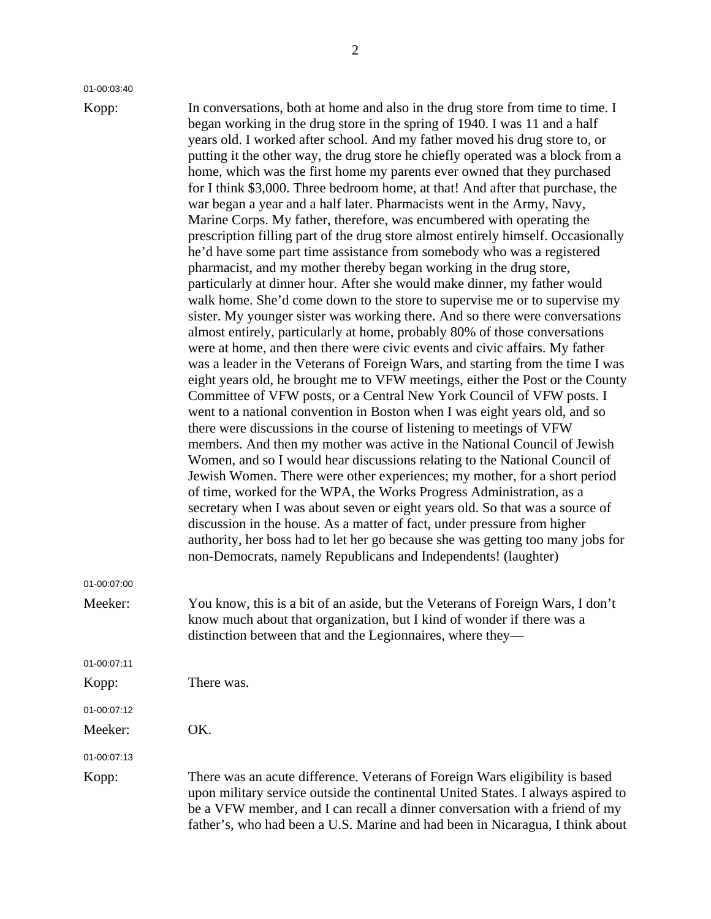01-00:03:40

Kopp: In conversations, both at home and also in the drug store from time to time. I began working in the drug store in the spring of 1940. I was 11 and a half years old. I worked after school. And my father moved his drug store to, or putting it the other way, the drug store he chiefly operated was a block from a home, which was the first home my parents ever owned that they purchased for I think $3,000. Three bedroom home, at that! And after that purchase, the war began a year and a half later. Pharmacists went in the Army, Navy, Marine Corps. My father, therefore, was encumbered with operating the prescription filling part of the drug store almost entirely himself. Occasionally he'd have some part time assistance from somebody who was a registered pharmacist, and my mother thereby began working in the drug store, particularly at dinner hour. After she would make dinner, my father would walk home. She'd come down to the store to supervise me or to supervise my sister. My younger sister was working there. And so there were conversations almost entirely, particularly at home, probably 80% of those conversations were at home, and then there were civic events and civic affairs. My father was a leader in the Veterans of Foreign Wars, and starting from the time I was eight years old, he brought me to VFW meetings, either the Post or the County Committee of VFW posts, or a Central New York Council of VFW posts. I went to a national convention in Boston when I was eight years old, and so there were discussions in the course of listening to meetings of VFW members. And then my mother was active in the National Council of Jewish Women, and so I would hear discussions relating to the National Council of Jewish Women. There were other experiences; my mother, for a short period of time, worked for the WPA, the Works Progress Administration, as a secretary when I was about seven or eight years old. So that was a source of discussion in the house. As a matter of fact, under pressure from higher authority, her boss had to let her go because she was getting too many jobs for non-Democrats, namely Republicans and Independents! (laughter)

01-00:07:00

Meeker: You know, this is a bit of an aside, but the Veterans of Foreign Wars, I don't know much about that organization, but I kind of wonder if there was a distinction between that and the Legionnaires, where they—

01-00:07:11

Kopp: There was.

01-00:07:12

Meeker: OK.

01-00:07:13

Kopp: There was an acute difference. Veterans of Foreign Wars eligibility is based upon military service outside the continental United States. I always aspired to be a VFW member, and I can recall a dinner conversation with a friend of my father's, who had been a U.S. Marine and had been in Nicaragua, I think about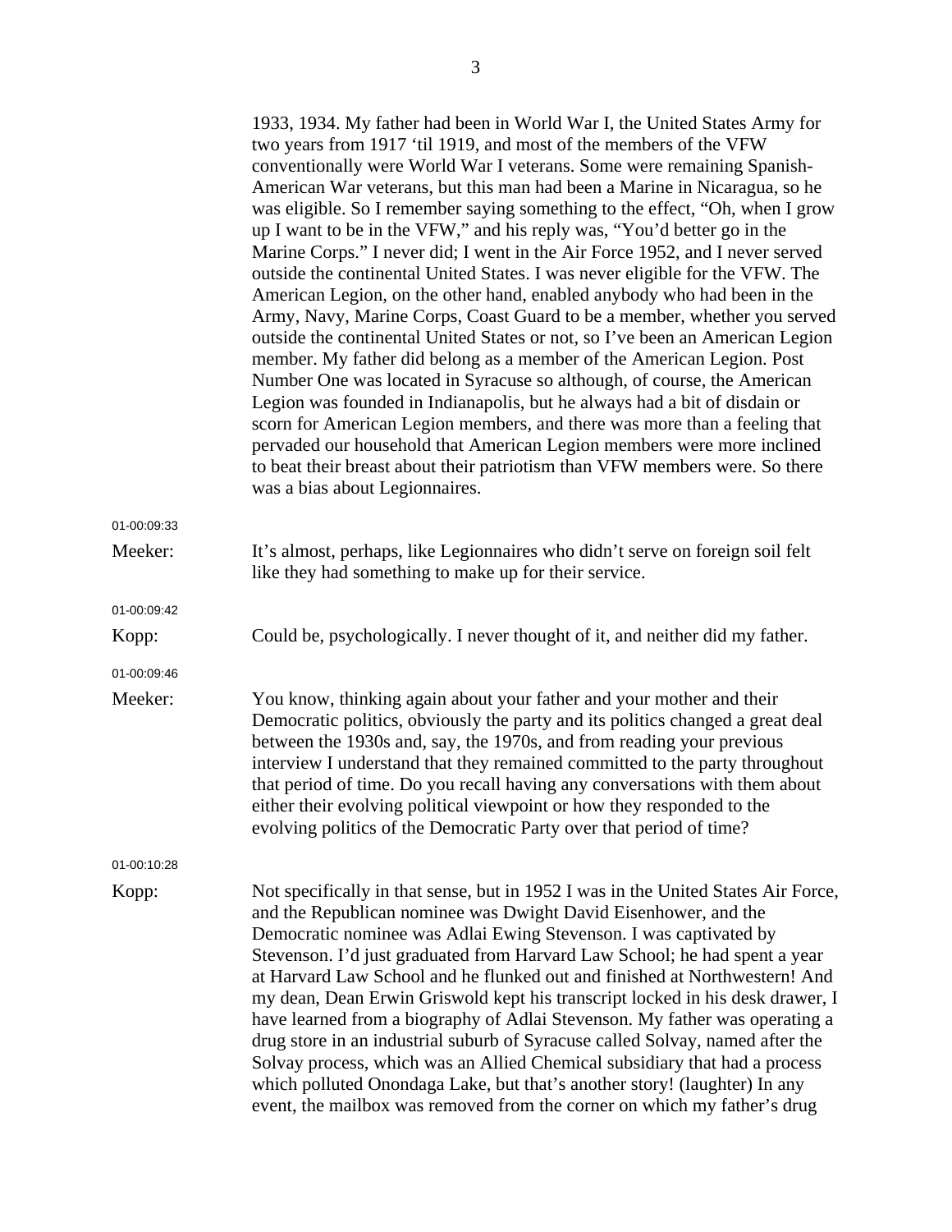1933, 1934. My father had been in World War I, the United States Army for two years from 1917 'til 1919, and most of the members of the VFW conventionally were World War I veterans. Some were remaining Spanish-American War veterans, but this man had been a Marine in Nicaragua, so he was eligible. So I remember saying something to the effect, "Oh, when I grow up I want to be in the VFW," and his reply was, "You'd better go in the Marine Corps." I never did; I went in the Air Force 1952, and I never served outside the continental United States. I was never eligible for the VFW. The American Legion, on the other hand, enabled anybody who had been in the Army, Navy, Marine Corps, Coast Guard to be a member, whether you served outside the continental United States or not, so I've been an American Legion member. My father did belong as a member of the American Legion. Post Number One was located in Syracuse so although, of course, the American Legion was founded in Indianapolis, but he always had a bit of disdain or scorn for American Legion members, and there was more than a feeling that pervaded our household that American Legion members were more inclined to beat their breast about their patriotism than VFW members were. So there was a bias about Legionnaires.

01-00:09:33

Meeker: It's almost, perhaps, like Legionnaires who didn't serve on foreign soil felt like they had something to make up for their service.

01-00:09:42

Kopp: Could be, psychologically. I never thought of it, and neither did my father.

01-00:09:46

Meeker: You know, thinking again about your father and your mother and their Democratic politics, obviously the party and its politics changed a great deal between the 1930s and, say, the 1970s, and from reading your previous interview I understand that they remained committed to the party throughout that period of time. Do you recall having any conversations with them about either their evolving political viewpoint or how they responded to the evolving politics of the Democratic Party over that period of time?

01-00:10:28

Kopp: Not specifically in that sense, but in 1952 I was in the United States Air Force, and the Republican nominee was Dwight David Eisenhower, and the Democratic nominee was Adlai Ewing Stevenson. I was captivated by Stevenson. I'd just graduated from Harvard Law School; he had spent a year at Harvard Law School and he flunked out and finished at Northwestern! And my dean, Dean Erwin Griswold kept his transcript locked in his desk drawer, I have learned from a biography of Adlai Stevenson. My father was operating a drug store in an industrial suburb of Syracuse called Solvay, named after the Solvay process, which was an Allied Chemical subsidiary that had a process which polluted Onondaga Lake, but that's another story! (laughter) In any event, the mailbox was removed from the corner on which my father's drug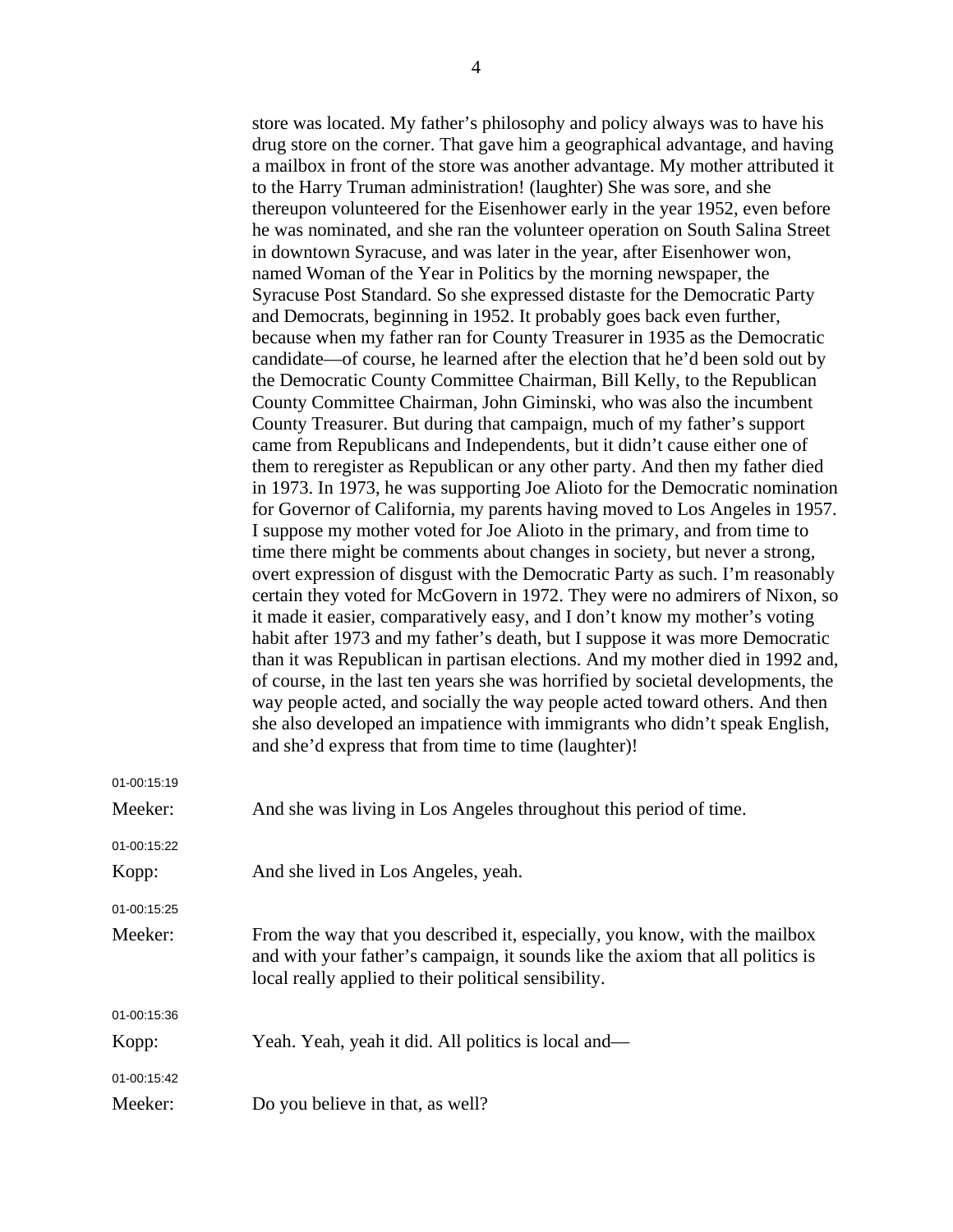store was located. My father's philosophy and policy always was to have his drug store on the corner. That gave him a geographical advantage, and having a mailbox in front of the store was another advantage. My mother attributed it to the Harry Truman administration! (laughter) She was sore, and she thereupon volunteered for the Eisenhower early in the year 1952, even before he was nominated, and she ran the volunteer operation on South Salina Street in downtown Syracuse, and was later in the year, after Eisenhower won, named Woman of the Year in Politics by the morning newspaper, the Syracuse Post Standard. So she expressed distaste for the Democratic Party and Democrats, beginning in 1952. It probably goes back even further, because when my father ran for County Treasurer in 1935 as the Democratic candidate—of course, he learned after the election that he'd been sold out by the Democratic County Committee Chairman, Bill Kelly, to the Republican County Committee Chairman, John Giminski, who was also the incumbent County Treasurer. But during that campaign, much of my father's support came from Republicans and Independents, but it didn't cause either one of them to reregister as Republican or any other party. And then my father died in 1973. In 1973, he was supporting Joe Alioto for the Democratic nomination for Governor of California, my parents having moved to Los Angeles in 1957. I suppose my mother voted for Joe Alioto in the primary, and from time to time there might be comments about changes in society, but never a strong, overt expression of disgust with the Democratic Party as such. I'm reasonably certain they voted for McGovern in 1972. They were no admirers of Nixon, so it made it easier, comparatively easy, and I don't know my mother's voting habit after 1973 and my father's death, but I suppose it was more Democratic than it was Republican in partisan elections. And my mother died in 1992 and, of course, in the last ten years she was horrified by societal developments, the way people acted, and socially the way people acted toward others. And then she also developed an impatience with immigrants who didn't speak English, and she'd express that from time to time (laughter)!

01-00:15:19

Meeker: And she was living in Los Angeles throughout this period of time.

01-00:15:22

Kopp: And she lived in Los Angeles, yeah.

01-00:15:25

Meeker: From the way that you described it, especially, you know, with the mailbox and with your father's campaign, it sounds like the axiom that all politics is local really applied to their political sensibility.

01-00:15:36

Kopp: Yeah. Yeah, yeah it did. All politics is local and—

01-00:15:42

Meeker: Do you believe in that, as well?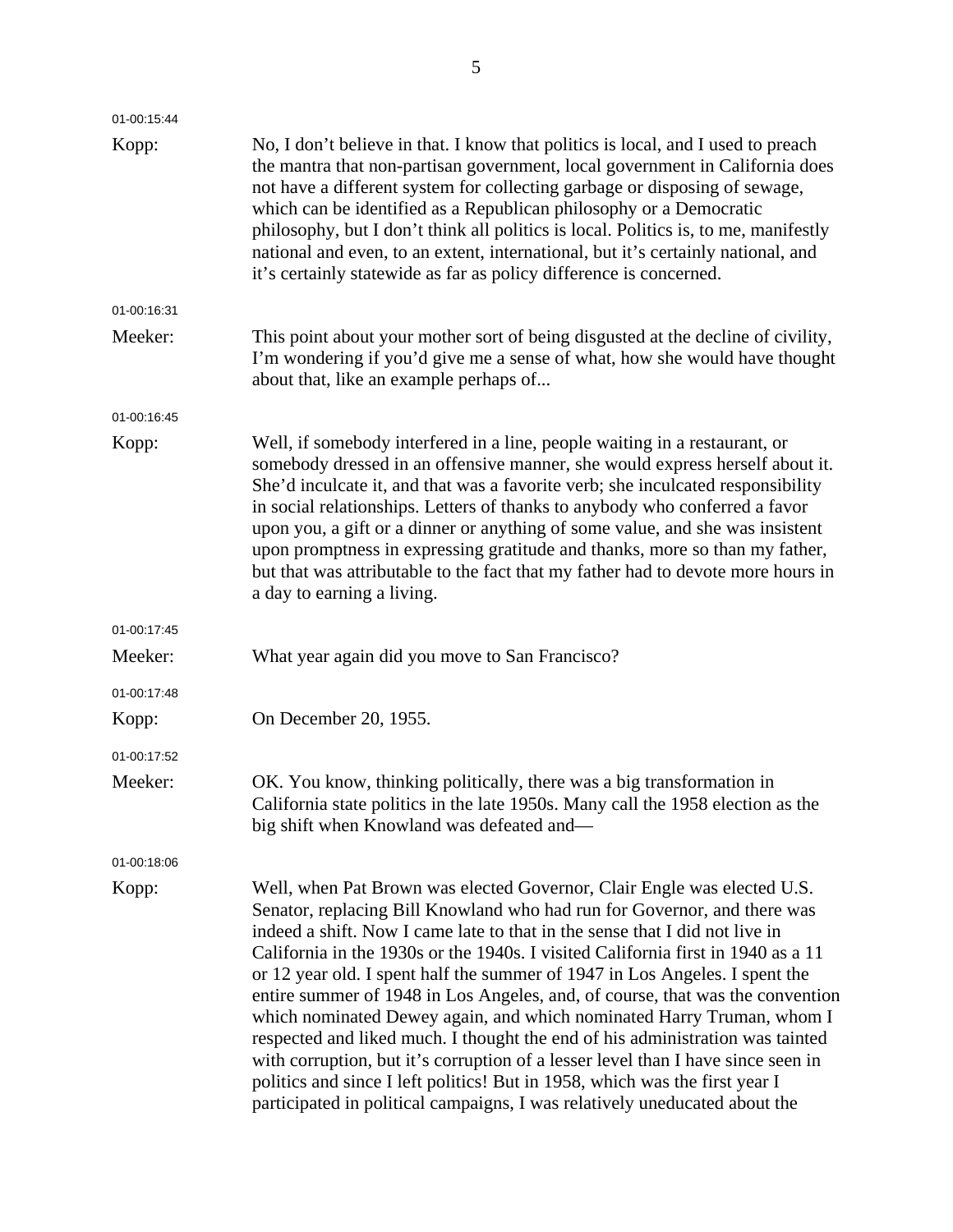01-00:15:44

Kopp: No, I don't believe in that. I know that politics is local, and I used to preach the mantra that non-partisan government, local government in California does not have a different system for collecting garbage or disposing of sewage, which can be identified as a Republican philosophy or a Democratic philosophy, but I don't think all politics is local. Politics is, to me, manifestly national and even, to an extent, international, but it's certainly national, and it's certainly statewide as far as policy difference is concerned.

01-00:16:31

Meeker: This point about your mother sort of being disgusted at the decline of civility, I'm wondering if you'd give me a sense of what, how she would have thought about that, like an example perhaps of...

01-00:16:45

Kopp: Well, if somebody interfered in a line, people waiting in a restaurant, or somebody dressed in an offensive manner, she would express herself about it. She'd inculcate it, and that was a favorite verb; she inculcated responsibility in social relationships. Letters of thanks to anybody who conferred a favor upon you, a gift or a dinner or anything of some value, and she was insistent upon promptness in expressing gratitude and thanks, more so than my father, but that was attributable to the fact that my father had to devote more hours in a day to earning a living.

01-00:17:45

Meeker: What year again did you move to San Francisco?

01-00:17:48

Kopp: On December 20, 1955.

01-00:17:52

Meeker: OK. You know, thinking politically, there was a big transformation in California state politics in the late 1950s. Many call the 1958 election as the big shift when Knowland was defeated and—

01-00:18:06

Kopp: Well, when Pat Brown was elected Governor, Clair Engle was elected U.S. Senator, replacing Bill Knowland who had run for Governor, and there was indeed a shift. Now I came late to that in the sense that I did not live in California in the 1930s or the 1940s. I visited California first in 1940 as a 11 or 12 year old. I spent half the summer of 1947 in Los Angeles. I spent the entire summer of 1948 in Los Angeles, and, of course, that was the convention which nominated Dewey again, and which nominated Harry Truman, whom I respected and liked much. I thought the end of his administration was tainted with corruption, but it's corruption of a lesser level than I have since seen in politics and since I left politics! But in 1958, which was the first year I participated in political campaigns, I was relatively uneducated about the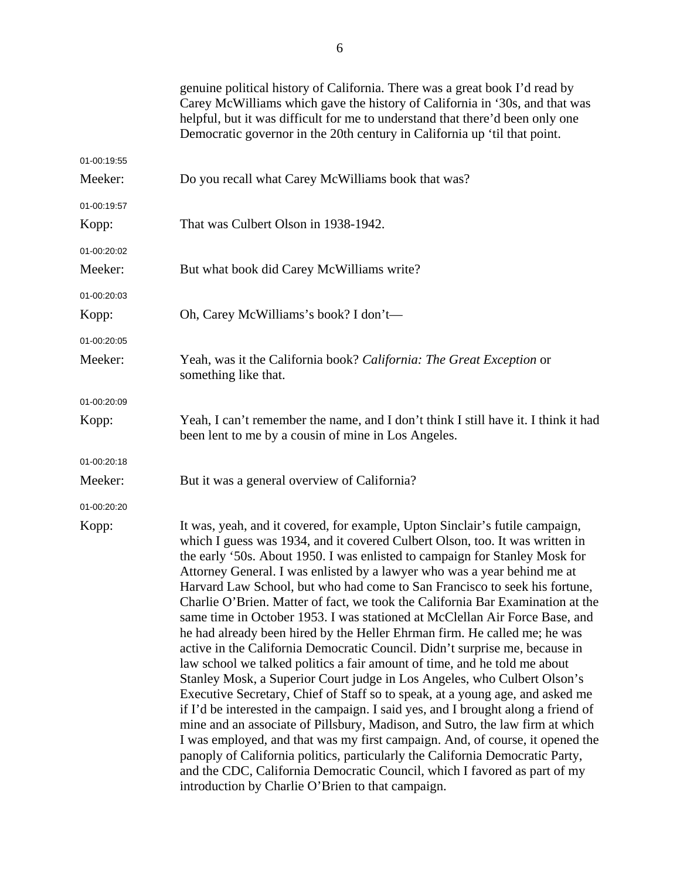genuine political history of California. There was a great book I'd read by Carey McWilliams which gave the history of California in '30s, and that was helpful, but it was difficult for me to understand that there'd been only one Democratic governor in the 20th century in California up 'til that point.

01-00:19:55

Meeker: Do you recall what Carey McWilliams book that was?

01-00:19:57

Kopp: That was Culbert Olson in 1938-1942.

01-00:20:02

Meeker: But what book did Carey McWilliams write?

01-00:20:03

Kopp: Oh, Carey McWilliams's book? I don't—

01-00:20:05

Meeker: Yeah, was it the California book? *California: The Great Exception* or something like that.

01-00:20:09

Kopp: Yeah, I can't remember the name, and I don't think I still have it. I think it had been lent to me by a cousin of mine in Los Angeles.

01-00:20:18

Meeker: But it was a general overview of California?

01-00:20:20

Kopp: It was, yeah, and it covered, for example, Upton Sinclair's futile campaign, which I guess was 1934, and it covered Culbert Olson, too. It was written in the early '50s. About 1950. I was enlisted to campaign for Stanley Mosk for Attorney General. I was enlisted by a lawyer who was a year behind me at Harvard Law School, but who had come to San Francisco to seek his fortune, Charlie O'Brien. Matter of fact, we took the California Bar Examination at the same time in October 1953. I was stationed at McClellan Air Force Base, and he had already been hired by the Heller Ehrman firm. He called me; he was active in the California Democratic Council. Didn't surprise me, because in law school we talked politics a fair amount of time, and he told me about Stanley Mosk, a Superior Court judge in Los Angeles, who Culbert Olson's Executive Secretary, Chief of Staff so to speak, at a young age, and asked me if I'd be interested in the campaign. I said yes, and I brought along a friend of mine and an associate of Pillsbury, Madison, and Sutro, the law firm at which I was employed, and that was my first campaign. And, of course, it opened the panoply of California politics, particularly the California Democratic Party, and the CDC, California Democratic Council, which I favored as part of my introduction by Charlie O'Brien to that campaign.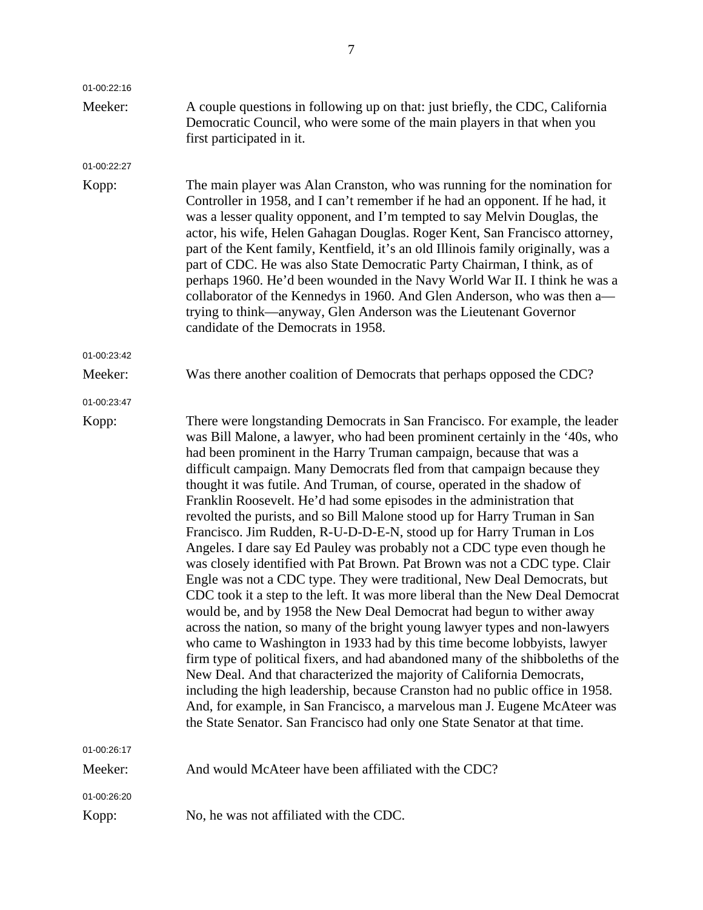01-00:22:16

Meeker: A couple questions in following up on that: just briefly, the CDC, California Democratic Council, who were some of the main players in that when you first participated in it.

01-00:22:27

Kopp: The main player was Alan Cranston, who was running for the nomination for Controller in 1958, and I can't remember if he had an opponent. If he had, it was a lesser quality opponent, and I'm tempted to say Melvin Douglas, the actor, his wife, Helen Gahagan Douglas. Roger Kent, San Francisco attorney, part of the Kent family, Kentfield, it's an old Illinois family originally, was a part of CDC. He was also State Democratic Party Chairman, I think, as of perhaps 1960. He'd been wounded in the Navy World War II. I think he was a collaborator of the Kennedys in 1960. And Glen Anderson, who was then a—trying to think—anyway, Glen Anderson was the Lieutenant Governor candidate of the Democrats in 1958.

01-00:23:42

Meeker: Was there another coalition of Democrats that perhaps opposed the CDC?

01-00:23:47

Kopp: There were longstanding Democrats in San Francisco. For example, the leader was Bill Malone, a lawyer, who had been prominent certainly in the '40s, who had been prominent in the Harry Truman campaign, because that was a difficult campaign. Many Democrats fled from that campaign because they thought it was futile. And Truman, of course, operated in the shadow of Franklin Roosevelt. He'd had some episodes in the administration that revolted the purists, and so Bill Malone stood up for Harry Truman in San Francisco. Jim Rudden, R-U-D-D-E-N, stood up for Harry Truman in Los Angeles. I dare say Ed Pauley was probably not a CDC type even though he was closely identified with Pat Brown. Pat Brown was not a CDC type. Clair Engle was not a CDC type. They were traditional, New Deal Democrats, but CDC took it a step to the left. It was more liberal than the New Deal Democrat would be, and by 1958 the New Deal Democrat had begun to wither away across the nation, so many of the bright young lawyer types and non-lawyers who came to Washington in 1933 had by this time become lobbyists, lawyer firm type of political fixers, and had abandoned many of the shibboleths of the New Deal. And that characterized the majority of California Democrats, including the high leadership, because Cranston had no public office in 1958. And, for example, in San Francisco, a marvelous man J. Eugene McAteer was the State Senator. San Francisco had only one State Senator at that time.

01-00:26:17

Meeker: And would McAteer have been affiliated with the CDC?

01-00:26:20

Kopp: No, he was not affiliated with the CDC.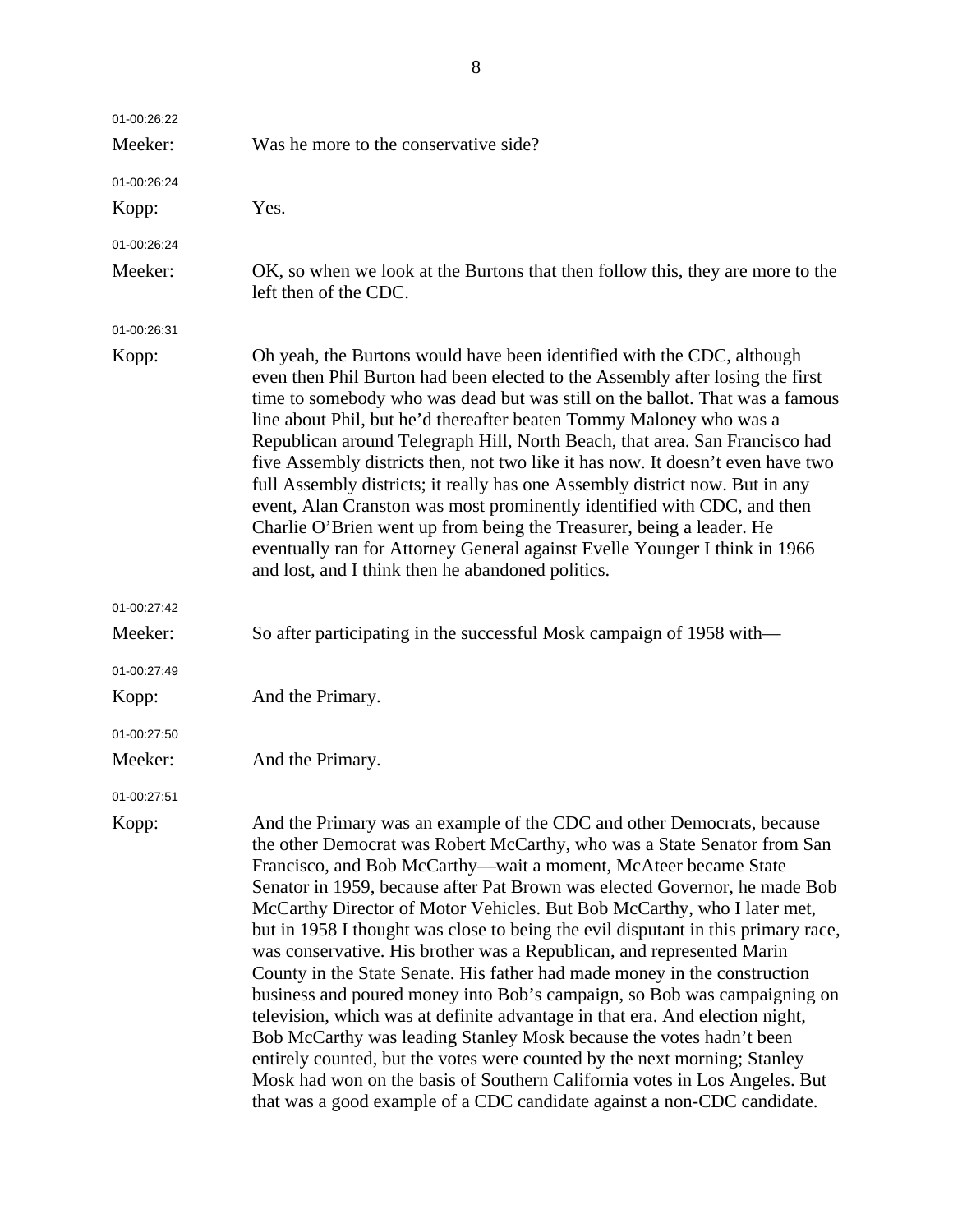01-00:26:22

Meeker: Was he more to the conservative side?

01-00:26:24

Kopp: Yes.

01-00:26:24

Meeker: OK, so when we look at the Burtons that then follow this, they are more to the left then of the CDC.

01-00:26:31

Kopp: Oh yeah, the Burtons would have been identified with the CDC, although even then Phil Burton had been elected to the Assembly after losing the first time to somebody who was dead but was still on the ballot. That was a famous line about Phil, but he'd thereafter beaten Tommy Maloney who was a Republican around Telegraph Hill, North Beach, that area. San Francisco had five Assembly districts then, not two like it has now. It doesn't even have two full Assembly districts; it really has one Assembly district now. But in any event, Alan Cranston was most prominently identified with CDC, and then Charlie O'Brien went up from being the Treasurer, being a leader. He eventually ran for Attorney General against Evelle Younger I think in 1966 and lost, and I think then he abandoned politics.

01-00:27:42

Meeker: So after participating in the successful Mosk campaign of 1958 with—

01-00:27:49

Kopp: And the Primary.

01-00:27:50

Meeker: And the Primary.

01-00:27:51

Kopp: And the Primary was an example of the CDC and other Democrats, because the other Democrat was Robert McCarthy, who was a State Senator from San Francisco, and Bob McCarthy—wait a moment, McAteer became State Senator in 1959, because after Pat Brown was elected Governor, he made Bob McCarthy Director of Motor Vehicles. But Bob McCarthy, who I later met, but in 1958 I thought was close to being the evil disputant in this primary race, was conservative. His brother was a Republican, and represented Marin County in the State Senate. His father had made money in the construction business and poured money into Bob's campaign, so Bob was campaigning on television, which was at definite advantage in that era. And election night, Bob McCarthy was leading Stanley Mosk because the votes hadn't been entirely counted, but the votes were counted by the next morning; Stanley Mosk had won on the basis of Southern California votes in Los Angeles. But that was a good example of a CDC candidate against a non-CDC candidate.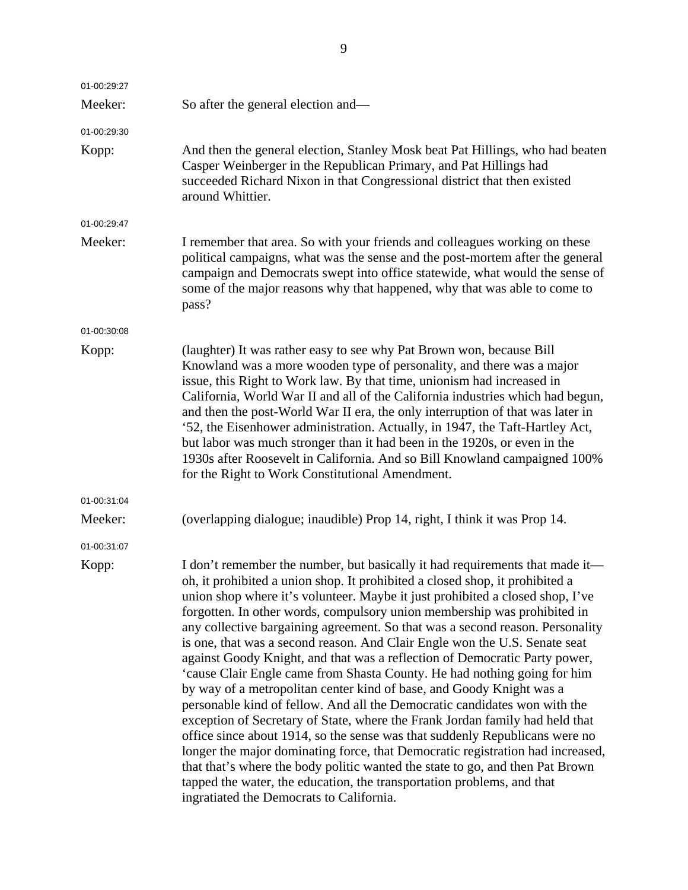01-00:29:27

Meeker: So after the general election and—

01-00:29:30

Kopp: And then the general election, Stanley Mosk beat Pat Hillings, who had beaten Casper Weinberger in the Republican Primary, and Pat Hillings had succeeded Richard Nixon in that Congressional district that then existed around Whittier.

01-00:29:47

Meeker: I remember that area. So with your friends and colleagues working on these political campaigns, what was the sense and the post-mortem after the general campaign and Democrats swept into office statewide, what would the sense of some of the major reasons why that happened, why that was able to come to pass?

01-00:30:08

Kopp: (laughter) It was rather easy to see why Pat Brown won, because Bill Knowland was a more wooden type of personality, and there was a major issue, this Right to Work law. By that time, unionism had increased in California, World War II and all of the California industries which had begun, and then the post-World War II era, the only interruption of that was later in '52, the Eisenhower administration. Actually, in 1947, the Taft-Hartley Act, but labor was much stronger than it had been in the 1920s, or even in the 1930s after Roosevelt in California. And so Bill Knowland campaigned 100% for the Right to Work Constitutional Amendment.

01-00:31:04

Meeker: (overlapping dialogue; inaudible) Prop 14, right, I think it was Prop 14.

01-00:31:07

Kopp: I don't remember the number, but basically it had requirements that made it—oh, it prohibited a union shop. It prohibited a closed shop, it prohibited a union shop where it's volunteer. Maybe it just prohibited a closed shop, I've forgotten. In other words, compulsory union membership was prohibited in any collective bargaining agreement. So that was a second reason. Personality is one, that was a second reason. And Clair Engle won the U.S. Senate seat against Goody Knight, and that was a reflection of Democratic Party power, 'cause Clair Engle came from Shasta County. He had nothing going for him by way of a metropolitan center kind of base, and Goody Knight was a personable kind of fellow. And all the Democratic candidates won with the exception of Secretary of State, where the Frank Jordan family had held that office since about 1914, so the sense was that suddenly Republicans were no longer the major dominating force, that Democratic registration had increased, that that's where the body politic wanted the state to go, and then Pat Brown tapped the water, the education, the transportation problems, and that ingratiated the Democrats to California.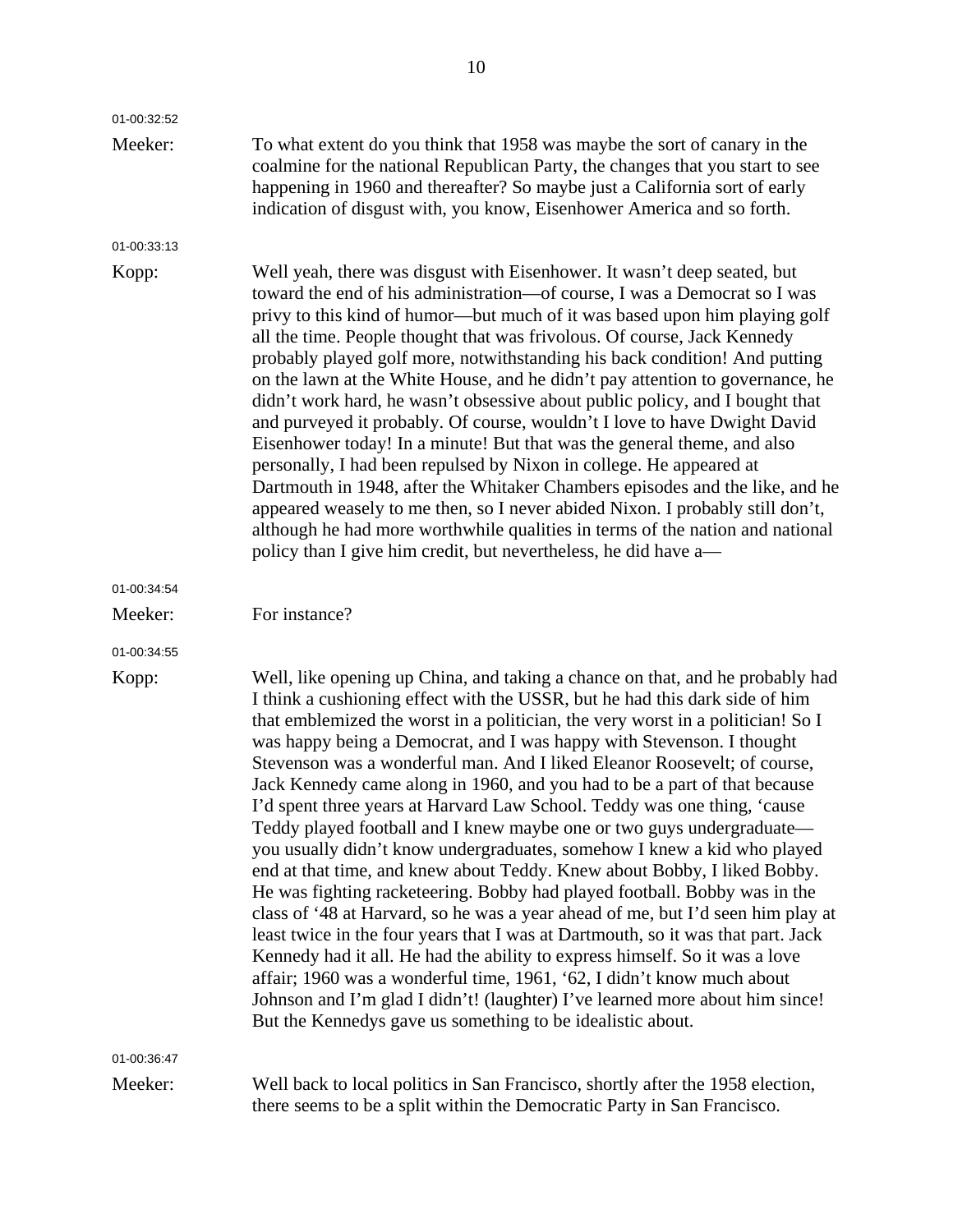01-00:32:52

Meeker: To what extent do you think that 1958 was maybe the sort of canary in the coalmine for the national Republican Party, the changes that you start to see happening in 1960 and thereafter? So maybe just a California sort of early indication of disgust with, you know, Eisenhower America and so forth.

01-00:33:13

Kopp: Well yeah, there was disgust with Eisenhower. It wasn't deep seated, but toward the end of his administration—of course, I was a Democrat so I was privy to this kind of humor—but much of it was based upon him playing golf all the time. People thought that was frivolous. Of course, Jack Kennedy probably played golf more, notwithstanding his back condition! And putting on the lawn at the White House, and he didn't pay attention to governance, he didn't work hard, he wasn't obsessive about public policy, and I bought that and purveyed it probably. Of course, wouldn't I love to have Dwight David Eisenhower today! In a minute! But that was the general theme, and also personally, I had been repulsed by Nixon in college. He appeared at Dartmouth in 1948, after the Whitaker Chambers episodes and the like, and he appeared weasely to me then, so I never abided Nixon. I probably still don't, although he had more worthwhile qualities in terms of the nation and national policy than I give him credit, but nevertheless, he did have a—

01-00:34:54

Meeker: For instance?

01-00:34:55

Kopp: Well, like opening up China, and taking a chance on that, and he probably had I think a cushioning effect with the USSR, but he had this dark side of him that emblemized the worst in a politician, the very worst in a politician! So I was happy being a Democrat, and I was happy with Stevenson. I thought Stevenson was a wonderful man. And I liked Eleanor Roosevelt; of course, Jack Kennedy came along in 1960, and you had to be a part of that because I'd spent three years at Harvard Law School. Teddy was one thing, 'cause Teddy played football and I knew maybe one or two guys undergraduate—you usually didn't know undergraduates, somehow I knew a kid who played end at that time, and knew about Teddy. Knew about Bobby, I liked Bobby. He was fighting racketeering. Bobby had played football. Bobby was in the class of '48 at Harvard, so he was a year ahead of me, but I'd seen him play at least twice in the four years that I was at Dartmouth, so it was that part. Jack Kennedy had it all. He had the ability to express himself. So it was a love affair; 1960 was a wonderful time, 1961, '62, I didn't know much about Johnson and I'm glad I didn't! (laughter) I've learned more about him since! But the Kennedys gave us something to be idealistic about.

01-00:36:47

Meeker: Well back to local politics in San Francisco, shortly after the 1958 election, there seems to be a split within the Democratic Party in San Francisco.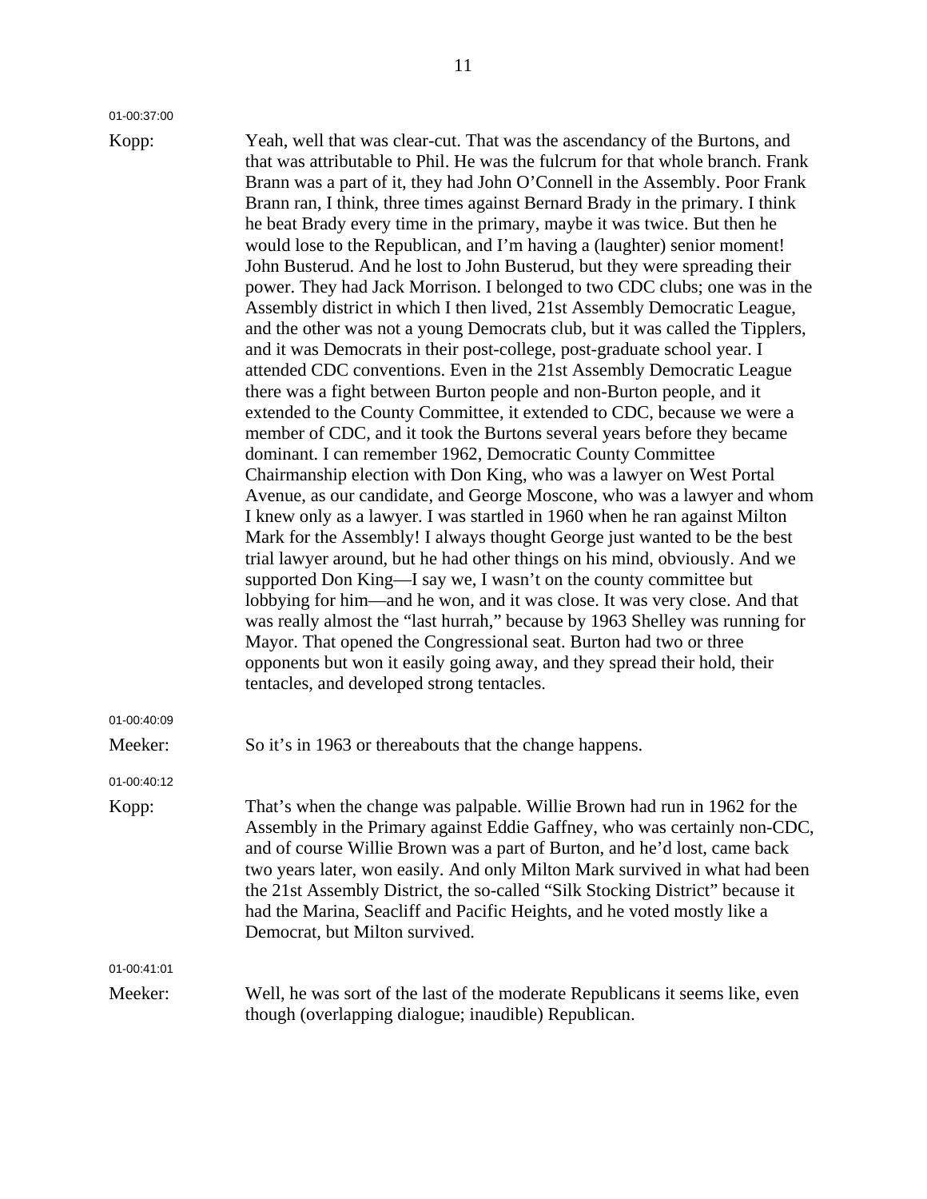01-00:37:00

Kopp: Yeah, well that was clear-cut. That was the ascendancy of the Burtons, and that was attributable to Phil. He was the fulcrum for that whole branch. Frank Brann was a part of it, they had John O'Connell in the Assembly. Poor Frank Brann ran, I think, three times against Bernard Brady in the primary. I think he beat Brady every time in the primary, maybe it was twice. But then he would lose to the Republican, and I'm having a (laughter) senior moment! John Busterud. And he lost to John Busterud, but they were spreading their power. They had Jack Morrison. I belonged to two CDC clubs; one was in the Assembly district in which I then lived, 21st Assembly Democratic League, and the other was not a young Democrats club, but it was called the Tipplers, and it was Democrats in their post-college, post-graduate school year. I attended CDC conventions. Even in the 21st Assembly Democratic League there was a fight between Burton people and non-Burton people, and it extended to the County Committee, it extended to CDC, because we were a member of CDC, and it took the Burtons several years before they became dominant. I can remember 1962, Democratic County Committee Chairmanship election with Don King, who was a lawyer on West Portal Avenue, as our candidate, and George Moscone, who was a lawyer and whom I knew only as a lawyer. I was startled in 1960 when he ran against Milton Mark for the Assembly! I always thought George just wanted to be the best trial lawyer around, but he had other things on his mind, obviously. And we supported Don King—I say we, I wasn't on the county committee but lobbying for him—and he won, and it was close. It was very close. And that was really almost the "last hurrah," because by 1963 Shelley was running for Mayor. That opened the Congressional seat. Burton had two or three opponents but won it easily going away, and they spread their hold, their tentacles, and developed strong tentacles.

01-00:40:09

Meeker: So it's in 1963 or thereabouts that the change happens.

01-00:40:12

Kopp: That's when the change was palpable. Willie Brown had run in 1962 for the Assembly in the Primary against Eddie Gaffney, who was certainly non-CDC, and of course Willie Brown was a part of Burton, and he'd lost, came back two years later, won easily. And only Milton Mark survived in what had been the 21st Assembly District, the so-called "Silk Stocking District" because it had the Marina, Seacliff and Pacific Heights, and he voted mostly like a Democrat, but Milton survived.

01-00:41:01

Meeker: Well, he was sort of the last of the moderate Republicans it seems like, even though (overlapping dialogue; inaudible) Republican.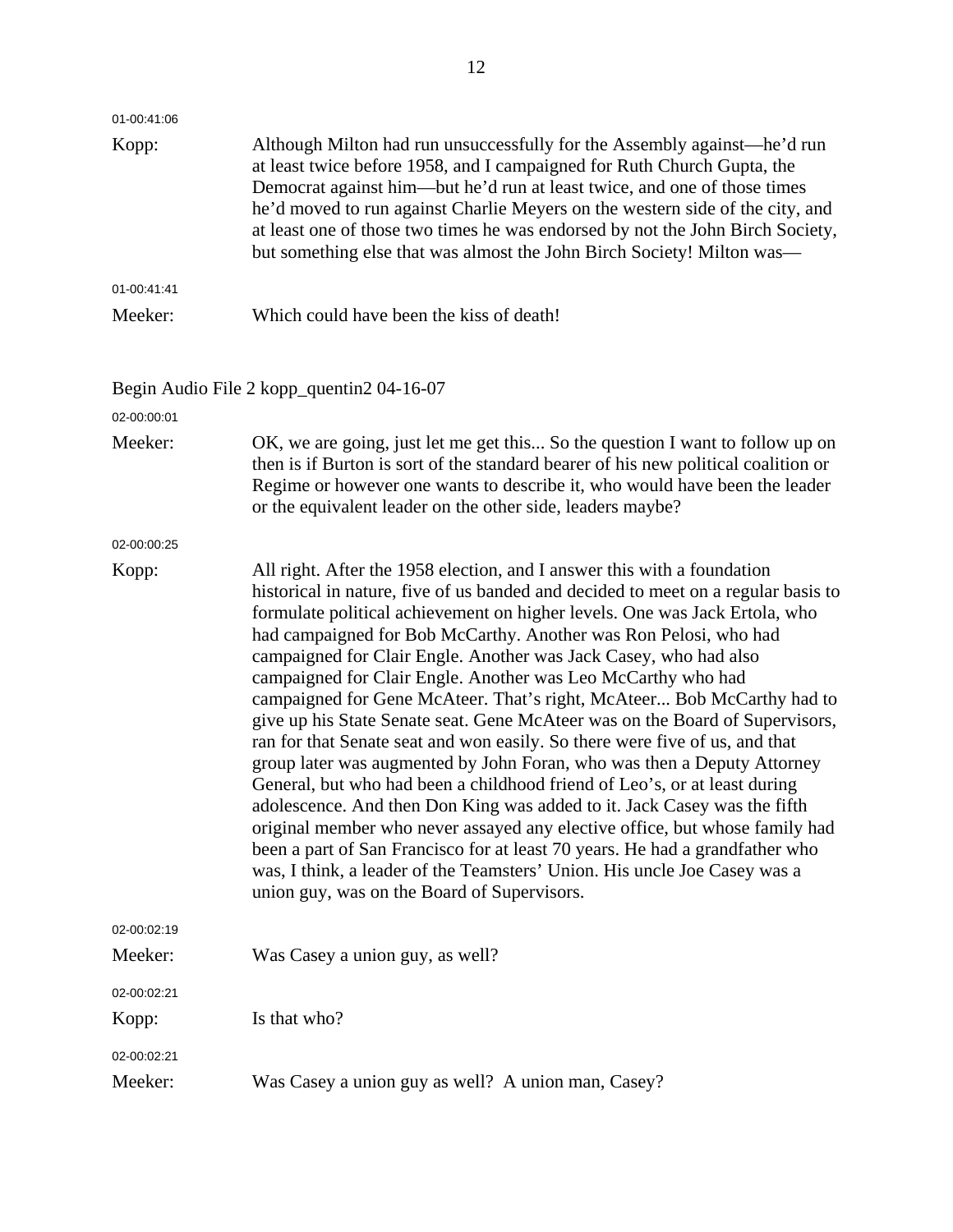01-00:41:06

Kopp: Although Milton had run unsuccessfully for the Assembly against—he'd run at least twice before 1958, and I campaigned for Ruth Church Gupta, the Democrat against him—but he'd run at least twice, and one of those times he'd moved to run against Charlie Meyers on the western side of the city, and at least one of those two times he was endorsed by not the John Birch Society, but something else that was almost the John Birch Society! Milton was—

01-00:41:41

Meeker: Which could have been the kiss of death!

Begin Audio File 2 kopp_quentin2 04-16-07

02-00:00:01

Meeker: OK, we are going, just let me get this... So the question I want to follow up on then is if Burton is sort of the standard bearer of his new political coalition or Regime or however one wants to describe it, who would have been the leader or the equivalent leader on the other side, leaders maybe?

02-00:00:25

Kopp: All right. After the 1958 election, and I answer this with a foundation historical in nature, five of us banded and decided to meet on a regular basis to formulate political achievement on higher levels. One was Jack Ertola, who had campaigned for Bob McCarthy. Another was Ron Pelosi, who had campaigned for Clair Engle. Another was Jack Casey, who had also campaigned for Clair Engle. Another was Leo McCarthy who had campaigned for Gene McAteer. That's right, McAteer... Bob McCarthy had to give up his State Senate seat. Gene McAteer was on the Board of Supervisors, ran for that Senate seat and won easily. So there were five of us, and that group later was augmented by John Foran, who was then a Deputy Attorney General, but who had been a childhood friend of Leo's, or at least during adolescence. And then Don King was added to it. Jack Casey was the fifth original member who never assayed any elective office, but whose family had been a part of San Francisco for at least 70 years. He had a grandfather who was, I think, a leader of the Teamsters' Union. His uncle Joe Casey was a union guy, was on the Board of Supervisors.

02-00:02:19

Meeker: Was Casey a union guy, as well?

02-00:02:21

Kopp: Is that who?

02-00:02:21

Meeker: Was Casey a union guy as well? A union man, Casey?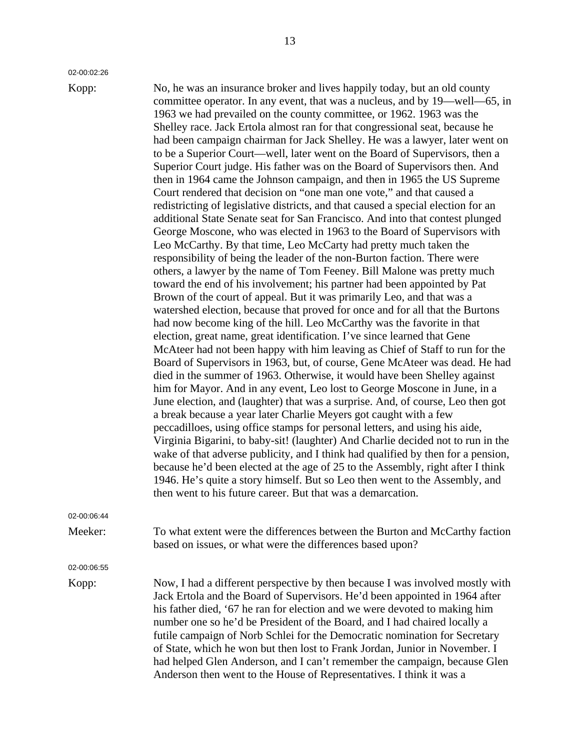02-00:02:26

Kopp: No, he was an insurance broker and lives happily today, but an old county committee operator. In any event, that was a nucleus, and by 19—well—65, in 1963 we had prevailed on the county committee, or 1962. 1963 was the Shelley race. Jack Ertola almost ran for that congressional seat, because he had been campaign chairman for Jack Shelley. He was a lawyer, later went on to be a Superior Court—well, later went on the Board of Supervisors, then a Superior Court judge. His father was on the Board of Supervisors then. And then in 1964 came the Johnson campaign, and then in 1965 the US Supreme Court rendered that decision on "one man one vote," and that caused a redistricting of legislative districts, and that caused a special election for an additional State Senate seat for San Francisco. And into that contest plunged George Moscone, who was elected in 1963 to the Board of Supervisors with Leo McCarthy. By that time, Leo McCarty had pretty much taken the responsibility of being the leader of the non-Burton faction. There were others, a lawyer by the name of Tom Feeney. Bill Malone was pretty much toward the end of his involvement; his partner had been appointed by Pat Brown of the court of appeal. But it was primarily Leo, and that was a watershed election, because that proved for once and for all that the Burtons had now become king of the hill. Leo McCarthy was the favorite in that election, great name, great identification. I've since learned that Gene McAteer had not been happy with him leaving as Chief of Staff to run for the Board of Supervisors in 1963, but, of course, Gene McAteer was dead. He had died in the summer of 1963. Otherwise, it would have been Shelley against him for Mayor. And in any event, Leo lost to George Moscone in June, in a June election, and (laughter) that was a surprise. And, of course, Leo then got a break because a year later Charlie Meyers got caught with a few peccadilloes, using office stamps for personal letters, and using his aide, Virginia Bigarini, to baby-sit! (laughter) And Charlie decided not to run in the wake of that adverse publicity, and I think had qualified by then for a pension, because he'd been elected at the age of 25 to the Assembly, right after I think 1946. He's quite a story himself. But so Leo then went to the Assembly, and then went to his future career. But that was a demarcation.

02-00:06:44

Meeker: To what extent were the differences between the Burton and McCarthy faction based on issues, or what were the differences based upon?

02-00:06:55

Kopp: Now, I had a different perspective by then because I was involved mostly with Jack Ertola and the Board of Supervisors. He'd been appointed in 1964 after his father died, '67 he ran for election and we were devoted to making him number one so he'd be President of the Board, and I had chaired locally a futile campaign of Norb Schlei for the Democratic nomination for Secretary of State, which he won but then lost to Frank Jordan, Junior in November. I had helped Glen Anderson, and I can't remember the campaign, because Glen Anderson then went to the House of Representatives. I think it was a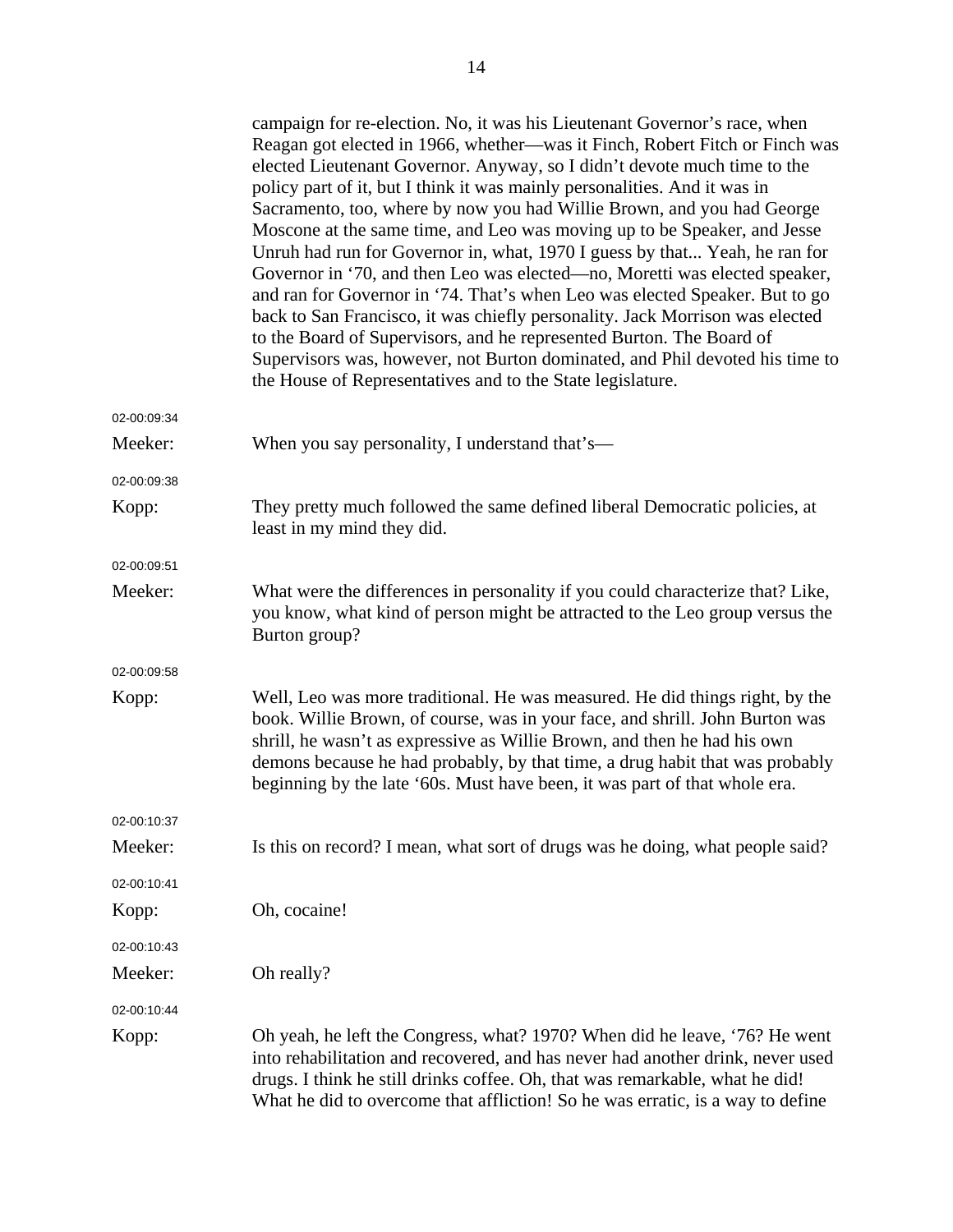campaign for re-election. No, it was his Lieutenant Governor's race, when Reagan got elected in 1966, whether—was it Finch, Robert Fitch or Finch was elected Lieutenant Governor. Anyway, so I didn't devote much time to the policy part of it, but I think it was mainly personalities. And it was in Sacramento, too, where by now you had Willie Brown, and you had George Moscone at the same time, and Leo was moving up to be Speaker, and Jesse Unruh had run for Governor in, what, 1970 I guess by that... Yeah, he ran for Governor in '70, and then Leo was elected—no, Moretti was elected speaker, and ran for Governor in '74. That's when Leo was elected Speaker. But to go back to San Francisco, it was chiefly personality. Jack Morrison was elected to the Board of Supervisors, and he represented Burton. The Board of Supervisors was, however, not Burton dominated, and Phil devoted his time to the House of Representatives and to the State legislature.

02-00:09:34

Meeker: When you say personality, I understand that's—

02-00:09:38

Kopp: They pretty much followed the same defined liberal Democratic policies, at least in my mind they did.

02-00:09:51

Meeker: What were the differences in personality if you could characterize that? Like, you know, what kind of person might be attracted to the Leo group versus the Burton group?

02-00:09:58

Kopp: Well, Leo was more traditional. He was measured. He did things right, by the book. Willie Brown, of course, was in your face, and shrill. John Burton was shrill, he wasn't as expressive as Willie Brown, and then he had his own demons because he had probably, by that time, a drug habit that was probably beginning by the late '60s. Must have been, it was part of that whole era.

02-00:10:37

Meeker: Is this on record? I mean, what sort of drugs was he doing, what people said?

02-00:10:41

Kopp: Oh, cocaine!

02-00:10:43

Meeker: Oh really?

02-00:10:44

Kopp: Oh yeah, he left the Congress, what? 1970? When did he leave, '76? He went into rehabilitation and recovered, and has never had another drink, never used drugs. I think he still drinks coffee. Oh, that was remarkable, what he did! What he did to overcome that affliction! So he was erratic, is a way to define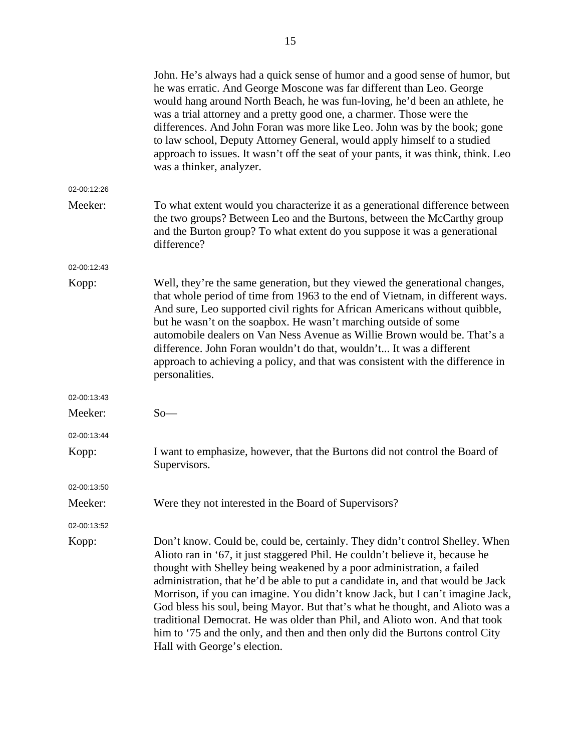John. He's always had a quick sense of humor and a good sense of humor, but he was erratic. And George Moscone was far different than Leo. George would hang around North Beach, he was fun-loving, he'd been an athlete, he was a trial attorney and a pretty good one, a charmer. Those were the differences. And John Foran was more like Leo. John was by the book; gone to law school, Deputy Attorney General, would apply himself to a studied approach to issues. It wasn't off the seat of your pants, it was think, think. Leo was a thinker, analyzer.

02-00:12:26

Meeker: To what extent would you characterize it as a generational difference between the two groups? Between Leo and the Burtons, between the McCarthy group and the Burton group? To what extent do you suppose it was a generational difference?

02-00:12:43

Kopp: Well, they're the same generation, but they viewed the generational changes, that whole period of time from 1963 to the end of Vietnam, in different ways. And sure, Leo supported civil rights for African Americans without quibble, but he wasn't on the soapbox. He wasn't marching outside of some automobile dealers on Van Ness Avenue as Willie Brown would be. That's a difference. John Foran wouldn't do that, wouldn't... It was a different approach to achieving a policy, and that was consistent with the difference in personalities.

02-00:13:43

Meeker: So—

02-00:13:44

Kopp: I want to emphasize, however, that the Burtons did not control the Board of Supervisors.

02-00:13:50

Meeker: Were they not interested in the Board of Supervisors?

02-00:13:52

Kopp: Don't know. Could be, could be, certainly. They didn't control Shelley. When Alioto ran in '67, it just staggered Phil. He couldn't believe it, because he thought with Shelley being weakened by a poor administration, a failed administration, that he'd be able to put a candidate in, and that would be Jack Morrison, if you can imagine. You didn't know Jack, but I can't imagine Jack, God bless his soul, being Mayor. But that's what he thought, and Alioto was a traditional Democrat. He was older than Phil, and Alioto won. And that took him to '75 and the only, and then and then only did the Burtons control City Hall with George's election.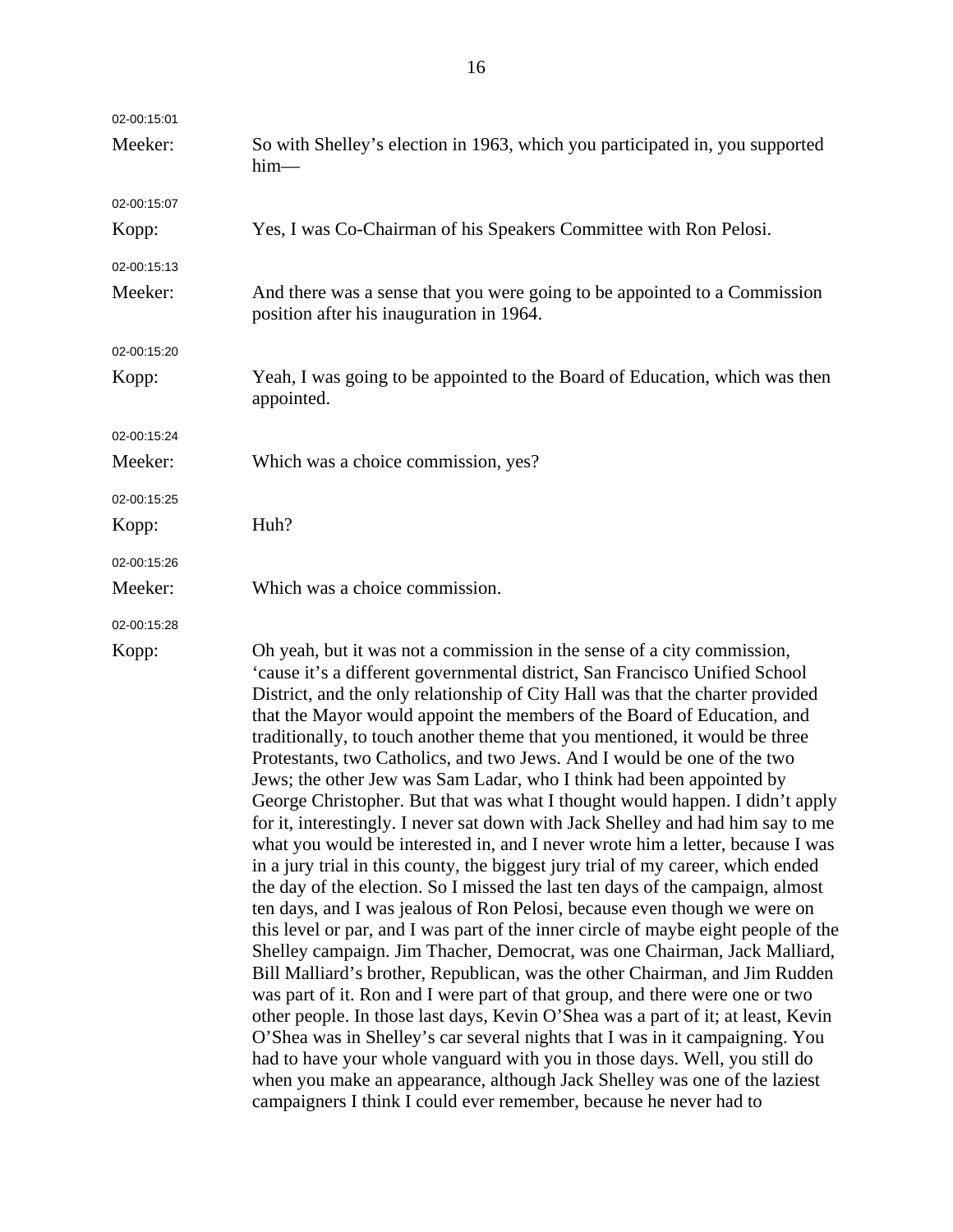02-00:15:01

Meeker: So with Shelley's election in 1963, which you participated in, you supported him—

02-00:15:07

Kopp: Yes, I was Co-Chairman of his Speakers Committee with Ron Pelosi.

02-00:15:13

Meeker: And there was a sense that you were going to be appointed to a Commission position after his inauguration in 1964.

02-00:15:20

Kopp: Yeah, I was going to be appointed to the Board of Education, which was then appointed.

02-00:15:24

Meeker: Which was a choice commission, yes?

02-00:15:25

Kopp: Huh?

02-00:15:26

Meeker: Which was a choice commission.

02-00:15:28

Kopp: Oh yeah, but it was not a commission in the sense of a city commission, 'cause it's a different governmental district, San Francisco Unified School District, and the only relationship of City Hall was that the charter provided that the Mayor would appoint the members of the Board of Education, and traditionally, to touch another theme that you mentioned, it would be three Protestants, two Catholics, and two Jews. And I would be one of the two Jews; the other Jew was Sam Ladar, who I think had been appointed by George Christopher. But that was what I thought would happen. I didn't apply for it, interestingly. I never sat down with Jack Shelley and had him say to me what you would be interested in, and I never wrote him a letter, because I was in a jury trial in this county, the biggest jury trial of my career, which ended the day of the election. So I missed the last ten days of the campaign, almost ten days, and I was jealous of Ron Pelosi, because even though we were on this level or par, and I was part of the inner circle of maybe eight people of the Shelley campaign. Jim Thacher, Democrat, was one Chairman, Jack Malliard, Bill Malliard's brother, Republican, was the other Chairman, and Jim Rudden was part of it. Ron and I were part of that group, and there were one or two other people. In those last days, Kevin O'Shea was a part of it; at least, Kevin O'Shea was in Shelley's car several nights that I was in it campaigning. You had to have your whole vanguard with you in those days. Well, you still do when you make an appearance, although Jack Shelley was one of the laziest campaigners I think I could ever remember, because he never had to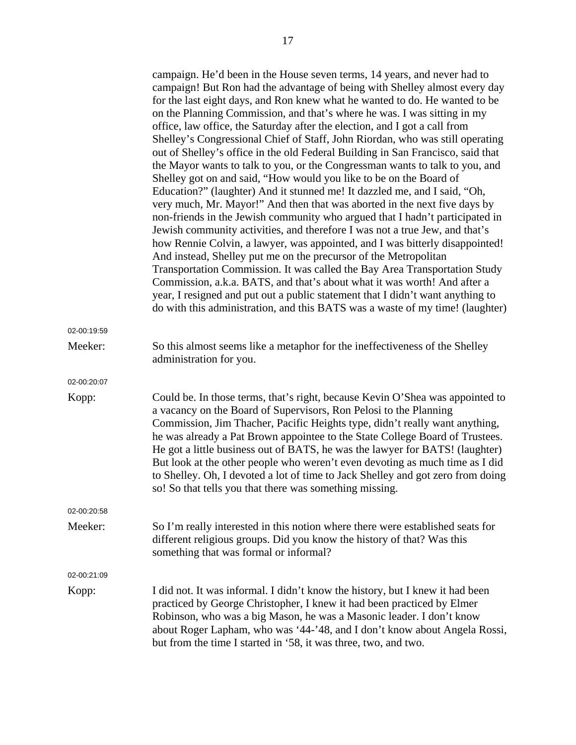campaign. He'd been in the House seven terms, 14 years, and never had to campaign! But Ron had the advantage of being with Shelley almost every day for the last eight days, and Ron knew what he wanted to do. He wanted to be on the Planning Commission, and that's where he was. I was sitting in my office, law office, the Saturday after the election, and I got a call from Shelley's Congressional Chief of Staff, John Riordan, who was still operating out of Shelley's office in the old Federal Building in San Francisco, said that the Mayor wants to talk to you, or the Congressman wants to talk to you, and Shelley got on and said, "How would you like to be on the Board of Education?" (laughter) And it stunned me! It dazzled me, and I said, "Oh, very much, Mr. Mayor!" And then that was aborted in the next five days by non-friends in the Jewish community who argued that I hadn't participated in Jewish community activities, and therefore I was not a true Jew, and that's how Rennie Colvin, a lawyer, was appointed, and I was bitterly disappointed! And instead, Shelley put me on the precursor of the Metropolitan Transportation Commission. It was called the Bay Area Transportation Study Commission, a.k.a. BATS, and that's about what it was worth! And after a year, I resigned and put out a public statement that I didn't want anything to do with this administration, and this BATS was a waste of my time! (laughter)

02-00:19:59

Meeker: So this almost seems like a metaphor for the ineffectiveness of the Shelley administration for you.

02-00:20:07

Kopp: Could be. In those terms, that's right, because Kevin O'Shea was appointed to a vacancy on the Board of Supervisors, Ron Pelosi to the Planning Commission, Jim Thacher, Pacific Heights type, didn't really want anything, he was already a Pat Brown appointee to the State College Board of Trustees. He got a little business out of BATS, he was the lawyer for BATS! (laughter) But look at the other people who weren't even devoting as much time as I did to Shelley. Oh, I devoted a lot of time to Jack Shelley and got zero from doing so! So that tells you that there was something missing.

02-00:20:58

Meeker: So I'm really interested in this notion where there were established seats for different religious groups. Did you know the history of that? Was this something that was formal or informal?

02-00:21:09

Kopp: I did not. It was informal. I didn't know the history, but I knew it had been practiced by George Christopher, I knew it had been practiced by Elmer Robinson, who was a big Mason, he was a Masonic leader. I don't know about Roger Lapham, who was '44-'48, and I don't know about Angela Rossi, but from the time I started in '58, it was three, two, and two.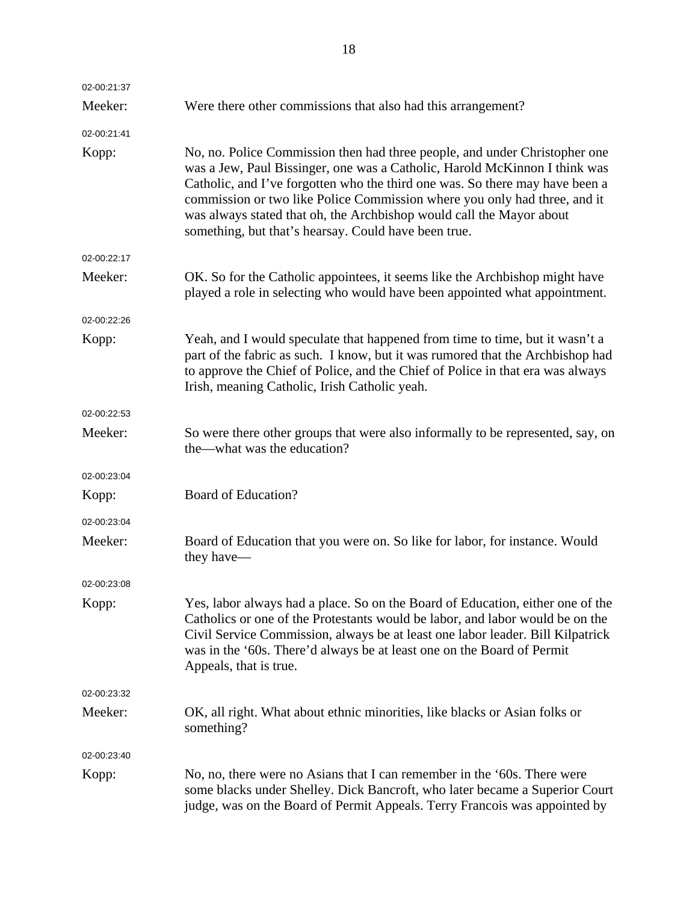02-00:21:37

Meeker: Were there other commissions that also had this arrangement?

02-00:21:41

Kopp: No, no. Police Commission then had three people, and under Christopher one was a Jew, Paul Bissinger, one was a Catholic, Harold McKinnon I think was Catholic, and I've forgotten who the third one was. So there may have been a commission or two like Police Commission where you only had three, and it was always stated that oh, the Archbishop would call the Mayor about something, but that's hearsay. Could have been true.

02-00:22:17

Meeker: OK. So for the Catholic appointees, it seems like the Archbishop might have played a role in selecting who would have been appointed what appointment.

02-00:22:26

Kopp: Yeah, and I would speculate that happened from time to time, but it wasn't a part of the fabric as such. I know, but it was rumored that the Archbishop had to approve the Chief of Police, and the Chief of Police in that era was always Irish, meaning Catholic, Irish Catholic yeah.

02-00:22:53

Meeker: So were there other groups that were also informally to be represented, say, on the—what was the education?

02-00:23:04

Kopp: Board of Education?

02-00:23:04

Meeker: Board of Education that you were on. So like for labor, for instance. Would they have—

02-00:23:08

Kopp: Yes, labor always had a place. So on the Board of Education, either one of the Catholics or one of the Protestants would be labor, and labor would be on the Civil Service Commission, always be at least one labor leader. Bill Kilpatrick was in the '60s. There'd always be at least one on the Board of Permit Appeals, that is true.

02-00:23:32

Meeker: OK, all right. What about ethnic minorities, like blacks or Asian folks or something?

02-00:23:40

Kopp: No, no, there were no Asians that I can remember in the '60s. There were some blacks under Shelley. Dick Bancroft, who later became a Superior Court judge, was on the Board of Permit Appeals. Terry Francois was appointed by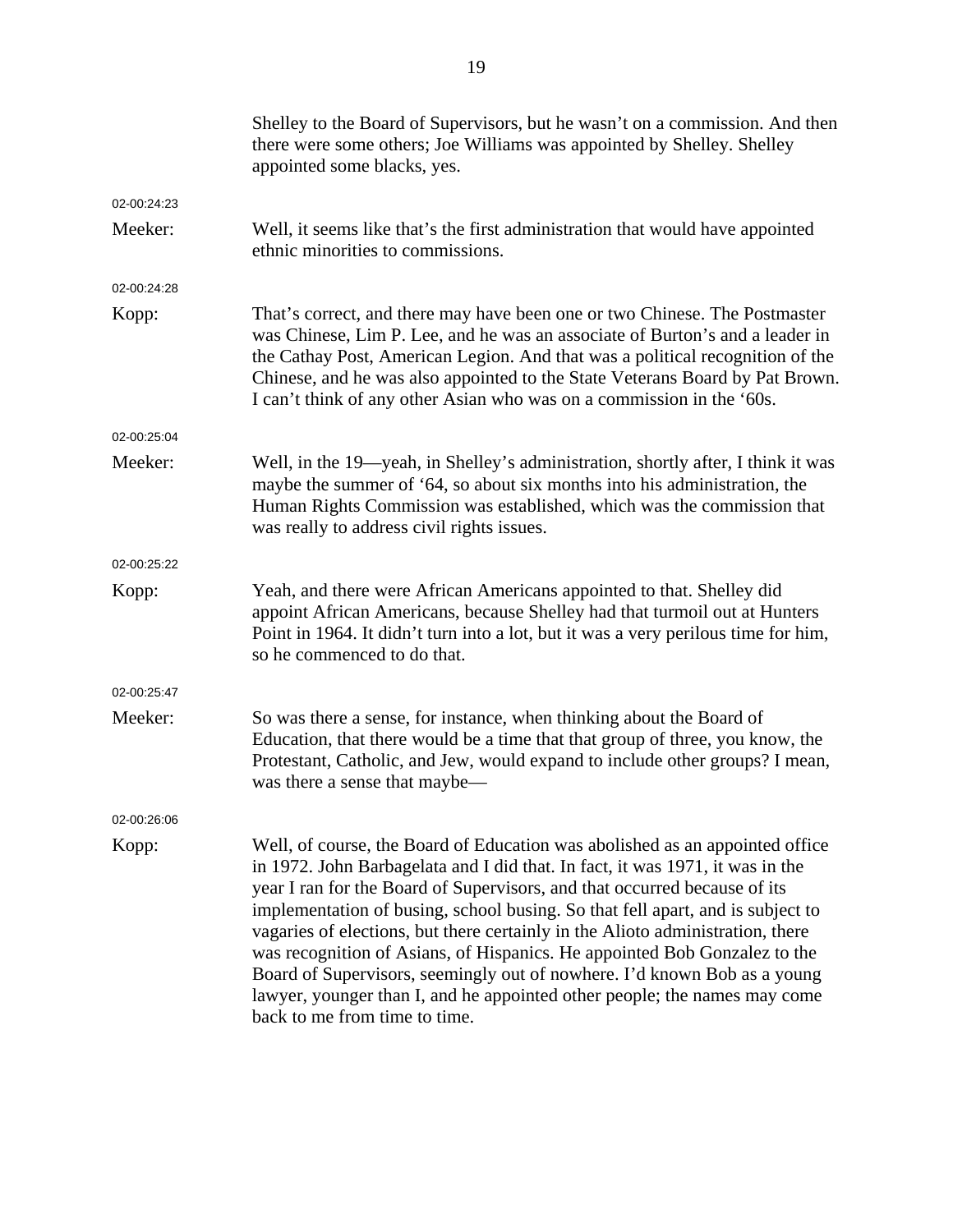Shelley to the Board of Supervisors, but he wasn't on a commission. And then there were some others; Joe Williams was appointed by Shelley. Shelley appointed some blacks, yes.

02-00:24:23

Meeker: Well, it seems like that's the first administration that would have appointed ethnic minorities to commissions.

02-00:24:28

Kopp: That's correct, and there may have been one or two Chinese. The Postmaster was Chinese, Lim P. Lee, and he was an associate of Burton's and a leader in the Cathay Post, American Legion. And that was a political recognition of the Chinese, and he was also appointed to the State Veterans Board by Pat Brown. I can't think of any other Asian who was on a commission in the '60s.

02-00:25:04

Meeker: Well, in the 19—yeah, in Shelley's administration, shortly after, I think it was maybe the summer of '64, so about six months into his administration, the Human Rights Commission was established, which was the commission that was really to address civil rights issues.

02-00:25:22

Kopp: Yeah, and there were African Americans appointed to that. Shelley did appoint African Americans, because Shelley had that turmoil out at Hunters Point in 1964. It didn't turn into a lot, but it was a very perilous time for him, so he commenced to do that.

02-00:25:47

Meeker: So was there a sense, for instance, when thinking about the Board of Education, that there would be a time that that group of three, you know, the Protestant, Catholic, and Jew, would expand to include other groups? I mean, was there a sense that maybe—

02-00:26:06

Kopp: Well, of course, the Board of Education was abolished as an appointed office in 1972. John Barbagelata and I did that. In fact, it was 1971, it was in the year I ran for the Board of Supervisors, and that occurred because of its implementation of busing, school busing. So that fell apart, and is subject to vagaries of elections, but there certainly in the Alioto administration, there was recognition of Asians, of Hispanics. He appointed Bob Gonzalez to the Board of Supervisors, seemingly out of nowhere. I'd known Bob as a young lawyer, younger than I, and he appointed other people; the names may come back to me from time to time.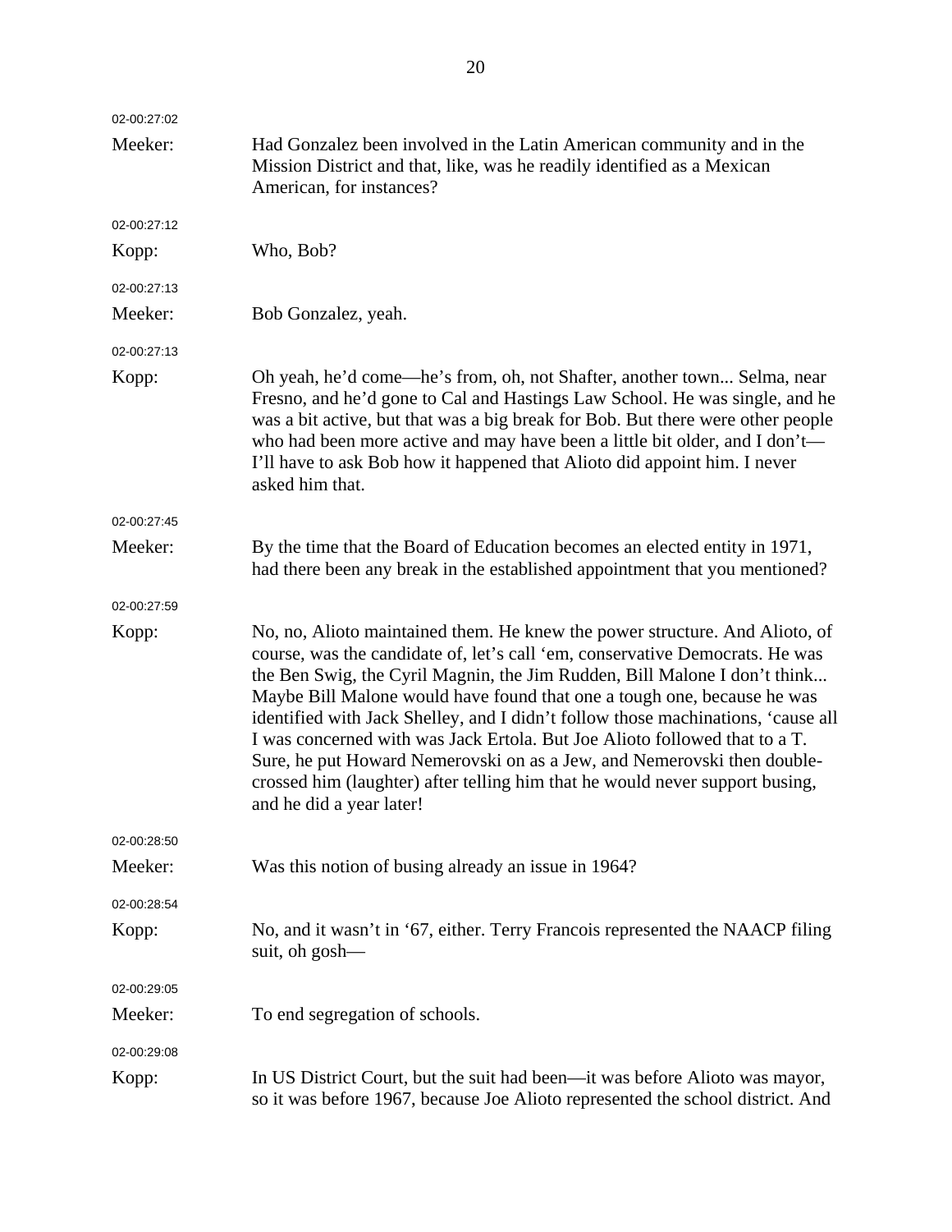02-00:27:02

Meeker: Had Gonzalez been involved in the Latin American community and in the Mission District and that, like, was he readily identified as a Mexican American, for instances?

02-00:27:12

Kopp: Who, Bob?

02-00:27:13

Meeker: Bob Gonzalez, yeah.

02-00:27:13

Kopp: Oh yeah, he'd come—he's from, oh, not Shafter, another town... Selma, near Fresno, and he'd gone to Cal and Hastings Law School. He was single, and he was a bit active, but that was a big break for Bob. But there were other people who had been more active and may have been a little bit older, and I don't—I'll have to ask Bob how it happened that Alioto did appoint him. I never asked him that.

02-00:27:45

Meeker: By the time that the Board of Education becomes an elected entity in 1971, had there been any break in the established appointment that you mentioned?

02-00:27:59

Kopp: No, no, Alioto maintained them. He knew the power structure. And Alioto, of course, was the candidate of, let's call 'em, conservative Democrats. He was the Ben Swig, the Cyril Magnin, the Jim Rudden, Bill Malone I don't think... Maybe Bill Malone would have found that one a tough one, because he was identified with Jack Shelley, and I didn't follow those machinations, 'cause all I was concerned with was Jack Ertola. But Joe Alioto followed that to a T. Sure, he put Howard Nemerovski on as a Jew, and Nemerovski then double-crossed him (laughter) after telling him that he would never support busing, and he did a year later!

02-00:28:50

Meeker: Was this notion of busing already an issue in 1964?

02-00:28:54

Kopp: No, and it wasn't in '67, either. Terry Francois represented the NAACP filing suit, oh gosh—

02-00:29:05

Meeker: To end segregation of schools.

02-00:29:08

Kopp: In US District Court, but the suit had been—it was before Alioto was mayor, so it was before 1967, because Joe Alioto represented the school district. And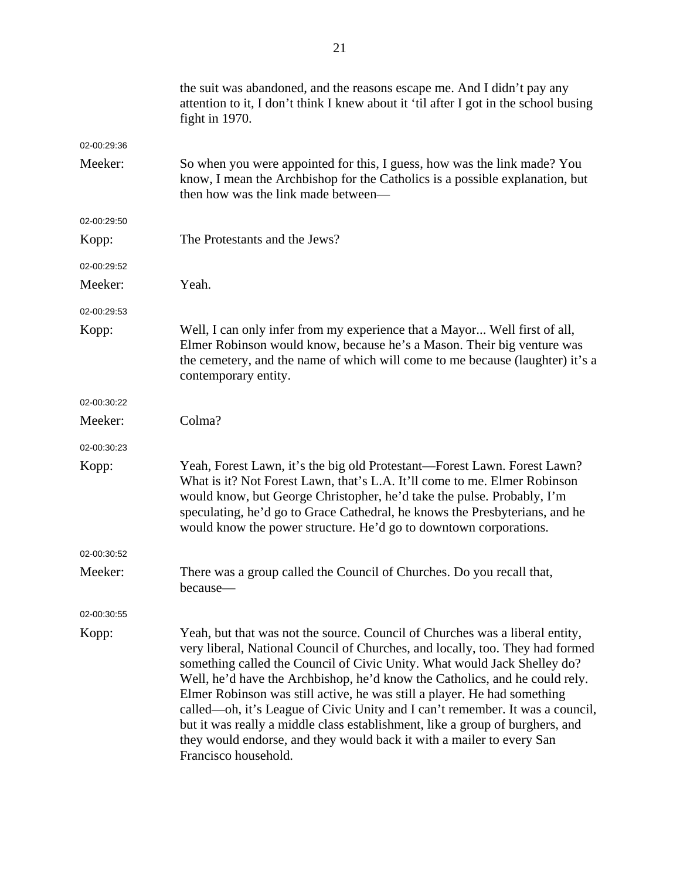the suit was abandoned, and the reasons escape me. And I didn't pay any attention to it, I don't think I knew about it 'til after I got in the school busing fight in 1970.

02-00:29:36

Meeker: So when you were appointed for this, I guess, how was the link made? You know, I mean the Archbishop for the Catholics is a possible explanation, but then how was the link made between—

02-00:29:50

Kopp: The Protestants and the Jews?

02-00:29:52

Meeker: Yeah.

02-00:29:53

Kopp: Well, I can only infer from my experience that a Mayor... Well first of all, Elmer Robinson would know, because he's a Mason. Their big venture was the cemetery, and the name of which will come to me because (laughter) it's a contemporary entity.

02-00:30:22

Meeker: Colma?

02-00:30:23

Kopp: Yeah, Forest Lawn, it's the big old Protestant—Forest Lawn. Forest Lawn? What is it? Not Forest Lawn, that's L.A. It'll come to me. Elmer Robinson would know, but George Christopher, he'd take the pulse. Probably, I'm speculating, he'd go to Grace Cathedral, he knows the Presbyterians, and he would know the power structure. He'd go to downtown corporations.

02-00:30:52

Meeker: There was a group called the Council of Churches. Do you recall that, because—

02-00:30:55

Kopp: Yeah, but that was not the source. Council of Churches was a liberal entity, very liberal, National Council of Churches, and locally, too. They had formed something called the Council of Civic Unity. What would Jack Shelley do? Well, he'd have the Archbishop, he'd know the Catholics, and he could rely. Elmer Robinson was still active, he was still a player. He had something called—oh, it's League of Civic Unity and I can't remember. It was a council, but it was really a middle class establishment, like a group of burghers, and they would endorse, and they would back it with a mailer to every San Francisco household.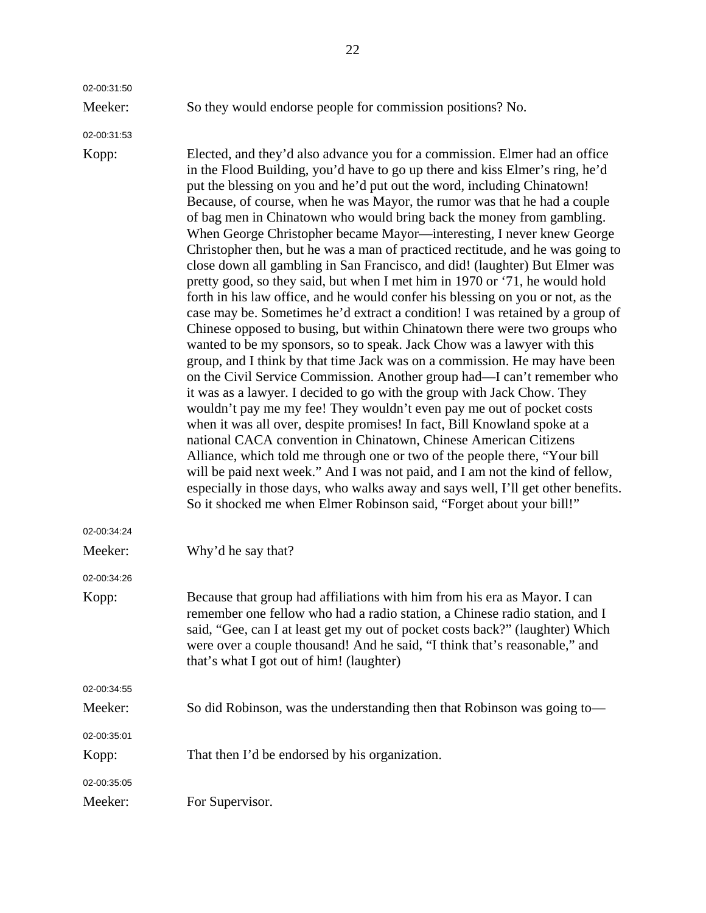02-00:31:50

Meeker: So they would endorse people for commission positions? No.

02-00:31:53

Kopp: Elected, and they'd also advance you for a commission. Elmer had an office in the Flood Building, you'd have to go up there and kiss Elmer's ring, he'd put the blessing on you and he'd put out the word, including Chinatown! Because, of course, when he was Mayor, the rumor was that he had a couple of bag men in Chinatown who would bring back the money from gambling. When George Christopher became Mayor—interesting, I never knew George Christopher then, but he was a man of practiced rectitude, and he was going to close down all gambling in San Francisco, and did! (laughter) But Elmer was pretty good, so they said, but when I met him in 1970 or '71, he would hold forth in his law office, and he would confer his blessing on you or not, as the case may be. Sometimes he'd extract a condition! I was retained by a group of Chinese opposed to busing, but within Chinatown there were two groups who wanted to be my sponsors, so to speak. Jack Chow was a lawyer with this group, and I think by that time Jack was on a commission. He may have been on the Civil Service Commission. Another group had—I can't remember who it was as a lawyer. I decided to go with the group with Jack Chow. They wouldn't pay me my fee! They wouldn't even pay me out of pocket costs when it was all over, despite promises! In fact, Bill Knowland spoke at a national CACA convention in Chinatown, Chinese American Citizens Alliance, which told me through one or two of the people there, "Your bill will be paid next week." And I was not paid, and I am not the kind of fellow, especially in those days, who walks away and says well, I'll get other benefits. So it shocked me when Elmer Robinson said, "Forget about your bill!"

02-00:34:24

Meeker: Why'd he say that?

02-00:34:26

Kopp: Because that group had affiliations with him from his era as Mayor. I can remember one fellow who had a radio station, a Chinese radio station, and I said, "Gee, can I at least get my out of pocket costs back?" (laughter) Which were over a couple thousand! And he said, "I think that's reasonable," and that's what I got out of him! (laughter)

02-00:34:55

Meeker: So did Robinson, was the understanding then that Robinson was going to—

02-00:35:01

Kopp: That then I'd be endorsed by his organization.

02-00:35:05

Meeker: For Supervisor.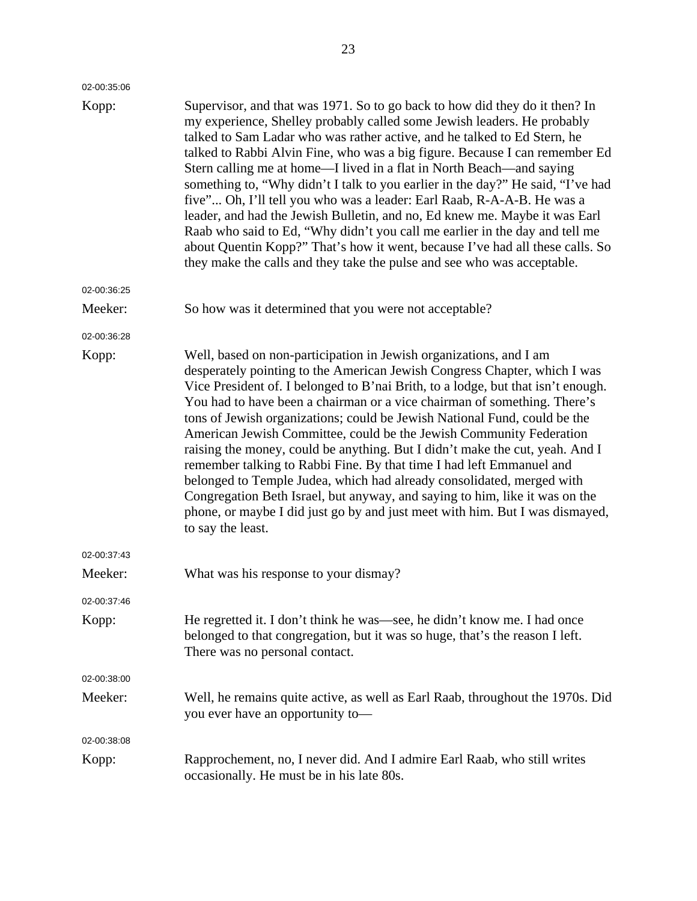02-00:35:06

Kopp: Supervisor, and that was 1971. So to go back to how did they do it then? In my experience, Shelley probably called some Jewish leaders. He probably talked to Sam Ladar who was rather active, and he talked to Ed Stern, he talked to Rabbi Alvin Fine, who was a big figure. Because I can remember Ed Stern calling me at home—I lived in a flat in North Beach—and saying something to, "Why didn't I talk to you earlier in the day?" He said, "I've had five"... Oh, I'll tell you who was a leader: Earl Raab, R-A-A-B. He was a leader, and had the Jewish Bulletin, and no, Ed knew me. Maybe it was Earl Raab who said to Ed, "Why didn't you call me earlier in the day and tell me about Quentin Kopp?" That's how it went, because I've had all these calls. So they make the calls and they take the pulse and see who was acceptable.

02-00:36:25

Meeker: So how was it determined that you were not acceptable?

02-00:36:28

Kopp: Well, based on non-participation in Jewish organizations, and I am desperately pointing to the American Jewish Congress Chapter, which I was Vice President of. I belonged to B'nai Brith, to a lodge, but that isn't enough. You had to have been a chairman or a vice chairman of something. There's tons of Jewish organizations; could be Jewish National Fund, could be the American Jewish Committee, could be the Jewish Community Federation raising the money, could be anything. But I didn't make the cut, yeah. And I remember talking to Rabbi Fine. By that time I had left Emmanuel and belonged to Temple Judea, which had already consolidated, merged with Congregation Beth Israel, but anyway, and saying to him, like it was on the phone, or maybe I did just go by and just meet with him. But I was dismayed, to say the least.

02-00:37:43

Meeker: What was his response to your dismay?

02-00:37:46

Kopp: He regretted it. I don't think he was—see, he didn't know me. I had once belonged to that congregation, but it was so huge, that's the reason I left. There was no personal contact.

02-00:38:00

Meeker: Well, he remains quite active, as well as Earl Raab, throughout the 1970s. Did you ever have an opportunity to—

02-00:38:08

Kopp: Rapprochement, no, I never did. And I admire Earl Raab, who still writes occasionally. He must be in his late 80s.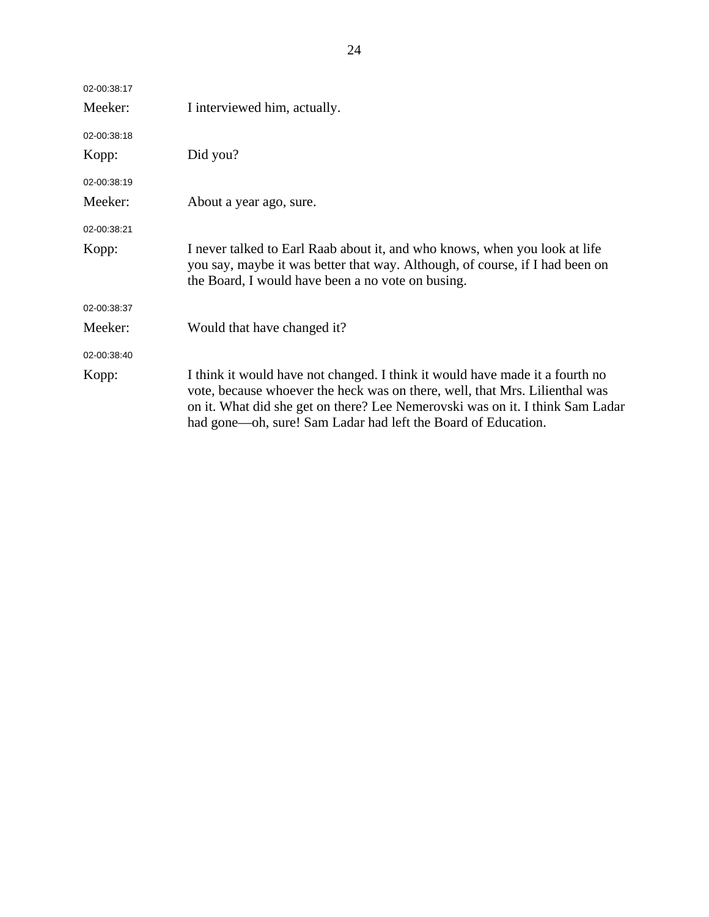02-00:38:17

Meeker: I interviewed him, actually.

02-00:38:18

Kopp: Did you?

02-00:38:19

Meeker: About a year ago, sure.

02-00:38:21

Kopp: I never talked to Earl Raab about it, and who knows, when you look at life you say, maybe it was better that way. Although, of course, if I had been on the Board, I would have been a no vote on busing.

02-00:38:37

Meeker: Would that have changed it?

02-00:38:40

Kopp: I think it would have not changed. I think it would have made it a fourth no vote, because whoever the heck was on there, well, that Mrs. Lilienthal was on it. What did she get on there? Lee Nemerovski was on it. I think Sam Ladar had gone—oh, sure! Sam Ladar had left the Board of Education.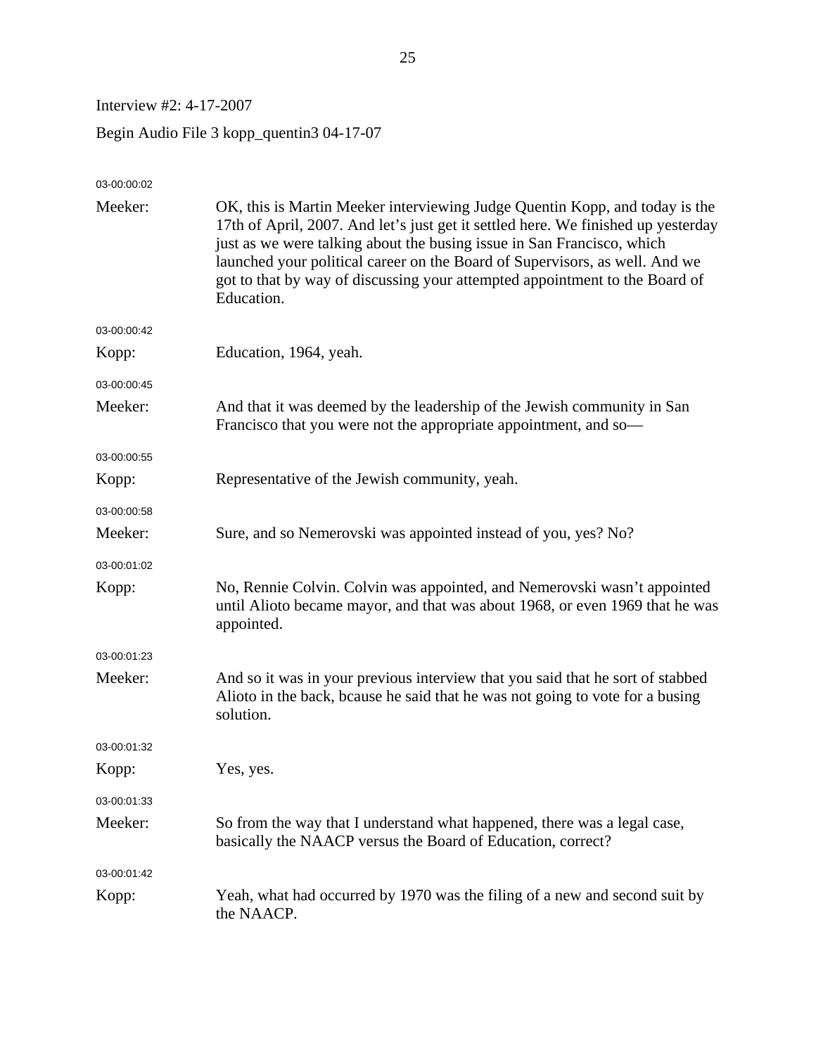Interview #2: 4-17-2007

Begin Audio File 3 kopp_quentin3 04-17-07

03-00:00:02

Meeker: OK, this is Martin Meeker interviewing Judge Quentin Kopp, and today is the 17th of April, 2007. And let's just get it settled here. We finished up yesterday just as we were talking about the busing issue in San Francisco, which launched your political career on the Board of Supervisors, as well. And we got to that by way of discussing your attempted appointment to the Board of Education.

03-00:00:42

Kopp: Education, 1964, yeah.

03-00:00:45

Meeker: And that it was deemed by the leadership of the Jewish community in San Francisco that you were not the appropriate appointment, and so—

03-00:00:55

Kopp: Representative of the Jewish community, yeah.

03-00:00:58

Meeker: Sure, and so Nemerovski was appointed instead of you, yes? No?

03-00:01:02

Kopp: No, Rennie Colvin. Colvin was appointed, and Nemerovski wasn't appointed until Alioto became mayor, and that was about 1968, or even 1969 that he was appointed.

03-00:01:23

Meeker: And so it was in your previous interview that you said that he sort of stabbed Alioto in the back, bcause he said that he was not going to vote for a busing solution.

03-00:01:32

Kopp: Yes, yes.

03-00:01:33

Meeker: So from the way that I understand what happened, there was a legal case, basically the NAACP versus the Board of Education, correct?

03-00:01:42

Kopp: Yeah, what had occurred by 1970 was the filing of a new and second suit by the NAACP.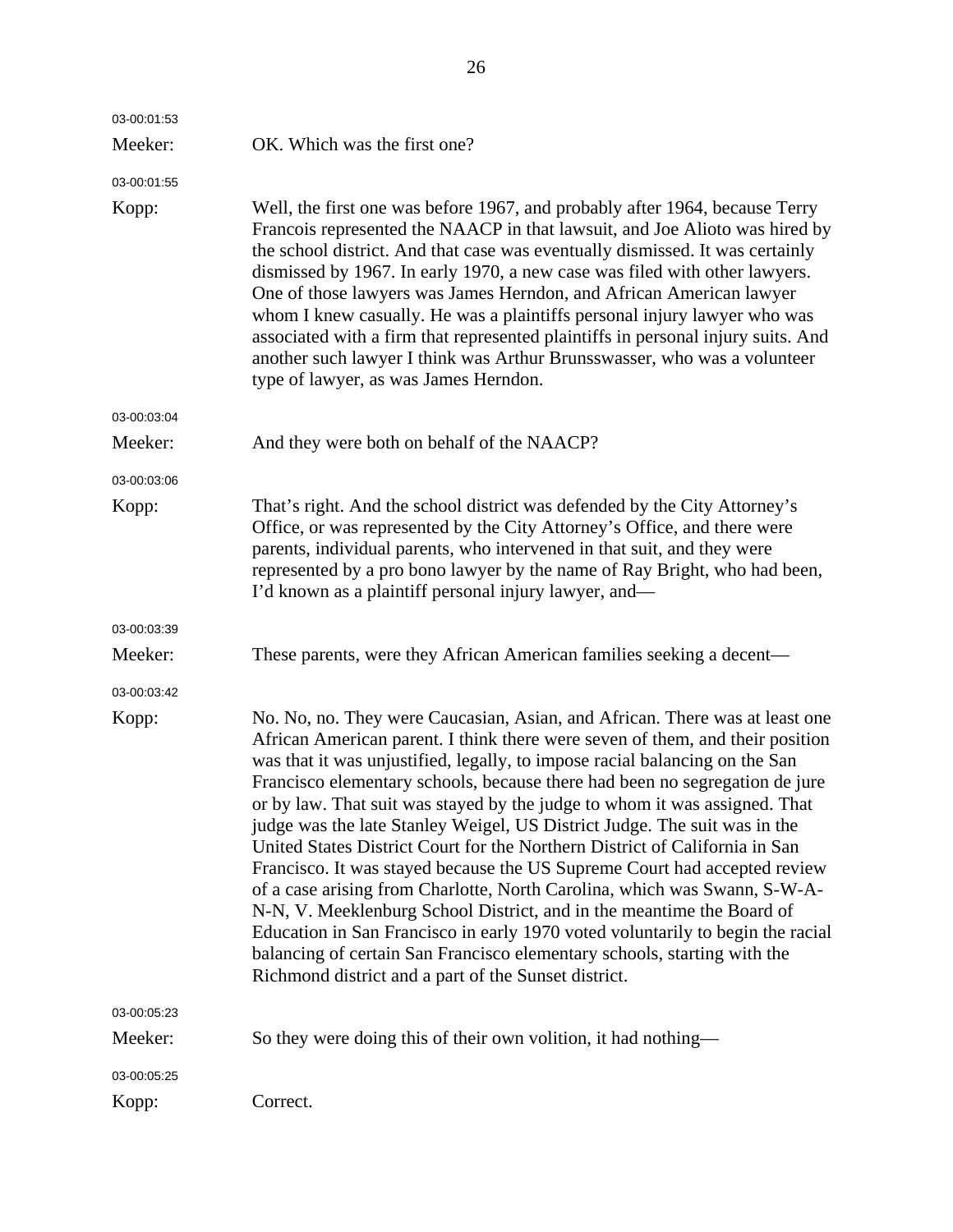03-00:01:53

Meeker: OK. Which was the first one?

03-00:01:55

Kopp: Well, the first one was before 1967, and probably after 1964, because Terry Francois represented the NAACP in that lawsuit, and Joe Alioto was hired by the school district. And that case was eventually dismissed. It was certainly dismissed by 1967. In early 1970, a new case was filed with other lawyers. One of those lawyers was James Herndon, and African American lawyer whom I knew casually. He was a plaintiffs personal injury lawyer who was associated with a firm that represented plaintiffs in personal injury suits. And another such lawyer I think was Arthur Brunsswasser, who was a volunteer type of lawyer, as was James Herndon.

03-00:03:04

Meeker: And they were both on behalf of the NAACP?

03-00:03:06

Kopp: That's right. And the school district was defended by the City Attorney's Office, or was represented by the City Attorney's Office, and there were parents, individual parents, who intervened in that suit, and they were represented by a pro bono lawyer by the name of Ray Bright, who had been, I'd known as a plaintiff personal injury lawyer, and—

03-00:03:39

Meeker: These parents, were they African American families seeking a decent—

03-00:03:42

Kopp: No. No, no. They were Caucasian, Asian, and African. There was at least one African American parent. I think there were seven of them, and their position was that it was unjustified, legally, to impose racial balancing on the San Francisco elementary schools, because there had been no segregation de jure or by law. That suit was stayed by the judge to whom it was assigned. That judge was the late Stanley Weigel, US District Judge. The suit was in the United States District Court for the Northern District of California in San Francisco. It was stayed because the US Supreme Court had accepted review of a case arising from Charlotte, North Carolina, which was Swann, S-W-A-N-N, V. Meeklenburg School District, and in the meantime the Board of Education in San Francisco in early 1970 voted voluntarily to begin the racial balancing of certain San Francisco elementary schools, starting with the Richmond district and a part of the Sunset district.

03-00:05:23

Meeker: So they were doing this of their own volition, it had nothing—

03-00:05:25

Kopp: Correct.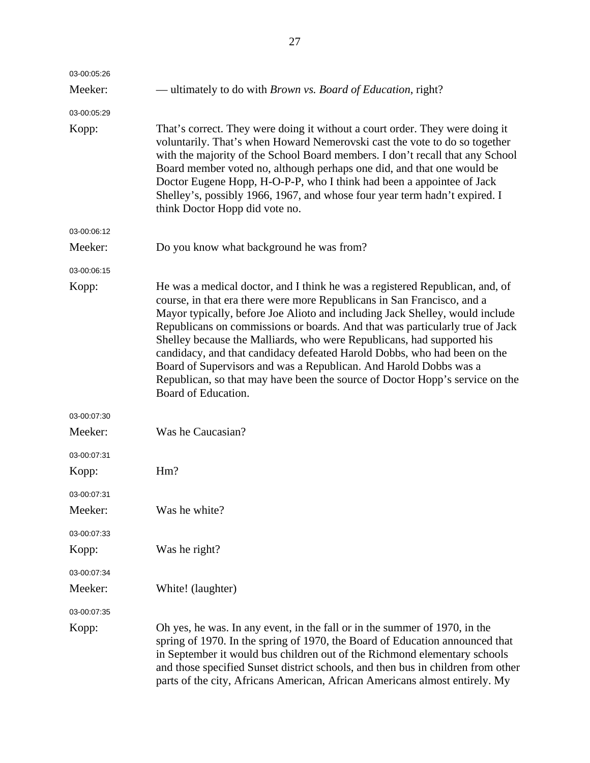03-00:05:26

Meeker: — ultimately to do with *Brown vs. Board of Education*, right?

03-00:05:29

Kopp: That's correct. They were doing it without a court order. They were doing it voluntarily. That's when Howard Nemerovski cast the vote to do so together with the majority of the School Board members. I don't recall that any School Board member voted no, although perhaps one did, and that one would be Doctor Eugene Hopp, H-O-P-P, who I think had been a appointee of Jack Shelley's, possibly 1966, 1967, and whose four year term hadn't expired. I think Doctor Hopp did vote no.

03-00:06:12

Meeker: Do you know what background he was from?

03-00:06:15

Kopp: He was a medical doctor, and I think he was a registered Republican, and, of course, in that era there were more Republicans in San Francisco, and a Mayor typically, before Joe Alioto and including Jack Shelley, would include Republicans on commissions or boards. And that was particularly true of Jack Shelley because the Malliards, who were Republicans, had supported his candidacy, and that candidacy defeated Harold Dobbs, who had been on the Board of Supervisors and was a Republican. And Harold Dobbs was a Republican, so that may have been the source of Doctor Hopp's service on the Board of Education.

03-00:07:30

Meeker: Was he Caucasian?

03-00:07:31

Kopp: Hm?

03-00:07:31

Meeker: Was he white?

03-00:07:33

Kopp: Was he right?

03-00:07:34

Meeker: White! (laughter)

03-00:07:35

Kopp: Oh yes, he was. In any event, in the fall or in the summer of 1970, in the spring of 1970. In the spring of 1970, the Board of Education announced that in September it would bus children out of the Richmond elementary schools and those specified Sunset district schools, and then bus in children from other parts of the city, Africans American, African Americans almost entirely. My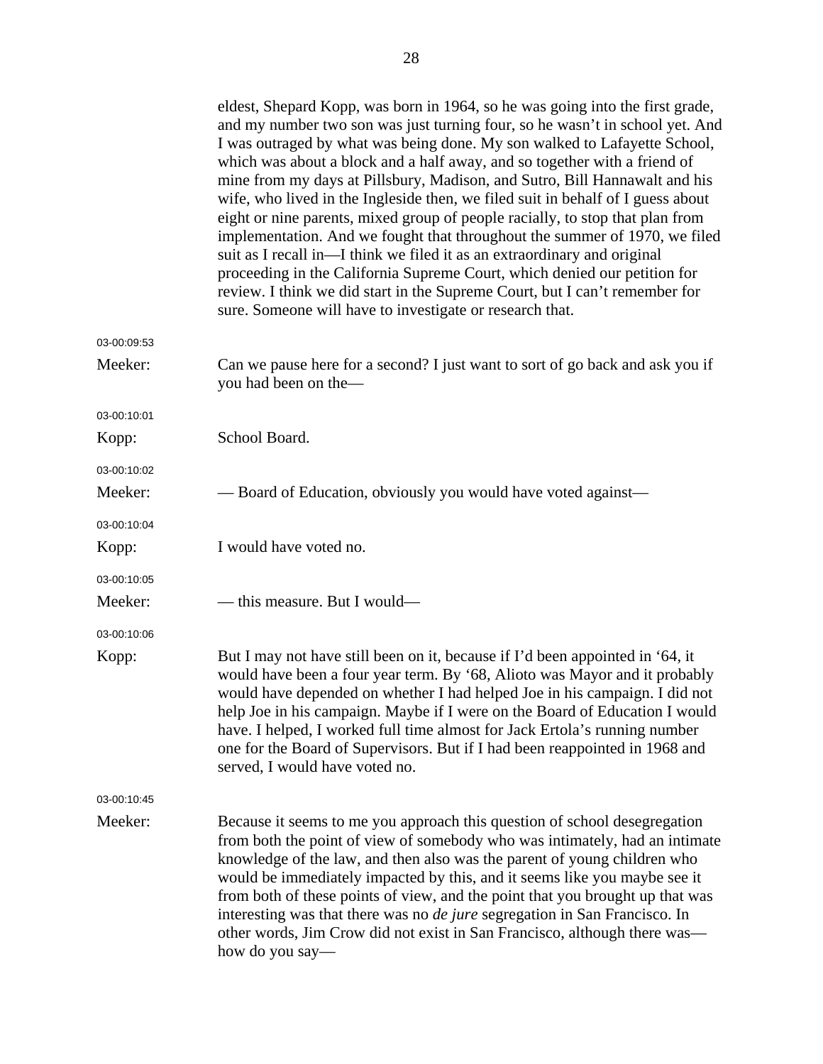eldest, Shepard Kopp, was born in 1964, so he was going into the first grade, and my number two son was just turning four, so he wasn't in school yet. And I was outraged by what was being done. My son walked to Lafayette School, which was about a block and a half away, and so together with a friend of mine from my days at Pillsbury, Madison, and Sutro, Bill Hannawalt and his wife, who lived in the Ingleside then, we filed suit in behalf of I guess about eight or nine parents, mixed group of people racially, to stop that plan from implementation. And we fought that throughout the summer of 1970, we filed suit as I recall in—I think we filed it as an extraordinary and original proceeding in the California Supreme Court, which denied our petition for review. I think we did start in the Supreme Court, but I can't remember for sure. Someone will have to investigate or research that.

03-00:09:53

Meeker: Can we pause here for a second? I just want to sort of go back and ask you if you had been on the—

03-00:10:01

Kopp: School Board.

03-00:10:02

Meeker: — Board of Education, obviously you would have voted against—

03-00:10:04

Kopp: I would have voted no.

03-00:10:05

Meeker: — this measure. But I would—

03-00:10:06

Kopp: But I may not have still been on it, because if I'd been appointed in '64, it would have been a four year term. By '68, Alioto was Mayor and it probably would have depended on whether I had helped Joe in his campaign. I did not help Joe in his campaign. Maybe if I were on the Board of Education I would have. I helped, I worked full time almost for Jack Ertola's running number one for the Board of Supervisors. But if I had been reappointed in 1968 and served, I would have voted no.

03-00:10:45

Meeker: Because it seems to me you approach this question of school desegregation from both the point of view of somebody who was intimately, had an intimate knowledge of the law, and then also was the parent of young children who would be immediately impacted by this, and it seems like you maybe see it from both of these points of view, and the point that you brought up that was interesting was that there was no *de jure* segregation in San Francisco. In other words, Jim Crow did not exist in San Francisco, although there was—how do you say—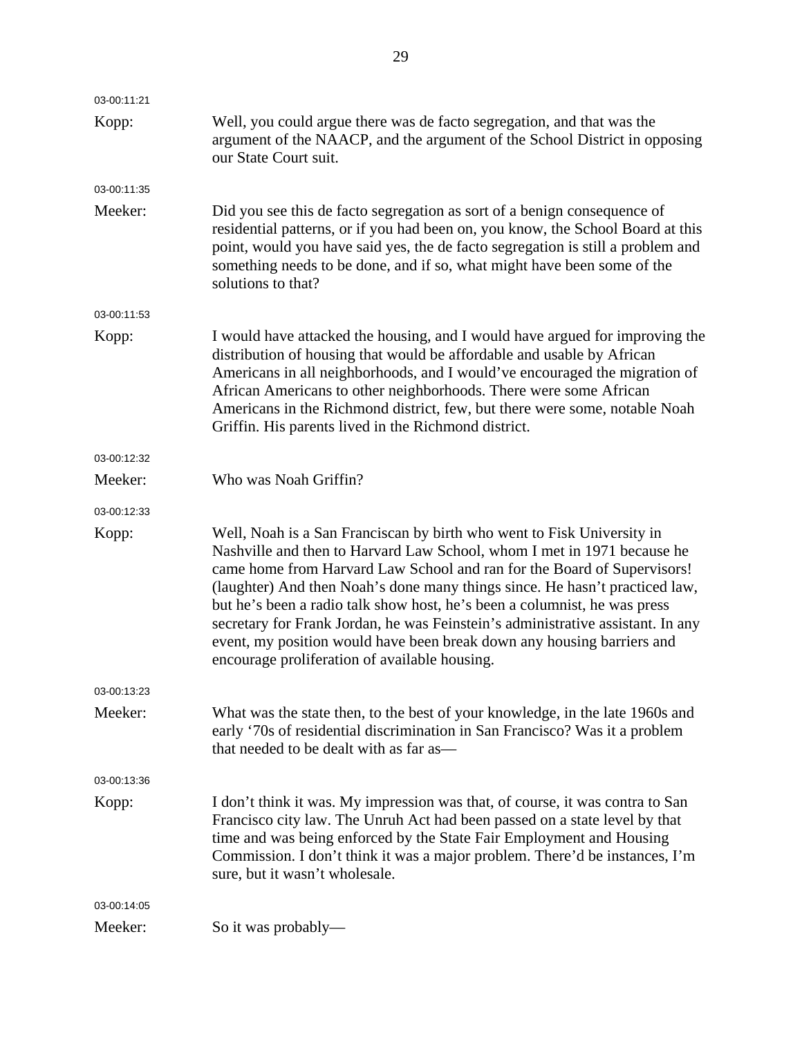03-00:11:21

Kopp: Well, you could argue there was de facto segregation, and that was the argument of the NAACP, and the argument of the School District in opposing our State Court suit.

03-00:11:35

Meeker: Did you see this de facto segregation as sort of a benign consequence of residential patterns, or if you had been on, you know, the School Board at this point, would you have said yes, the de facto segregation is still a problem and something needs to be done, and if so, what might have been some of the solutions to that?

03-00:11:53

Kopp: I would have attacked the housing, and I would have argued for improving the distribution of housing that would be affordable and usable by African Americans in all neighborhoods, and I would've encouraged the migration of African Americans to other neighborhoods. There were some African Americans in the Richmond district, few, but there were some, notable Noah Griffin. His parents lived in the Richmond district.

03-00:12:32

Meeker: Who was Noah Griffin?

03-00:12:33

Kopp: Well, Noah is a San Franciscan by birth who went to Fisk University in Nashville and then to Harvard Law School, whom I met in 1971 because he came home from Harvard Law School and ran for the Board of Supervisors! (laughter) And then Noah's done many things since. He hasn't practiced law, but he's been a radio talk show host, he's been a columnist, he was press secretary for Frank Jordan, he was Feinstein's administrative assistant. In any event, my position would have been break down any housing barriers and encourage proliferation of available housing.

03-00:13:23

Meeker: What was the state then, to the best of your knowledge, in the late 1960s and early '70s of residential discrimination in San Francisco? Was it a problem that needed to be dealt with as far as—

03-00:13:36

Kopp: I don't think it was. My impression was that, of course, it was contra to San Francisco city law. The Unruh Act had been passed on a state level by that time and was being enforced by the State Fair Employment and Housing Commission. I don't think it was a major problem. There'd be instances, I'm sure, but it wasn't wholesale.

03-00:14:05

Meeker: So it was probably—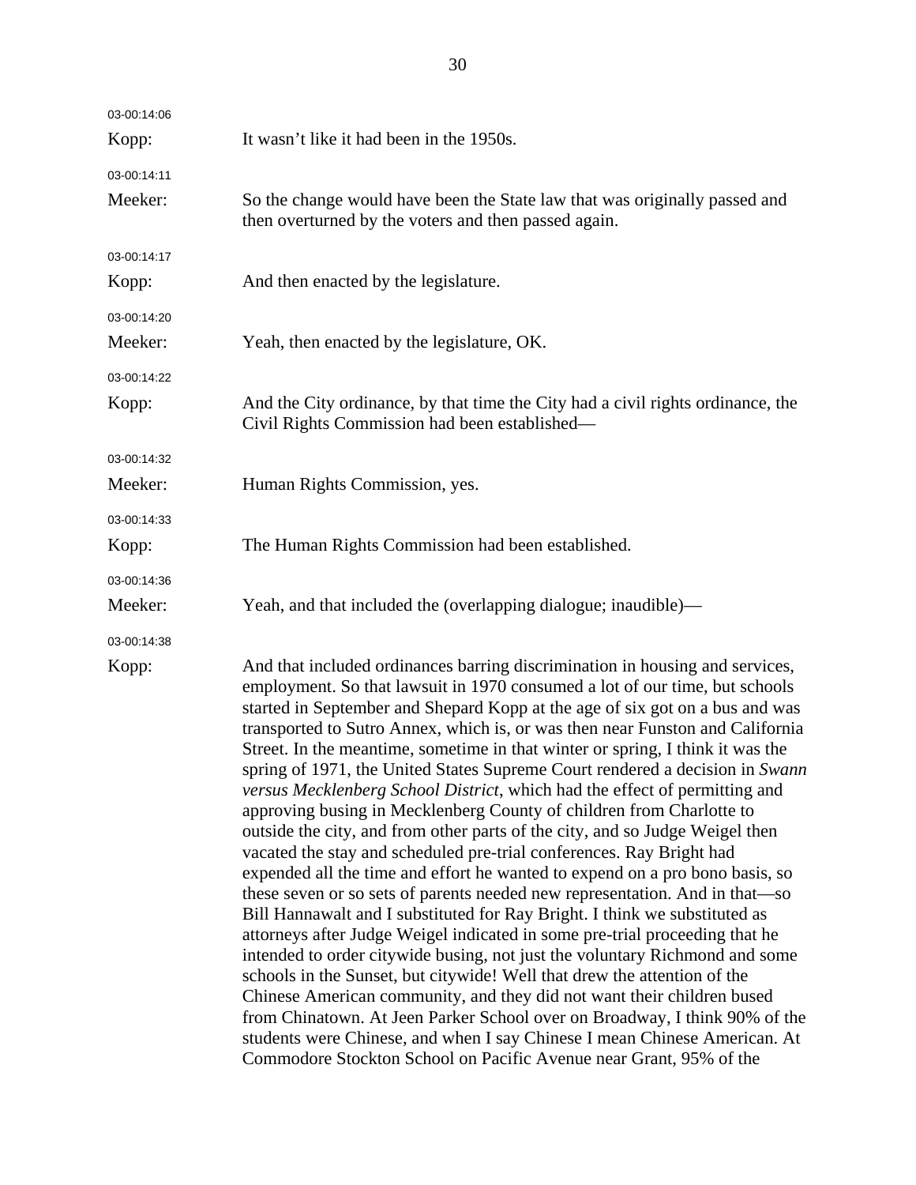03-00:14:06

Kopp: It wasn't like it had been in the 1950s.

03-00:14:11

Meeker: So the change would have been the State law that was originally passed and then overturned by the voters and then passed again.

03-00:14:17

Kopp: And then enacted by the legislature.

03-00:14:20

Meeker: Yeah, then enacted by the legislature, OK.

03-00:14:22

Kopp: And the City ordinance, by that time the City had a civil rights ordinance, the Civil Rights Commission had been established—

03-00:14:32

Meeker: Human Rights Commission, yes.

03-00:14:33

Kopp: The Human Rights Commission had been established.

03-00:14:36

Meeker: Yeah, and that included the (overlapping dialogue; inaudible)—

03-00:14:38

Kopp: And that included ordinances barring discrimination in housing and services, employment. So that lawsuit in 1970 consumed a lot of our time, but schools started in September and Shepard Kopp at the age of six got on a bus and was transported to Sutro Annex, which is, or was then near Funston and California Street. In the meantime, sometime in that winter or spring, I think it was the spring of 1971, the United States Supreme Court rendered a decision in *Swann versus Mecklenberg School District*, which had the effect of permitting and approving busing in Mecklenberg County of children from Charlotte to outside the city, and from other parts of the city, and so Judge Weigel then vacated the stay and scheduled pre-trial conferences. Ray Bright had expended all the time and effort he wanted to expend on a pro bono basis, so these seven or so sets of parents needed new representation. And in that—so Bill Hannawalt and I substituted for Ray Bright. I think we substituted as attorneys after Judge Weigel indicated in some pre-trial proceeding that he intended to order citywide busing, not just the voluntary Richmond and some schools in the Sunset, but citywide! Well that drew the attention of the Chinese American community, and they did not want their children bused from Chinatown. At Jeen Parker School over on Broadway, I think 90% of the students were Chinese, and when I say Chinese I mean Chinese American. At Commodore Stockton School on Pacific Avenue near Grant, 95% of the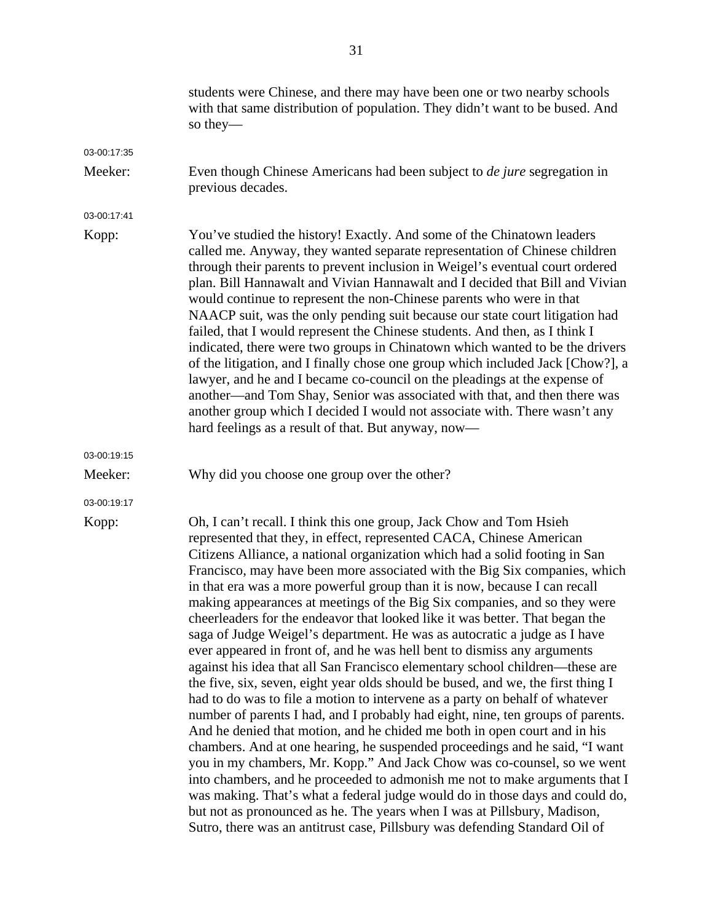students were Chinese, and there may have been one or two nearby schools with that same distribution of population. They didn't want to be bused. And so they—

03-00:17:35

Meeker: Even though Chinese Americans had been subject to *de jure* segregation in previous decades.

03-00:17:41

Kopp: You've studied the history! Exactly. And some of the Chinatown leaders called me. Anyway, they wanted separate representation of Chinese children through their parents to prevent inclusion in Weigel's eventual court ordered plan. Bill Hannawalt and Vivian Hannawalt and I decided that Bill and Vivian would continue to represent the non-Chinese parents who were in that NAACP suit, was the only pending suit because our state court litigation had failed, that I would represent the Chinese students. And then, as I think I indicated, there were two groups in Chinatown which wanted to be the drivers of the litigation, and I finally chose one group which included Jack [Chow?], a lawyer, and he and I became co-council on the pleadings at the expense of another—and Tom Shay, Senior was associated with that, and then there was another group which I decided I would not associate with. There wasn't any hard feelings as a result of that. But anyway, now—

03-00:19:15

Meeker: Why did you choose one group over the other?

03-00:19:17

Kopp: Oh, I can't recall. I think this one group, Jack Chow and Tom Hsieh represented that they, in effect, represented CACA, Chinese American Citizens Alliance, a national organization which had a solid footing in San Francisco, may have been more associated with the Big Six companies, which in that era was a more powerful group than it is now, because I can recall making appearances at meetings of the Big Six companies, and so they were cheerleaders for the endeavor that looked like it was better. That began the saga of Judge Weigel's department. He was as autocratic a judge as I have ever appeared in front of, and he was hell bent to dismiss any arguments against his idea that all San Francisco elementary school children—these are the five, six, seven, eight year olds should be bused, and we, the first thing I had to do was to file a motion to intervene as a party on behalf of whatever number of parents I had, and I probably had eight, nine, ten groups of parents. And he denied that motion, and he chided me both in open court and in his chambers. And at one hearing, he suspended proceedings and he said, "I want you in my chambers, Mr. Kopp." And Jack Chow was co-counsel, so we went into chambers, and he proceeded to admonish me not to make arguments that I was making. That's what a federal judge would do in those days and could do, but not as pronounced as he. The years when I was at Pillsbury, Madison, Sutro, there was an antitrust case, Pillsbury was defending Standard Oil of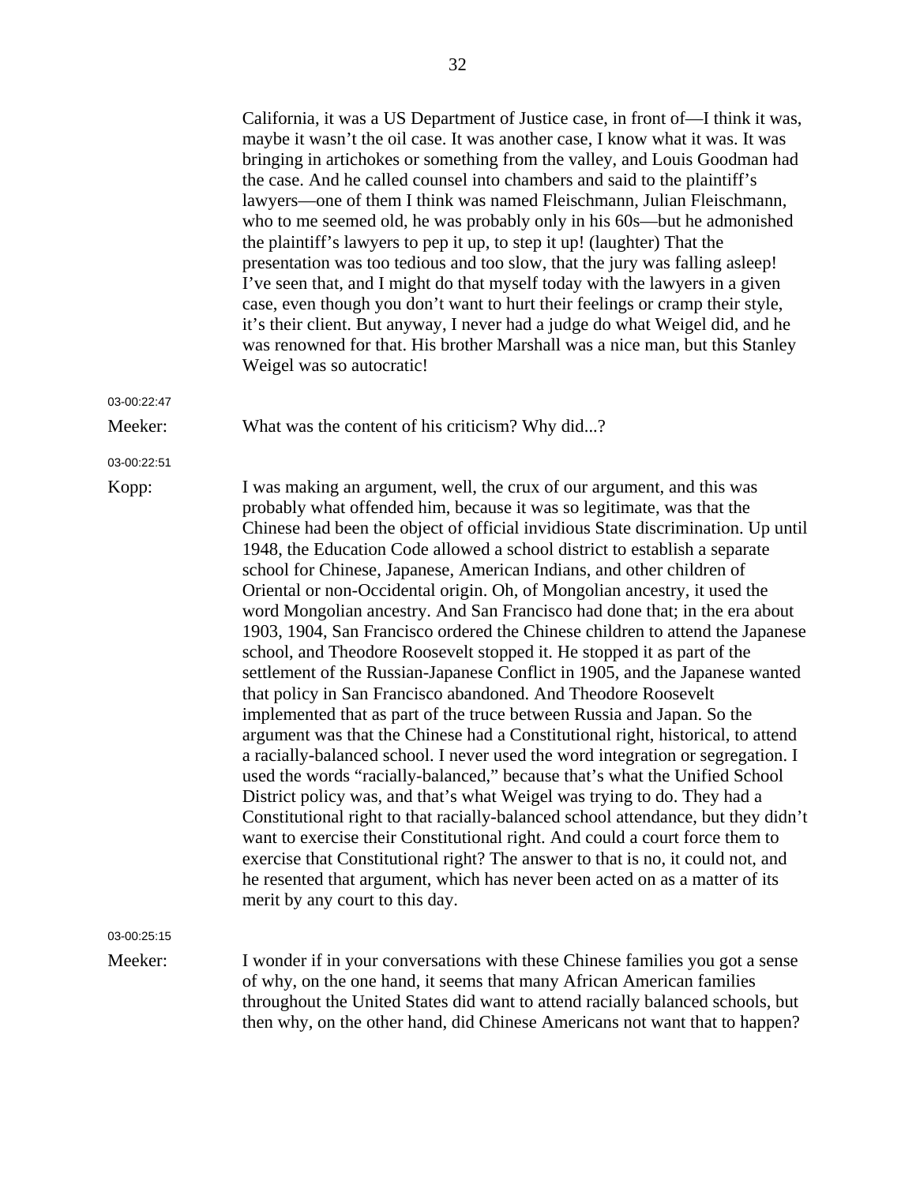California, it was a US Department of Justice case, in front of—I think it was, maybe it wasn't the oil case. It was another case, I know what it was. It was bringing in artichokes or something from the valley, and Louis Goodman had the case. And he called counsel into chambers and said to the plaintiff's lawyers—one of them I think was named Fleischmann, Julian Fleischmann, who to me seemed old, he was probably only in his 60s—but he admonished the plaintiff's lawyers to pep it up, to step it up! (laughter) That the presentation was too tedious and too slow, that the jury was falling asleep! I've seen that, and I might do that myself today with the lawyers in a given case, even though you don't want to hurt their feelings or cramp their style, it's their client. But anyway, I never had a judge do what Weigel did, and he was renowned for that. His brother Marshall was a nice man, but this Stanley Weigel was so autocratic!

03-00:22:47

Meeker: What was the content of his criticism? Why did...?

03-00:22:51

Kopp: I was making an argument, well, the crux of our argument, and this was probably what offended him, because it was so legitimate, was that the Chinese had been the object of official invidious State discrimination. Up until 1948, the Education Code allowed a school district to establish a separate school for Chinese, Japanese, American Indians, and other children of Oriental or non-Occidental origin. Oh, of Mongolian ancestry, it used the word Mongolian ancestry. And San Francisco had done that; in the era about 1903, 1904, San Francisco ordered the Chinese children to attend the Japanese school, and Theodore Roosevelt stopped it. He stopped it as part of the settlement of the Russian-Japanese Conflict in 1905, and the Japanese wanted that policy in San Francisco abandoned. And Theodore Roosevelt implemented that as part of the truce between Russia and Japan. So the argument was that the Chinese had a Constitutional right, historical, to attend a racially-balanced school. I never used the word integration or segregation. I used the words "racially-balanced," because that's what the Unified School District policy was, and that's what Weigel was trying to do. They had a Constitutional right to that racially-balanced school attendance, but they didn't want to exercise their Constitutional right. And could a court force them to exercise that Constitutional right? The answer to that is no, it could not, and he resented that argument, which has never been acted on as a matter of its merit by any court to this day.

03-00:25:15

Meeker: I wonder if in your conversations with these Chinese families you got a sense of why, on the one hand, it seems that many African American families throughout the United States did want to attend racially balanced schools, but then why, on the other hand, did Chinese Americans not want that to happen?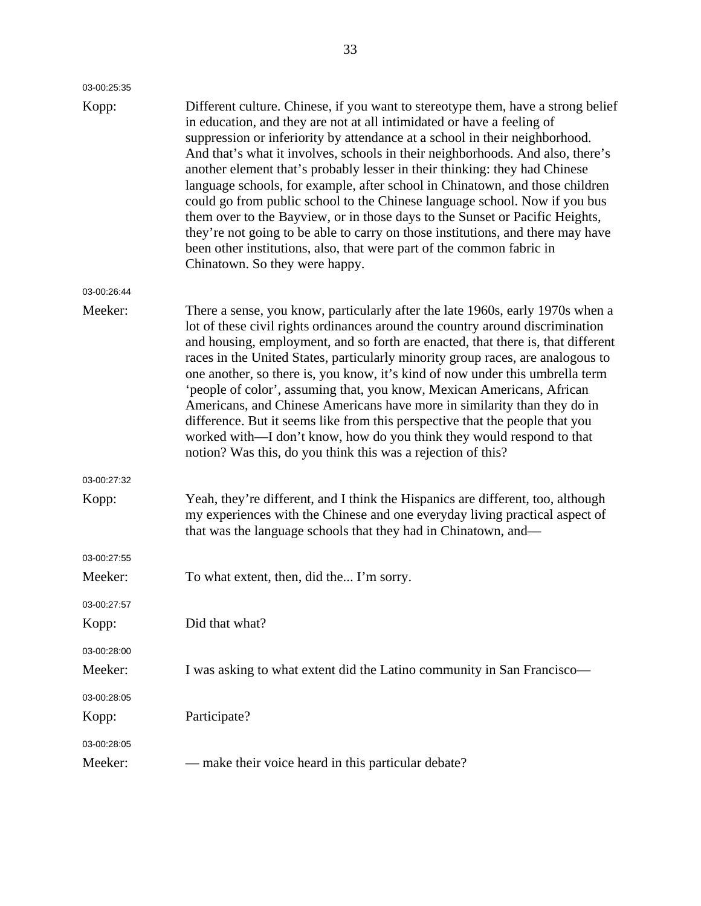03-00:25:35

Kopp: Different culture. Chinese, if you want to stereotype them, have a strong belief in education, and they are not at all intimidated or have a feeling of suppression or inferiority by attendance at a school in their neighborhood. And that's what it involves, schools in their neighborhoods. And also, there's another element that's probably lesser in their thinking: they had Chinese language schools, for example, after school in Chinatown, and those children could go from public school to the Chinese language school. Now if you bus them over to the Bayview, or in those days to the Sunset or Pacific Heights, they're not going to be able to carry on those institutions, and there may have been other institutions, also, that were part of the common fabric in Chinatown. So they were happy.

03-00:26:44

Meeker: There a sense, you know, particularly after the late 1960s, early 1970s when a lot of these civil rights ordinances around the country around discrimination and housing, employment, and so forth are enacted, that there is, that different races in the United States, particularly minority group races, are analogous to one another, so there is, you know, it's kind of now under this umbrella term 'people of color', assuming that, you know, Mexican Americans, African Americans, and Chinese Americans have more in similarity than they do in difference. But it seems like from this perspective that the people that you worked with—I don't know, how do you think they would respond to that notion? Was this, do you think this was a rejection of this?

03-00:27:32

Kopp: Yeah, they're different, and I think the Hispanics are different, too, although my experiences with the Chinese and one everyday living practical aspect of that was the language schools that they had in Chinatown, and—

03-00:27:55

Meeker: To what extent, then, did the... I'm sorry.

03-00:27:57

Kopp: Did that what?

03-00:28:00

Meeker: I was asking to what extent did the Latino community in San Francisco—

03-00:28:05

Kopp: Participate?

03-00:28:05

Meeker: — make their voice heard in this particular debate?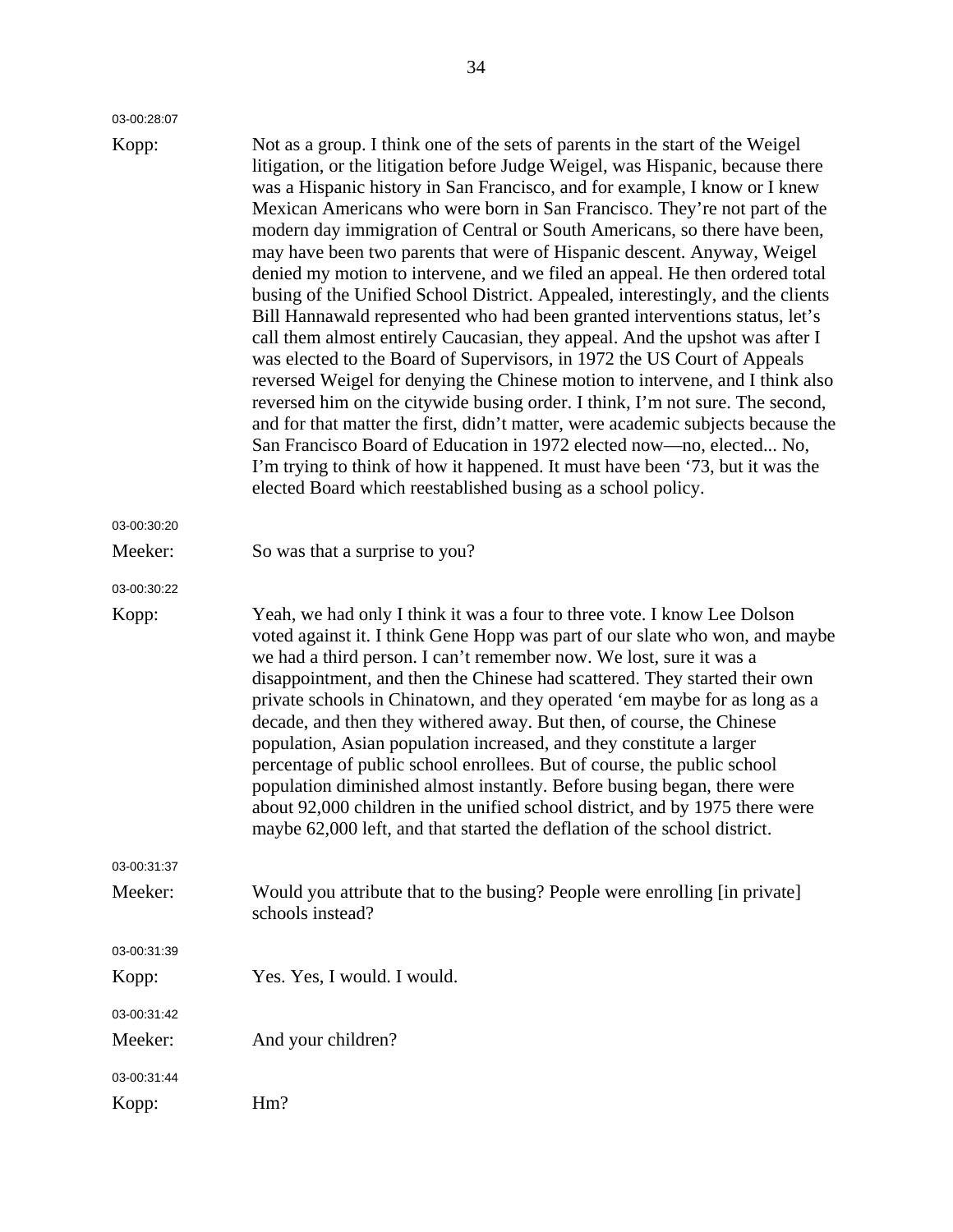03-00:28:07

Kopp: Not as a group. I think one of the sets of parents in the start of the Weigel litigation, or the litigation before Judge Weigel, was Hispanic, because there was a Hispanic history in San Francisco, and for example, I know or I knew Mexican Americans who were born in San Francisco. They're not part of the modern day immigration of Central or South Americans, so there have been, may have been two parents that were of Hispanic descent. Anyway, Weigel denied my motion to intervene, and we filed an appeal. He then ordered total busing of the Unified School District. Appealed, interestingly, and the clients Bill Hannawald represented who had been granted interventions status, let's call them almost entirely Caucasian, they appeal. And the upshot was after I was elected to the Board of Supervisors, in 1972 the US Court of Appeals reversed Weigel for denying the Chinese motion to intervene, and I think also reversed him on the citywide busing order. I think, I'm not sure. The second, and for that matter the first, didn't matter, were academic subjects because the San Francisco Board of Education in 1972 elected now—no, elected... No, I'm trying to think of how it happened. It must have been '73, but it was the elected Board which reestablished busing as a school policy.

03-00:30:20

Meeker: So was that a surprise to you?

03-00:30:22

Kopp: Yeah, we had only I think it was a four to three vote. I know Lee Dolson voted against it. I think Gene Hopp was part of our slate who won, and maybe we had a third person. I can't remember now. We lost, sure it was a disappointment, and then the Chinese had scattered. They started their own private schools in Chinatown, and they operated 'em maybe for as long as a decade, and then they withered away. But then, of course, the Chinese population, Asian population increased, and they constitute a larger percentage of public school enrollees. But of course, the public school population diminished almost instantly. Before busing began, there were about 92,000 children in the unified school district, and by 1975 there were maybe 62,000 left, and that started the deflation of the school district.

03-00:31:37

Meeker: Would you attribute that to the busing? People were enrolling [in private] schools instead?

03-00:31:39

Kopp: Yes. Yes, I would. I would.

03-00:31:42

Meeker: And your children?

03-00:31:44

Kopp: Hm?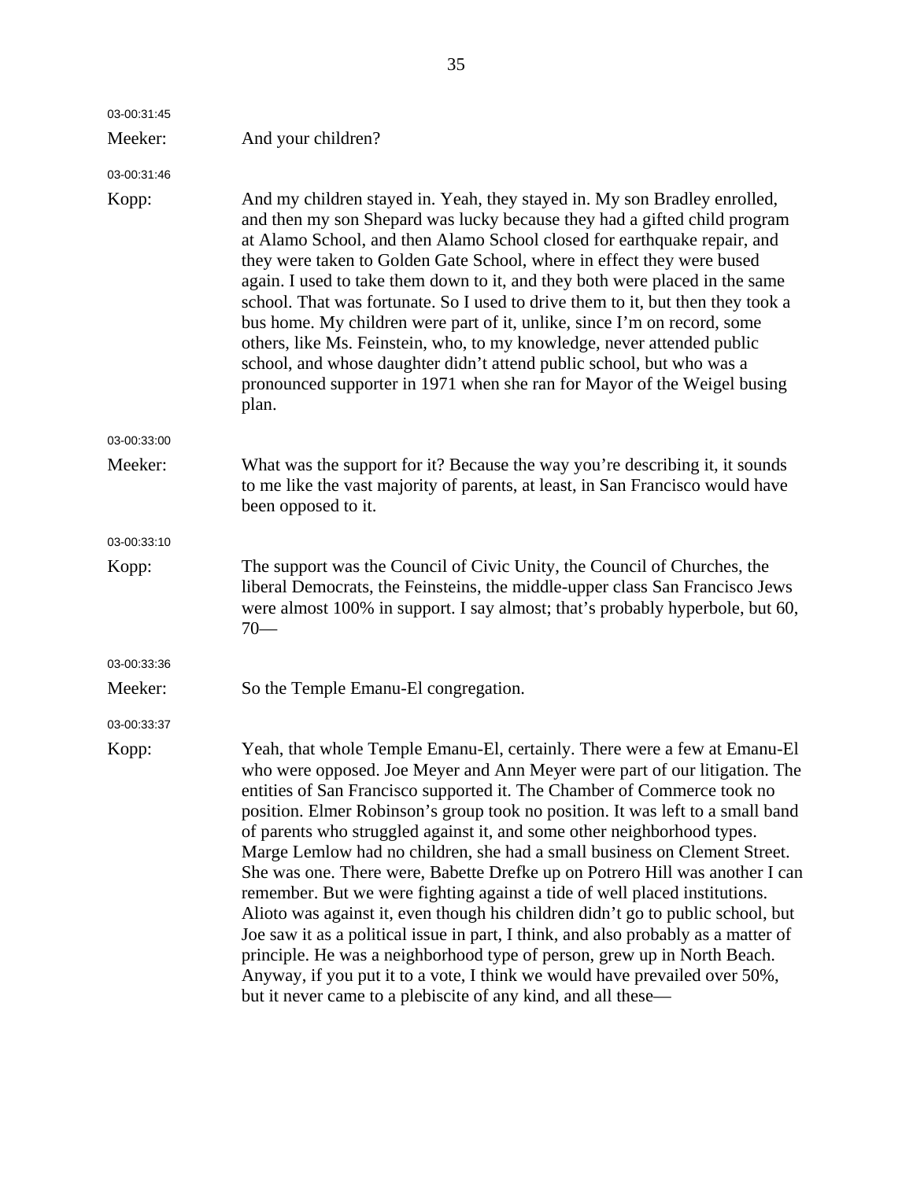03-00:31:45

Meeker: And your children?

03-00:31:46

Kopp: And my children stayed in. Yeah, they stayed in. My son Bradley enrolled, and then my son Shepard was lucky because they had a gifted child program at Alamo School, and then Alamo School closed for earthquake repair, and they were taken to Golden Gate School, where in effect they were bused again. I used to take them down to it, and they both were placed in the same school. That was fortunate. So I used to drive them to it, but then they took a bus home. My children were part of it, unlike, since I'm on record, some others, like Ms. Feinstein, who, to my knowledge, never attended public school, and whose daughter didn't attend public school, but who was a pronounced supporter in 1971 when she ran for Mayor of the Weigel busing plan.

03-00:33:00

Meeker: What was the support for it? Because the way you're describing it, it sounds to me like the vast majority of parents, at least, in San Francisco would have been opposed to it.

03-00:33:10

Kopp: The support was the Council of Civic Unity, the Council of Churches, the liberal Democrats, the Feinsteins, the middle-upper class San Francisco Jews were almost 100% in support. I say almost; that's probably hyperbole, but 60, 70—

03-00:33:36

Meeker: So the Temple Emanu-El congregation.

03-00:33:37

Kopp: Yeah, that whole Temple Emanu-El, certainly. There were a few at Emanu-El who were opposed. Joe Meyer and Ann Meyer were part of our litigation. The entities of San Francisco supported it. The Chamber of Commerce took no position. Elmer Robinson's group took no position. It was left to a small band of parents who struggled against it, and some other neighborhood types. Marge Lemlow had no children, she had a small business on Clement Street. She was one. There were, Babette Drefke up on Potrero Hill was another I can remember. But we were fighting against a tide of well placed institutions. Alioto was against it, even though his children didn't go to public school, but Joe saw it as a political issue in part, I think, and also probably as a matter of principle. He was a neighborhood type of person, grew up in North Beach. Anyway, if you put it to a vote, I think we would have prevailed over 50%, but it never came to a plebiscite of any kind, and all these—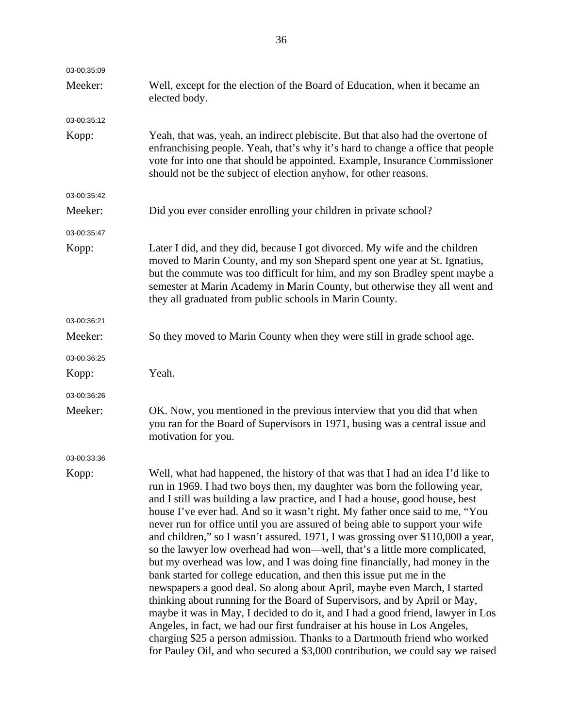03-00:35:09

Meeker: Well, except for the election of the Board of Education, when it became an elected body.

03-00:35:12

Kopp: Yeah, that was, yeah, an indirect plebiscite. But that also had the overtone of enfranchising people. Yeah, that's why it's hard to change a office that people vote for into one that should be appointed. Example, Insurance Commissioner should not be the subject of election anyhow, for other reasons.

03-00:35:42

Meeker: Did you ever consider enrolling your children in private school?

03-00:35:47

Kopp: Later I did, and they did, because I got divorced. My wife and the children moved to Marin County, and my son Shepard spent one year at St. Ignatius, but the commute was too difficult for him, and my son Bradley spent maybe a semester at Marin Academy in Marin County, but otherwise they all went and they all graduated from public schools in Marin County.

03-00:36:21

Meeker: So they moved to Marin County when they were still in grade school age.

03-00:36:25

Kopp: Yeah.

03-00:36:26

Meeker: OK. Now, you mentioned in the previous interview that you did that when you ran for the Board of Supervisors in 1971, busing was a central issue and motivation for you.

03-00:33:36

Kopp: Well, what had happened, the history of that was that I had an idea I'd like to run in 1969. I had two boys then, my daughter was born the following year, and I still was building a law practice, and I had a house, good house, best house I've ever had. And so it wasn't right. My father once said to me, "You never run for office until you are assured of being able to support your wife and children," so I wasn't assured. 1971, I was grossing over $110,000 a year, so the lawyer low overhead had won—well, that's a little more complicated, but my overhead was low, and I was doing fine financially, had money in the bank started for college education, and then this issue put me in the newspapers a good deal. So along about April, maybe even March, I started thinking about running for the Board of Supervisors, and by April or May, maybe it was in May, I decided to do it, and I had a good friend, lawyer in Los Angeles, in fact, we had our first fundraiser at his house in Los Angeles, charging $25 a person admission. Thanks to a Dartmouth friend who worked for Pauley Oil, and who secured a $3,000 contribution, we could say we raised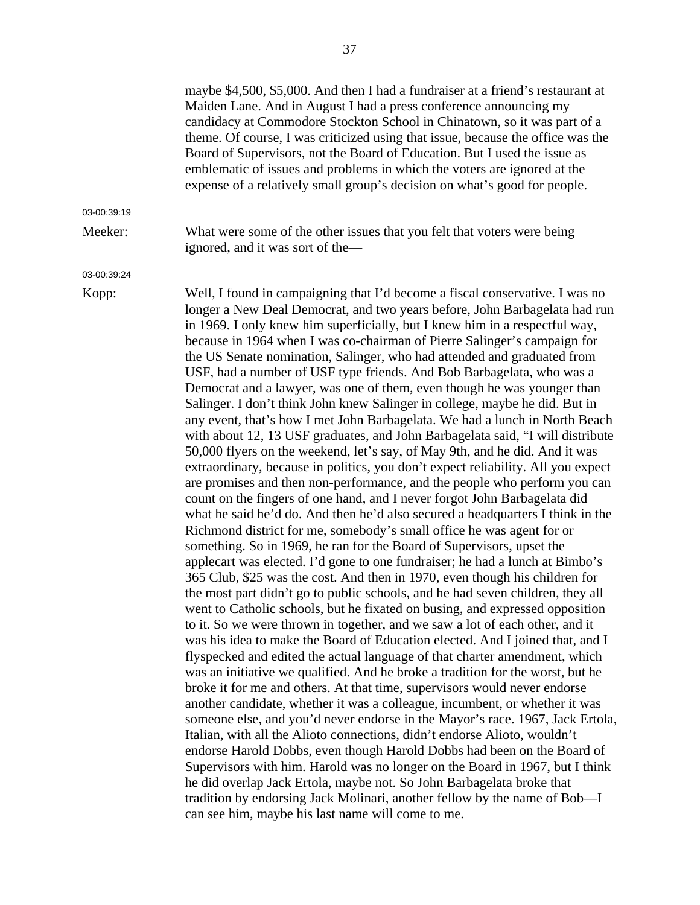maybe $4,500, $5,000. And then I had a fundraiser at a friend's restaurant at Maiden Lane. And in August I had a press conference announcing my candidacy at Commodore Stockton School in Chinatown, so it was part of a theme. Of course, I was criticized using that issue, because the office was the Board of Supervisors, not the Board of Education. But I used the issue as emblematic of issues and problems in which the voters are ignored at the expense of a relatively small group's decision on what's good for people.

03-00:39:19

Meeker: What were some of the other issues that you felt that voters were being ignored, and it was sort of the—

03-00:39:24

Kopp: Well, I found in campaigning that I'd become a fiscal conservative. I was no longer a New Deal Democrat, and two years before, John Barbagelata had run in 1969. I only knew him superficially, but I knew him in a respectful way, because in 1964 when I was co-chairman of Pierre Salinger's campaign for the US Senate nomination, Salinger, who had attended and graduated from USF, had a number of USF type friends. And Bob Barbagelata, who was a Democrat and a lawyer, was one of them, even though he was younger than Salinger. I don't think John knew Salinger in college, maybe he did. But in any event, that's how I met John Barbagelata. We had a lunch in North Beach with about 12, 13 USF graduates, and John Barbagelata said, "I will distribute 50,000 flyers on the weekend, let's say, of May 9th, and he did. And it was extraordinary, because in politics, you don't expect reliability. All you expect are promises and then non-performance, and the people who perform you can count on the fingers of one hand, and I never forgot John Barbagelata did what he said he'd do. And then he'd also secured a headquarters I think in the Richmond district for me, somebody's small office he was agent for or something. So in 1969, he ran for the Board of Supervisors, upset the applecart was elected. I'd gone to one fundraiser; he had a lunch at Bimbo's 365 Club, $25 was the cost. And then in 1970, even though his children for the most part didn't go to public schools, and he had seven children, they all went to Catholic schools, but he fixated on busing, and expressed opposition to it. So we were thrown in together, and we saw a lot of each other, and it was his idea to make the Board of Education elected. And I joined that, and I flyspecked and edited the actual language of that charter amendment, which was an initiative we qualified. And he broke a tradition for the worst, but he broke it for me and others. At that time, supervisors would never endorse another candidate, whether it was a colleague, incumbent, or whether it was someone else, and you'd never endorse in the Mayor's race. 1967, Jack Ertola, Italian, with all the Alioto connections, didn't endorse Alioto, wouldn't endorse Harold Dobbs, even though Harold Dobbs had been on the Board of Supervisors with him. Harold was no longer on the Board in 1967, but I think he did overlap Jack Ertola, maybe not. So John Barbagelata broke that tradition by endorsing Jack Molinari, another fellow by the name of Bob—I can see him, maybe his last name will come to me.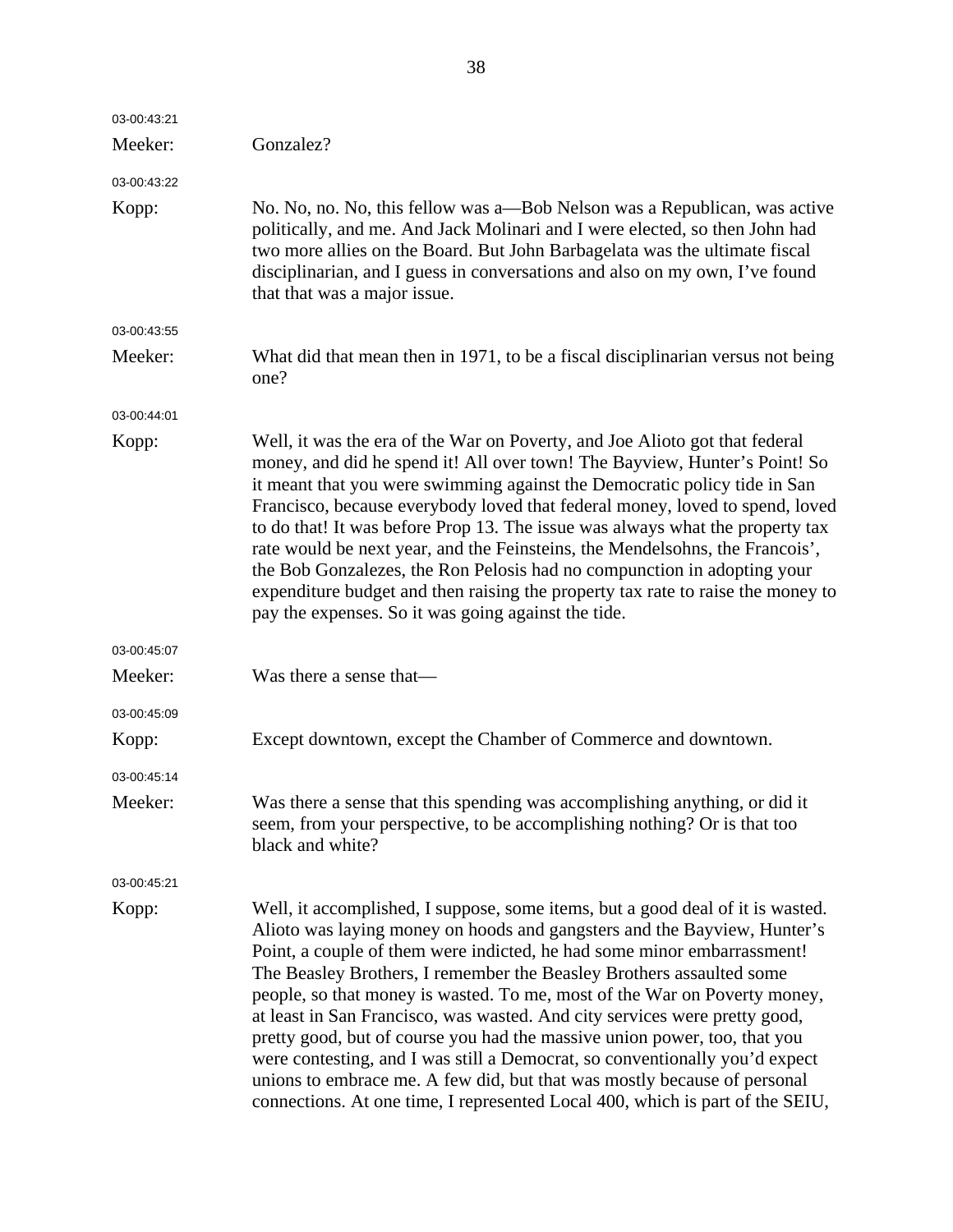03-00:43:21

Meeker: Gonzalez?

03-00:43:22

Kopp: No. No, no. No, this fellow was a—Bob Nelson was a Republican, was active politically, and me. And Jack Molinari and I were elected, so then John had two more allies on the Board. But John Barbagelata was the ultimate fiscal disciplinarian, and I guess in conversations and also on my own, I've found that that was a major issue.

03-00:43:55

Meeker: What did that mean then in 1971, to be a fiscal disciplinarian versus not being one?

03-00:44:01

Kopp: Well, it was the era of the War on Poverty, and Joe Alioto got that federal money, and did he spend it! All over town! The Bayview, Hunter's Point! So it meant that you were swimming against the Democratic policy tide in San Francisco, because everybody loved that federal money, loved to spend, loved to do that! It was before Prop 13. The issue was always what the property tax rate would be next year, and the Feinsteins, the Mendelsohns, the Francois', the Bob Gonzalezes, the Ron Pelosis had no compunction in adopting your expenditure budget and then raising the property tax rate to raise the money to pay the expenses. So it was going against the tide.

03-00:45:07

Meeker: Was there a sense that—

03-00:45:09

Kopp: Except downtown, except the Chamber of Commerce and downtown.

03-00:45:14

Meeker: Was there a sense that this spending was accomplishing anything, or did it seem, from your perspective, to be accomplishing nothing? Or is that too black and white?

03-00:45:21

Kopp: Well, it accomplished, I suppose, some items, but a good deal of it is wasted. Alioto was laying money on hoods and gangsters and the Bayview, Hunter's Point, a couple of them were indicted, he had some minor embarrassment! The Beasley Brothers, I remember the Beasley Brothers assaulted some people, so that money is wasted. To me, most of the War on Poverty money, at least in San Francisco, was wasted. And city services were pretty good, pretty good, but of course you had the massive union power, too, that you were contesting, and I was still a Democrat, so conventionally you'd expect unions to embrace me. A few did, but that was mostly because of personal connections. At one time, I represented Local 400, which is part of the SEIU,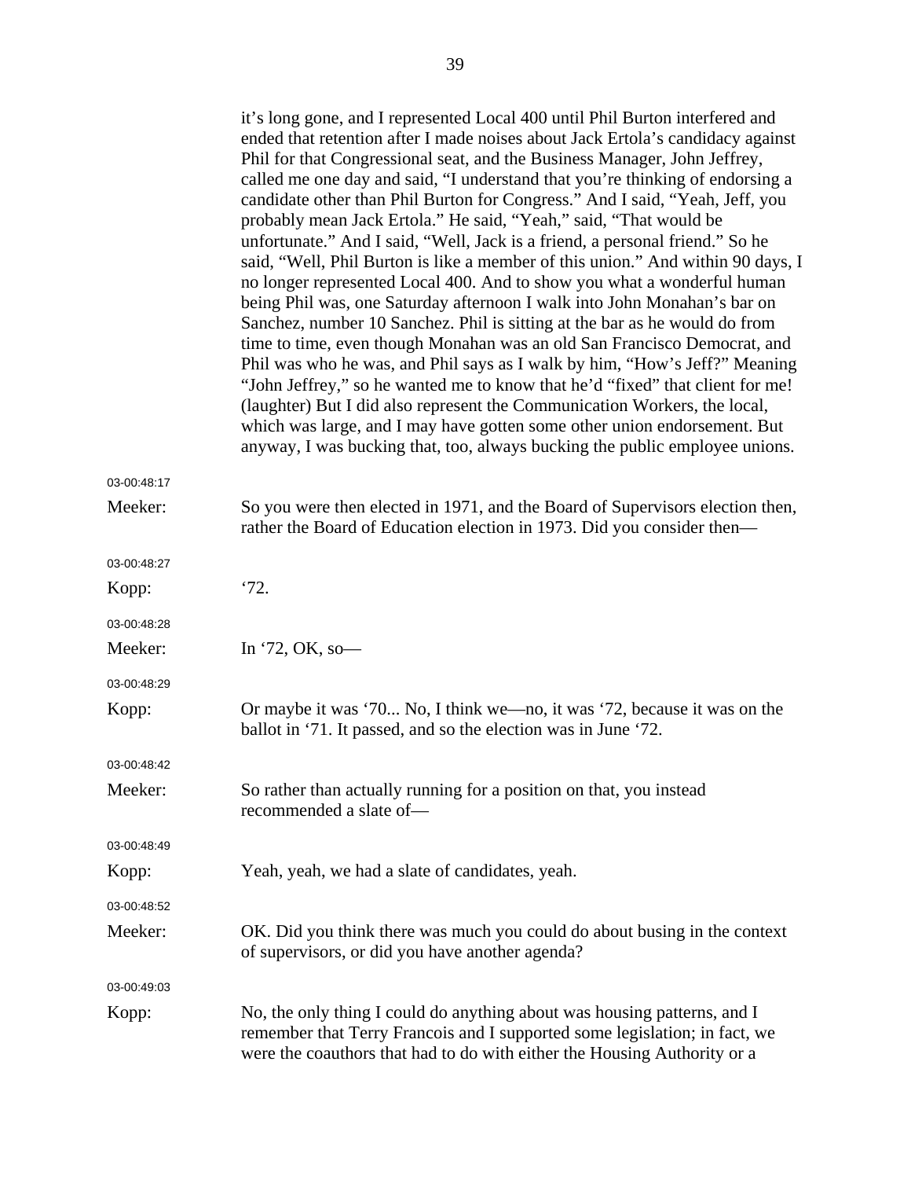it's long gone, and I represented Local 400 until Phil Burton interfered and ended that retention after I made noises about Jack Ertola's candidacy against Phil for that Congressional seat, and the Business Manager, John Jeffrey, called me one day and said, "I understand that you're thinking of endorsing a candidate other than Phil Burton for Congress." And I said, "Yeah, Jeff, you probably mean Jack Ertola." He said, "Yeah," said, "That would be unfortunate." And I said, "Well, Jack is a friend, a personal friend." So he said, "Well, Phil Burton is like a member of this union." And within 90 days, I no longer represented Local 400. And to show you what a wonderful human being Phil was, one Saturday afternoon I walk into John Monahan's bar on Sanchez, number 10 Sanchez. Phil is sitting at the bar as he would do from time to time, even though Monahan was an old San Francisco Democrat, and Phil was who he was, and Phil says as I walk by him, "How's Jeff?" Meaning "John Jeffrey," so he wanted me to know that he'd "fixed" that client for me! (laughter) But I did also represent the Communication Workers, the local, which was large, and I may have gotten some other union endorsement. But anyway, I was bucking that, too, always bucking the public employee unions.

03-00:48:17

**Meeker:** So you were then elected in 1971, and the Board of Supervisors election then, rather the Board of Education election in 1973. Did you consider then—

03-00:48:27

**Kopp:** '72.

03-00:48:28

**Meeker:** In '72, OK, so—

03-00:48:29

**Kopp:** Or maybe it was '70... No, I think we—no, it was '72, because it was on the ballot in '71. It passed, and so the election was in June '72.

03-00:48:42

**Meeker:** So rather than actually running for a position on that, you instead recommended a slate of—

03-00:48:49

**Kopp:** Yeah, yeah, we had a slate of candidates, yeah.

03-00:48:52

**Meeker:** OK. Did you think there was much you could do about busing in the context of supervisors, or did you have another agenda?

03-00:49:03

**Kopp:** No, the only thing I could do anything about was housing patterns, and I remember that Terry Francois and I supported some legislation; in fact, we were the coauthors that had to do with either the Housing Authority or a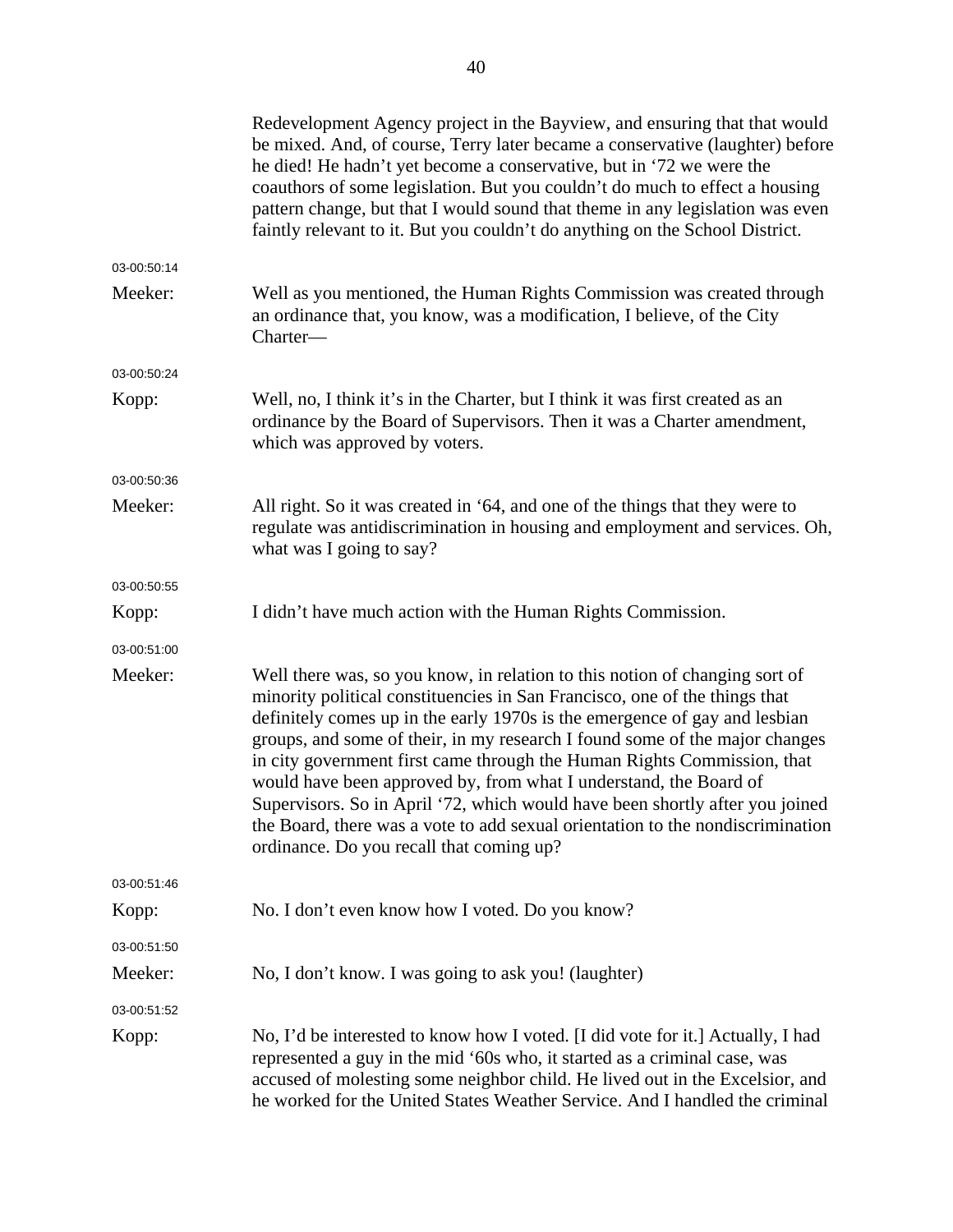Redevelopment Agency project in the Bayview, and ensuring that that would be mixed. And, of course, Terry later became a conservative (laughter) before he died! He hadn't yet become a conservative, but in '72 we were the coauthors of some legislation. But you couldn't do much to effect a housing pattern change, but that I would sound that theme in any legislation was even faintly relevant to it. But you couldn't do anything on the School District.

03-00:50:14

**Meeker:** Well as you mentioned, the Human Rights Commission was created through an ordinance that, you know, was a modification, I believe, of the City Charter—

03-00:50:24

**Kopp:** Well, no, I think it's in the Charter, but I think it was first created as an ordinance by the Board of Supervisors. Then it was a Charter amendment, which was approved by voters.

03-00:50:36

**Meeker:** All right. So it was created in '64, and one of the things that they were to regulate was antidiscrimination in housing and employment and services. Oh, what was I going to say?

03-00:50:55

**Kopp:** I didn't have much action with the Human Rights Commission.

03-00:51:00

**Meeker:** Well there was, so you know, in relation to this notion of changing sort of minority political constituencies in San Francisco, one of the things that definitely comes up in the early 1970s is the emergence of gay and lesbian groups, and some of their, in my research I found some of the major changes in city government first came through the Human Rights Commission, that would have been approved by, from what I understand, the Board of Supervisors. So in April '72, which would have been shortly after you joined the Board, there was a vote to add sexual orientation to the nondiscrimination ordinance. Do you recall that coming up?

03-00:51:46

**Kopp:** No. I don't even know how I voted. Do you know?

03-00:51:50

**Meeker:** No, I don't know. I was going to ask you! (laughter)

03-00:51:52

**Kopp:** No, I'd be interested to know how I voted. [I did vote for it.] Actually, I had represented a guy in the mid '60s who, it started as a criminal case, was accused of molesting some neighbor child. He lived out in the Excelsior, and he worked for the United States Weather Service. And I handled the criminal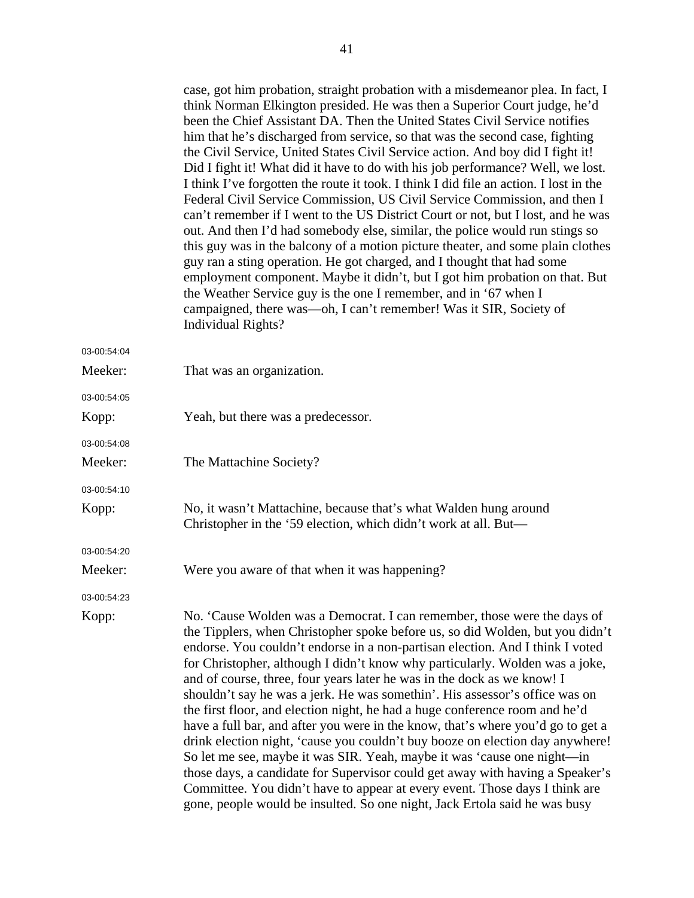case, got him probation, straight probation with a misdemeanor plea. In fact, I think Norman Elkington presided. He was then a Superior Court judge, he'd been the Chief Assistant DA. Then the United States Civil Service notifies him that he's discharged from service, so that was the second case, fighting the Civil Service, United States Civil Service action. And boy did I fight it! Did I fight it! What did it have to do with his job performance? Well, we lost. I think I've forgotten the route it took. I think I did file an action. I lost in the Federal Civil Service Commission, US Civil Service Commission, and then I can't remember if I went to the US District Court or not, but I lost, and he was out. And then I'd had somebody else, similar, the police would run stings so this guy was in the balcony of a motion picture theater, and some plain clothes guy ran a sting operation. He got charged, and I thought that had some employment component. Maybe it didn't, but I got him probation on that. But the Weather Service guy is the one I remember, and in '67 when I campaigned, there was—oh, I can't remember! Was it SIR, Society of Individual Rights?

03-00:54:04

Meeker: That was an organization.

03-00:54:05

Kopp: Yeah, but there was a predecessor.

03-00:54:08

Meeker: The Mattachine Society?

03-00:54:10

Kopp: No, it wasn't Mattachine, because that's what Walden hung around Christopher in the '59 election, which didn't work at all. But—

03-00:54:20

Meeker: Were you aware of that when it was happening?

03-00:54:23

Kopp: No. 'Cause Wolden was a Democrat. I can remember, those were the days of the Tipplers, when Christopher spoke before us, so did Wolden, but you didn't endorse. You couldn't endorse in a non-partisan election. And I think I voted for Christopher, although I didn't know why particularly. Wolden was a joke, and of course, three, four years later he was in the dock as we know! I shouldn't say he was a jerk. He was somethin'. His assessor's office was on the first floor, and election night, he had a huge conference room and he'd have a full bar, and after you were in the know, that's where you'd go to get a drink election night, 'cause you couldn't buy booze on election day anywhere! So let me see, maybe it was SIR. Yeah, maybe it was 'cause one night—in those days, a candidate for Supervisor could get away with having a Speaker's Committee. You didn't have to appear at every event. Those days I think are gone, people would be insulted. So one night, Jack Ertola said he was busy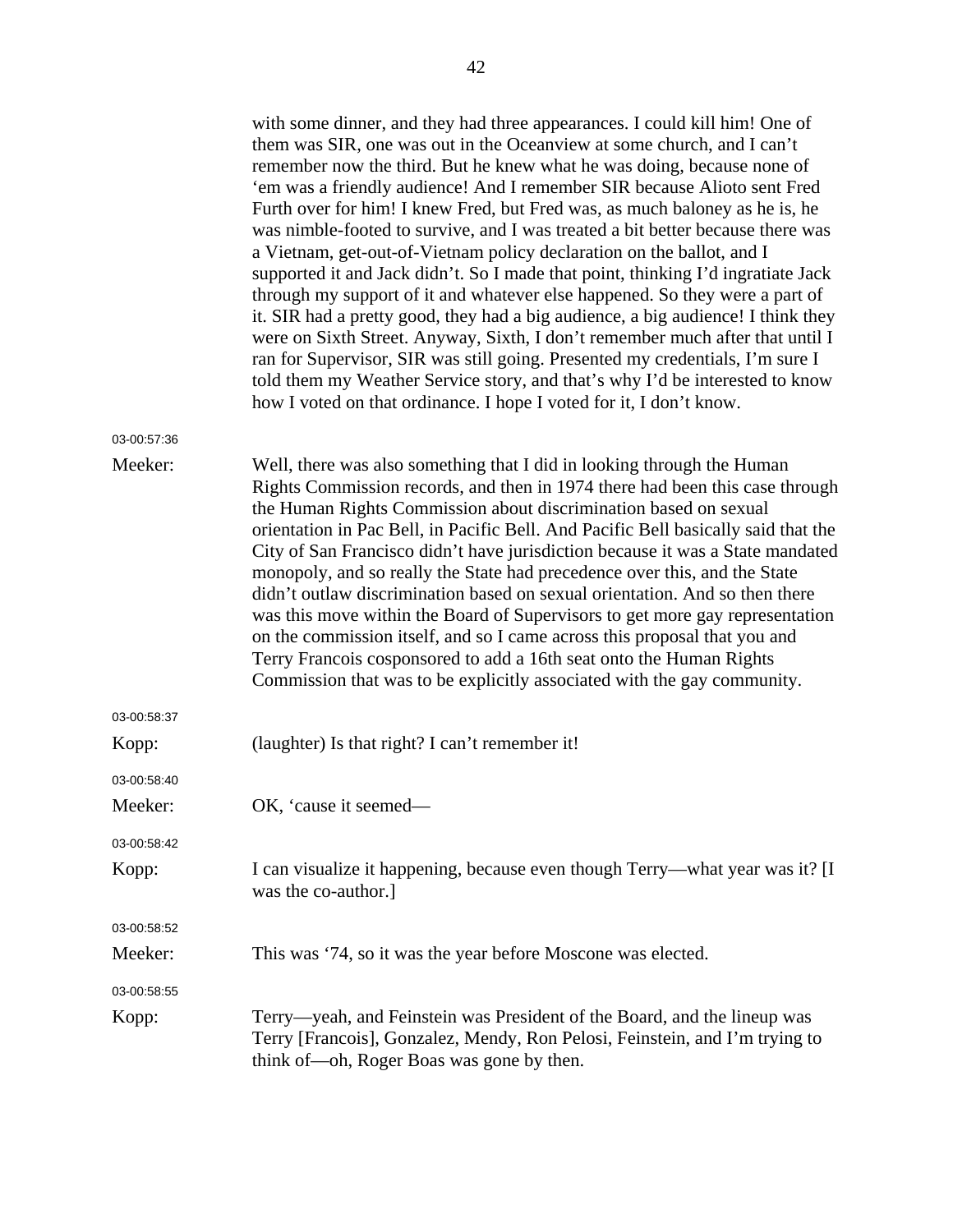with some dinner, and they had three appearances. I could kill him! One of them was SIR, one was out in the Oceanview at some church, and I can't remember now the third. But he knew what he was doing, because none of 'em was a friendly audience! And I remember SIR because Alioto sent Fred Furth over for him! I knew Fred, but Fred was, as much baloney as he is, he was nimble-footed to survive, and I was treated a bit better because there was a Vietnam, get-out-of-Vietnam policy declaration on the ballot, and I supported it and Jack didn't. So I made that point, thinking I'd ingratiate Jack through my support of it and whatever else happened. So they were a part of it. SIR had a pretty good, they had a big audience, a big audience! I think they were on Sixth Street. Anyway, Sixth, I don't remember much after that until I ran for Supervisor, SIR was still going. Presented my credentials, I'm sure I told them my Weather Service story, and that's why I'd be interested to know how I voted on that ordinance. I hope I voted for it, I don't know.

03-00:57:36

Meeker: Well, there was also something that I did in looking through the Human Rights Commission records, and then in 1974 there had been this case through the Human Rights Commission about discrimination based on sexual orientation in Pac Bell, in Pacific Bell. And Pacific Bell basically said that the City of San Francisco didn't have jurisdiction because it was a State mandated monopoly, and so really the State had precedence over this, and the State didn't outlaw discrimination based on sexual orientation. And so then there was this move within the Board of Supervisors to get more gay representation on the commission itself, and so I came across this proposal that you and Terry Francois cosponsored to add a 16th seat onto the Human Rights Commission that was to be explicitly associated with the gay community.

03-00:58:37

Kopp: (laughter) Is that right? I can't remember it!

03-00:58:40

Meeker: OK, 'cause it seemed—

03-00:58:42

Kopp: I can visualize it happening, because even though Terry—what year was it? [I was the co-author.]

03-00:58:52

Meeker: This was '74, so it was the year before Moscone was elected.

03-00:58:55

Kopp: Terry—yeah, and Feinstein was President of the Board, and the lineup was Terry [Francois], Gonzalez, Mendy, Ron Pelosi, Feinstein, and I'm trying to think of—oh, Roger Boas was gone by then.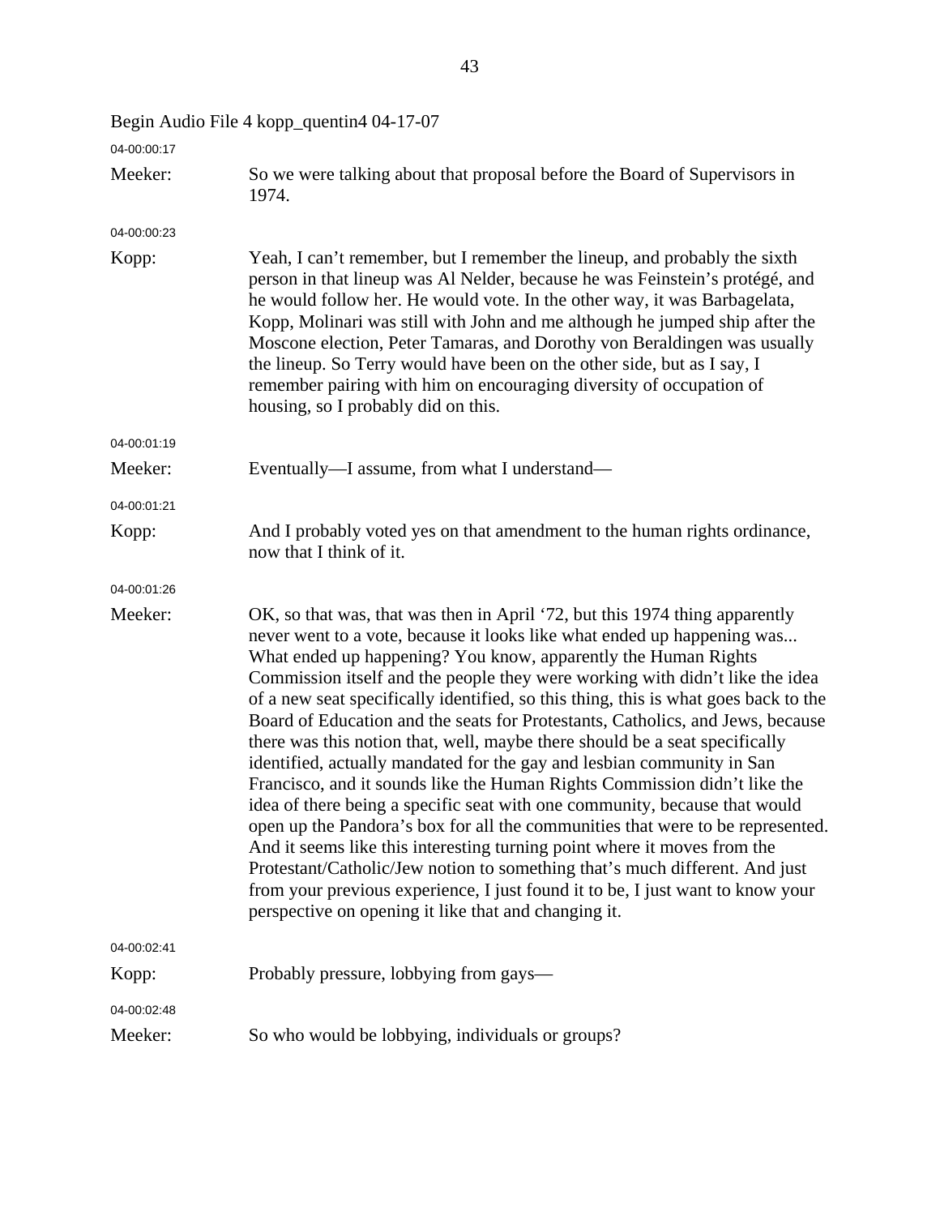Begin Audio File 4 kopp_quentin4 04-17-07

04-00:00:17

Meeker: So we were talking about that proposal before the Board of Supervisors in 1974.

04-00:00:23

Kopp: Yeah, I can't remember, but I remember the lineup, and probably the sixth person in that lineup was Al Nelder, because he was Feinstein's protégé, and he would follow her. He would vote. In the other way, it was Barbagelata, Kopp, Molinari was still with John and me although he jumped ship after the Moscone election, Peter Tamaras, and Dorothy von Beraldingen was usually the lineup. So Terry would have been on the other side, but as I say, I remember pairing with him on encouraging diversity of occupation of housing, so I probably did on this.

04-00:01:19

Meeker: Eventually—I assume, from what I understand—

04-00:01:21

Kopp: And I probably voted yes on that amendment to the human rights ordinance, now that I think of it.

04-00:01:26

Meeker: OK, so that was, that was then in April '72, but this 1974 thing apparently never went to a vote, because it looks like what ended up happening was... What ended up happening? You know, apparently the Human Rights Commission itself and the people they were working with didn't like the idea of a new seat specifically identified, so this thing, this is what goes back to the Board of Education and the seats for Protestants, Catholics, and Jews, because there was this notion that, well, maybe there should be a seat specifically identified, actually mandated for the gay and lesbian community in San Francisco, and it sounds like the Human Rights Commission didn't like the idea of there being a specific seat with one community, because that would open up the Pandora's box for all the communities that were to be represented. And it seems like this interesting turning point where it moves from the Protestant/Catholic/Jew notion to something that's much different. And just from your previous experience, I just found it to be, I just want to know your perspective on opening it like that and changing it.

04-00:02:41

Kopp: Probably pressure, lobbying from gays—

04-00:02:48

Meeker: So who would be lobbying, individuals or groups?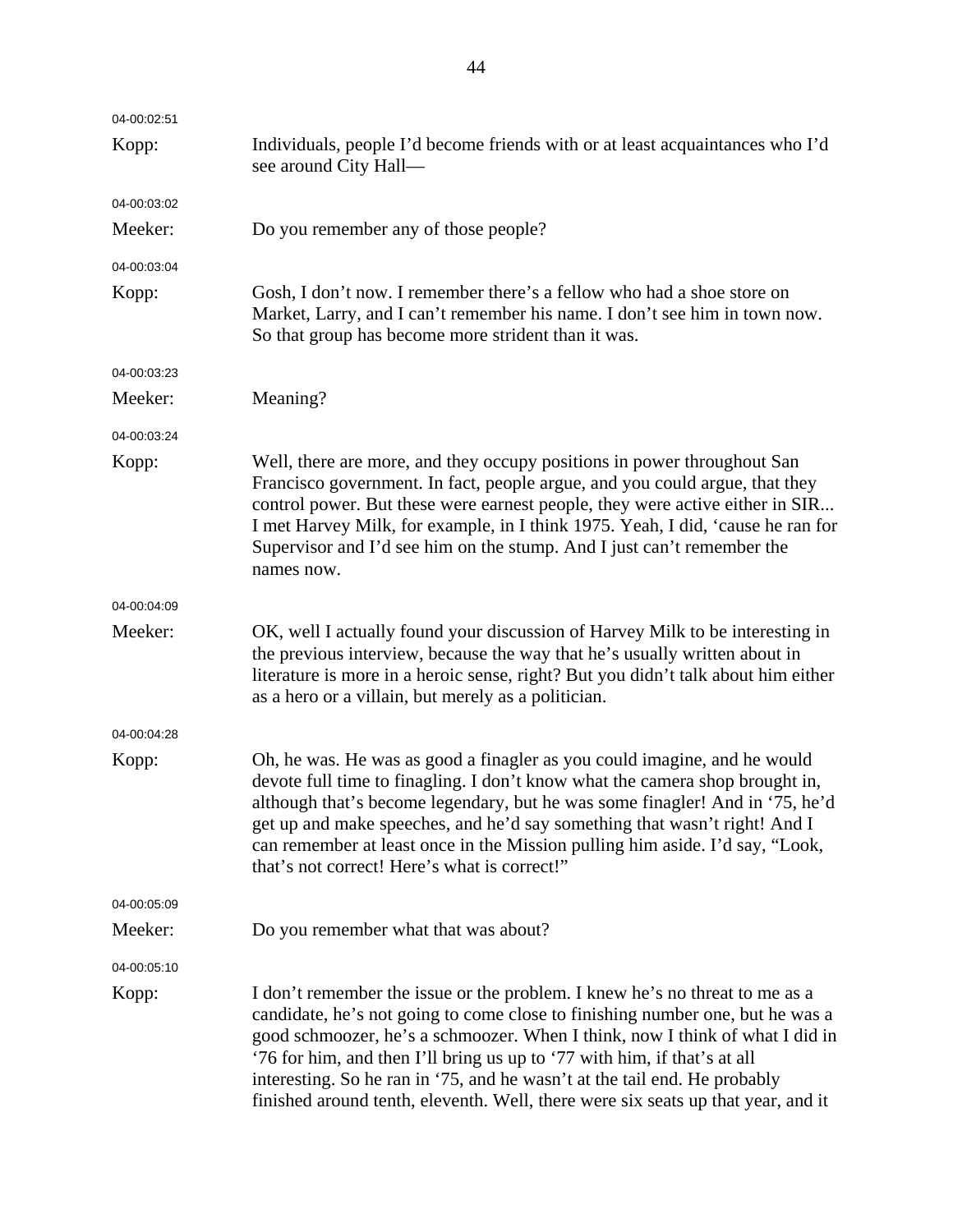04-00:02:51

Kopp: Individuals, people I'd become friends with or at least acquaintances who I'd see around City Hall—

04-00:03:02

Meeker: Do you remember any of those people?

04-00:03:04

Kopp: Gosh, I don't now. I remember there's a fellow who had a shoe store on Market, Larry, and I can't remember his name. I don't see him in town now. So that group has become more strident than it was.

04-00:03:23

Meeker: Meaning?

04-00:03:24

Kopp: Well, there are more, and they occupy positions in power throughout San Francisco government. In fact, people argue, and you could argue, that they control power. But these were earnest people, they were active either in SIR... I met Harvey Milk, for example, in I think 1975. Yeah, I did, 'cause he ran for Supervisor and I'd see him on the stump. And I just can't remember the names now.

04-00:04:09

Meeker: OK, well I actually found your discussion of Harvey Milk to be interesting in the previous interview, because the way that he's usually written about in literature is more in a heroic sense, right? But you didn't talk about him either as a hero or a villain, but merely as a politician.

04-00:04:28

Kopp: Oh, he was. He was as good a finagler as you could imagine, and he would devote full time to finagling. I don't know what the camera shop brought in, although that's become legendary, but he was some finagler! And in '75, he'd get up and make speeches, and he'd say something that wasn't right! And I can remember at least once in the Mission pulling him aside. I'd say, "Look, that's not correct! Here's what is correct!"

04-00:05:09

Meeker: Do you remember what that was about?

04-00:05:10

Kopp: I don't remember the issue or the problem. I knew he's no threat to me as a candidate, he's not going to come close to finishing number one, but he was a good schmoozer, he's a schmoozer. When I think, now I think of what I did in '76 for him, and then I'll bring us up to '77 with him, if that's at all interesting. So he ran in '75, and he wasn't at the tail end. He probably finished around tenth, eleventh. Well, there were six seats up that year, and it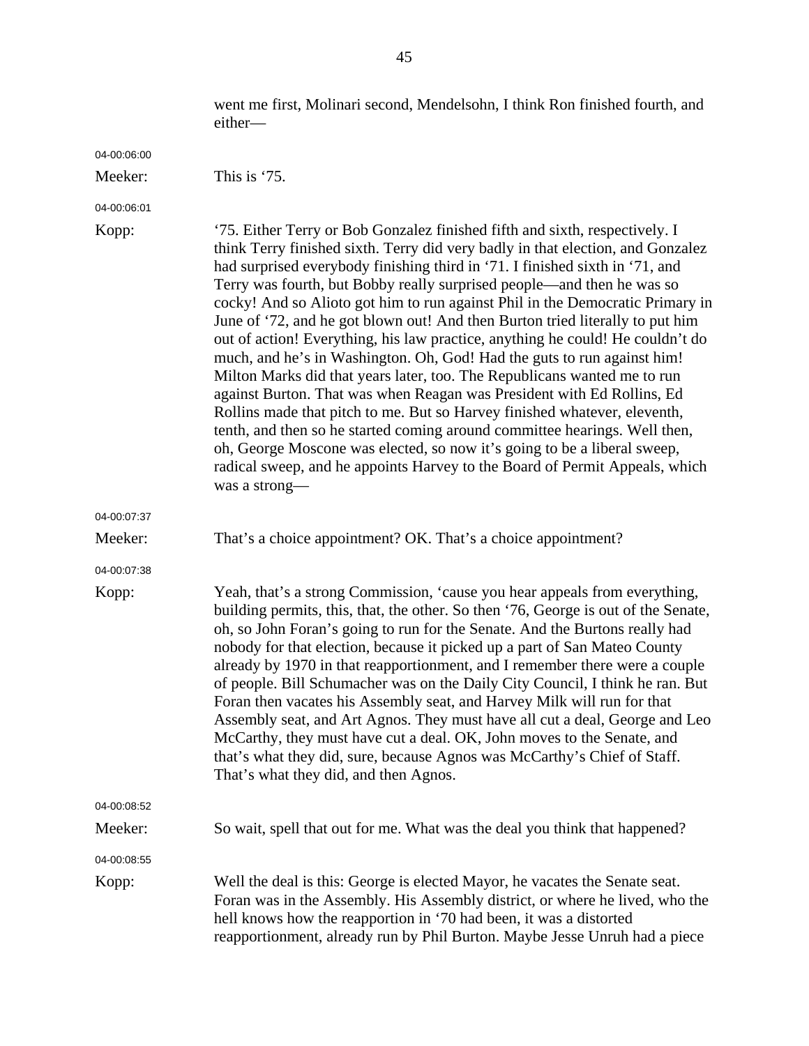went me first, Molinari second, Mendelsohn, I think Ron finished fourth, and either—

04-00:06:00

Meeker: This is '75.

04-00:06:01

Kopp: '75. Either Terry or Bob Gonzalez finished fifth and sixth, respectively. I think Terry finished sixth. Terry did very badly in that election, and Gonzalez had surprised everybody finishing third in '71. I finished sixth in '71, and Terry was fourth, but Bobby really surprised people—and then he was so cocky! And so Alioto got him to run against Phil in the Democratic Primary in June of '72, and he got blown out! And then Burton tried literally to put him out of action! Everything, his law practice, anything he could! He couldn't do much, and he's in Washington. Oh, God! Had the guts to run against him! Milton Marks did that years later, too. The Republicans wanted me to run against Burton. That was when Reagan was President with Ed Rollins, Ed Rollins made that pitch to me. But so Harvey finished whatever, eleventh, tenth, and then so he started coming around committee hearings. Well then, oh, George Moscone was elected, so now it's going to be a liberal sweep, radical sweep, and he appoints Harvey to the Board of Permit Appeals, which was a strong—

04-00:07:37

Meeker: That's a choice appointment? OK. That's a choice appointment?

04-00:07:38

Kopp: Yeah, that's a strong Commission, 'cause you hear appeals from everything, building permits, this, that, the other. So then '76, George is out of the Senate, oh, so John Foran's going to run for the Senate. And the Burtons really had nobody for that election, because it picked up a part of San Mateo County already by 1970 in that reapportionment, and I remember there were a couple of people. Bill Schumacher was on the Daily City Council, I think he ran. But Foran then vacates his Assembly seat, and Harvey Milk will run for that Assembly seat, and Art Agnos. They must have all cut a deal, George and Leo McCarthy, they must have cut a deal. OK, John moves to the Senate, and that's what they did, sure, because Agnos was McCarthy's Chief of Staff. That's what they did, and then Agnos.

04-00:08:52

Meeker: So wait, spell that out for me. What was the deal you think that happened?

04-00:08:55

Kopp: Well the deal is this: George is elected Mayor, he vacates the Senate seat. Foran was in the Assembly. His Assembly district, or where he lived, who the hell knows how the reapportion in '70 had been, it was a distorted reapportionment, already run by Phil Burton. Maybe Jesse Unruh had a piece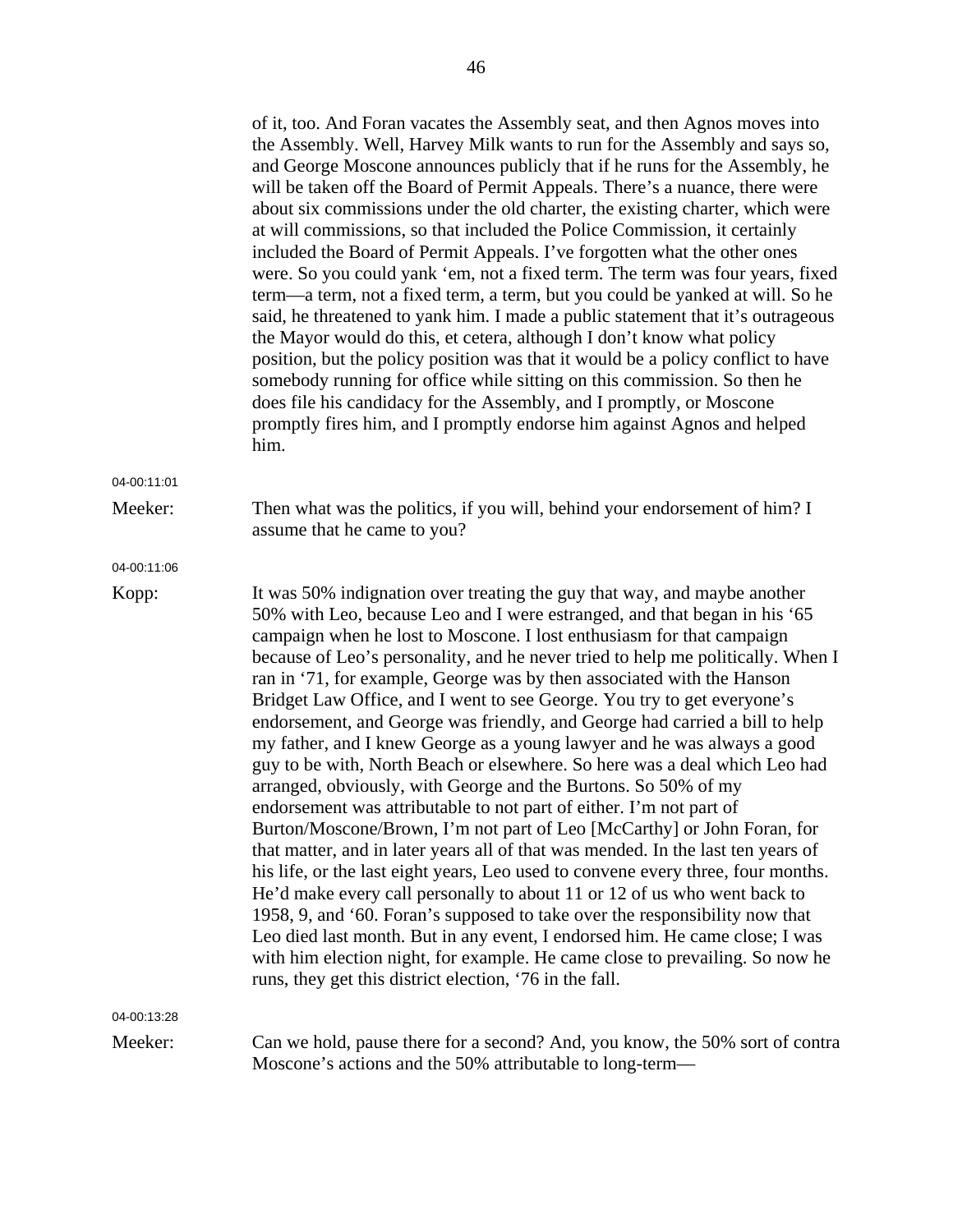of it, too. And Foran vacates the Assembly seat, and then Agnos moves into the Assembly. Well, Harvey Milk wants to run for the Assembly and says so, and George Moscone announces publicly that if he runs for the Assembly, he will be taken off the Board of Permit Appeals. There's a nuance, there were about six commissions under the old charter, the existing charter, which were at will commissions, so that included the Police Commission, it certainly included the Board of Permit Appeals. I've forgotten what the other ones were. So you could yank 'em, not a fixed term. The term was four years, fixed term—a term, not a fixed term, a term, but you could be yanked at will. So he said, he threatened to yank him. I made a public statement that it's outrageous the Mayor would do this, et cetera, although I don't know what policy position, but the policy position was that it would be a policy conflict to have somebody running for office while sitting on this commission. So then he does file his candidacy for the Assembly, and I promptly, or Moscone promptly fires him, and I promptly endorse him against Agnos and helped him.

04-00:11:01

Meeker: Then what was the politics, if you will, behind your endorsement of him? I assume that he came to you?

04-00:11:06

Kopp: It was 50% indignation over treating the guy that way, and maybe another 50% with Leo, because Leo and I were estranged, and that began in his '65 campaign when he lost to Moscone. I lost enthusiasm for that campaign because of Leo's personality, and he never tried to help me politically. When I ran in '71, for example, George was by then associated with the Hanson Bridget Law Office, and I went to see George. You try to get everyone's endorsement, and George was friendly, and George had carried a bill to help my father, and I knew George as a young lawyer and he was always a good guy to be with, North Beach or elsewhere. So here was a deal which Leo had arranged, obviously, with George and the Burtons. So 50% of my endorsement was attributable to not part of either. I'm not part of Burton/Moscone/Brown, I'm not part of Leo [McCarthy] or John Foran, for that matter, and in later years all of that was mended. In the last ten years of his life, or the last eight years, Leo used to convene every three, four months. He'd make every call personally to about 11 or 12 of us who went back to 1958, 9, and '60. Foran's supposed to take over the responsibility now that Leo died last month. But in any event, I endorsed him. He came close; I was with him election night, for example. He came close to prevailing. So now he runs, they get this district election, '76 in the fall.

04-00:13:28

Meeker: Can we hold, pause there for a second? And, you know, the 50% sort of contra Moscone's actions and the 50% attributable to long-term—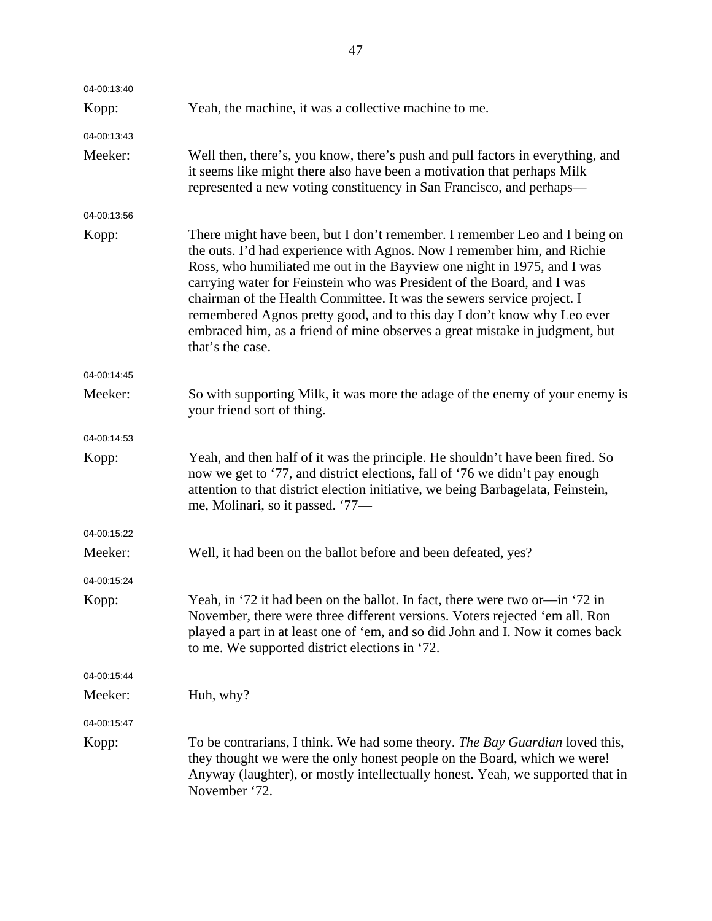04-00:13:40

Kopp: Yeah, the machine, it was a collective machine to me.

04-00:13:43

Meeker: Well then, there's, you know, there's push and pull factors in everything, and it seems like might there also have been a motivation that perhaps Milk represented a new voting constituency in San Francisco, and perhaps—

04-00:13:56

Kopp: There might have been, but I don't remember. I remember Leo and I being on the outs. I'd had experience with Agnos. Now I remember him, and Richie Ross, who humiliated me out in the Bayview one night in 1975, and I was carrying water for Feinstein who was President of the Board, and I was chairman of the Health Committee. It was the sewers service project. I remembered Agnos pretty good, and to this day I don't know why Leo ever embraced him, as a friend of mine observes a great mistake in judgment, but that's the case.

04-00:14:45

Meeker: So with supporting Milk, it was more the adage of the enemy of your enemy is your friend sort of thing.

04-00:14:53

Kopp: Yeah, and then half of it was the principle. He shouldn't have been fired. So now we get to '77, and district elections, fall of '76 we didn't pay enough attention to that district election initiative, we being Barbagelata, Feinstein, me, Molinari, so it passed. '77—

04-00:15:22

Meeker: Well, it had been on the ballot before and been defeated, yes?

04-00:15:24

Kopp: Yeah, in '72 it had been on the ballot. In fact, there were two or—in '72 in November, there were three different versions. Voters rejected 'em all. Ron played a part in at least one of 'em, and so did John and I. Now it comes back to me. We supported district elections in '72.

04-00:15:44

Meeker: Huh, why?

04-00:15:47

Kopp: To be contrarians, I think. We had some theory. *The Bay Guardian* loved this, they thought we were the only honest people on the Board, which we were! Anyway (laughter), or mostly intellectually honest. Yeah, we supported that in November '72.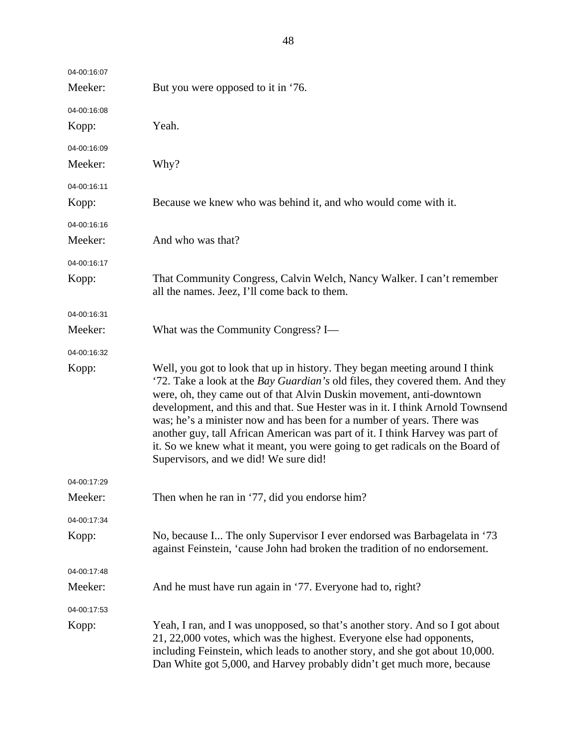04-00:16:07

Meeker: But you were opposed to it in ‘76.

04-00:16:08

Kopp: Yeah.

04-00:16:09

Meeker: Why?

04-00:16:11

Kopp: Because we knew who was behind it, and who would come with it.

04-00:16:16

Meeker: And who was that?

04-00:16:17

Kopp: That Community Congress, Calvin Welch, Nancy Walker. I can’t remember all the names. Jeez, I’ll come back to them.

04-00:16:31

Meeker: What was the Community Congress? I—

04-00:16:32

Kopp: Well, you got to look that up in history. They began meeting around I think ‘72. Take a look at the *Bay Guardian’s* old files, they covered them. And they were, oh, they came out of that Alvin Duskin movement, anti-downtown development, and this and that. Sue Hester was in it. I think Arnold Townsend was; he’s a minister now and has been for a number of years. There was another guy, tall African American was part of it. I think Harvey was part of it. So we knew what it meant, you were going to get radicals on the Board of Supervisors, and we did! We sure did!

04-00:17:29

Meeker: Then when he ran in ‘77, did you endorse him?

04-00:17:34

Kopp: No, because I... The only Supervisor I ever endorsed was Barbagelata in ‘73 against Feinstein, ‘cause John had broken the tradition of no endorsement.

04-00:17:48

Meeker: And he must have run again in ‘77. Everyone had to, right?

04-00:17:53

Kopp: Yeah, I ran, and I was unopposed, so that’s another story. And so I got about 21, 22,000 votes, which was the highest. Everyone else had opponents, including Feinstein, which leads to another story, and she got about 10,000. Dan White got 5,000, and Harvey probably didn’t get much more, because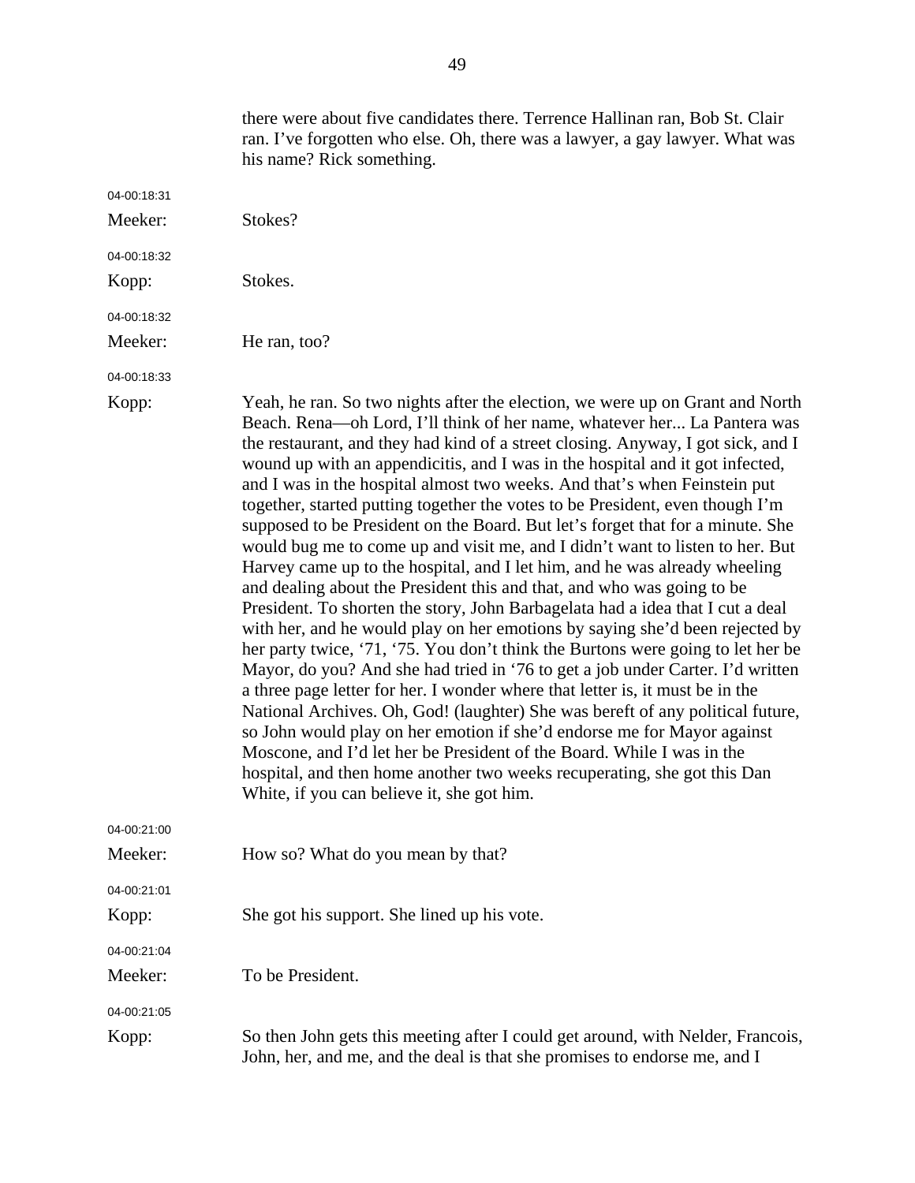there were about five candidates there. Terrence Hallinan ran, Bob St. Clair ran. I've forgotten who else. Oh, there was a lawyer, a gay lawyer. What was his name? Rick something.

04-00:18:31

Meeker: Stokes?

04-00:18:32

Kopp: Stokes.

04-00:18:32

Meeker: He ran, too?

04-00:18:33

Kopp: Yeah, he ran. So two nights after the election, we were up on Grant and North Beach. Rena—oh Lord, I'll think of her name, whatever her... La Pantera was the restaurant, and they had kind of a street closing. Anyway, I got sick, and I wound up with an appendicitis, and I was in the hospital and it got infected, and I was in the hospital almost two weeks. And that's when Feinstein put together, started putting together the votes to be President, even though I'm supposed to be President on the Board. But let's forget that for a minute. She would bug me to come up and visit me, and I didn't want to listen to her. But Harvey came up to the hospital, and I let him, and he was already wheeling and dealing about the President this and that, and who was going to be President. To shorten the story, John Barbagelata had a idea that I cut a deal with her, and he would play on her emotions by saying she'd been rejected by her party twice, '71, '75. You don't think the Burtons were going to let her be Mayor, do you? And she had tried in '76 to get a job under Carter. I'd written a three page letter for her. I wonder where that letter is, it must be in the National Archives. Oh, God! (laughter) She was bereft of any political future, so John would play on her emotion if she'd endorse me for Mayor against Moscone, and I'd let her be President of the Board. While I was in the hospital, and then home another two weeks recuperating, she got this Dan White, if you can believe it, she got him.

04-00:21:00

Meeker: How so? What do you mean by that?

04-00:21:01

Kopp: She got his support. She lined up his vote.

04-00:21:04

Meeker: To be President.

04-00:21:05

Kopp: So then John gets this meeting after I could get around, with Nelder, Francois, John, her, and me, and the deal is that she promises to endorse me, and I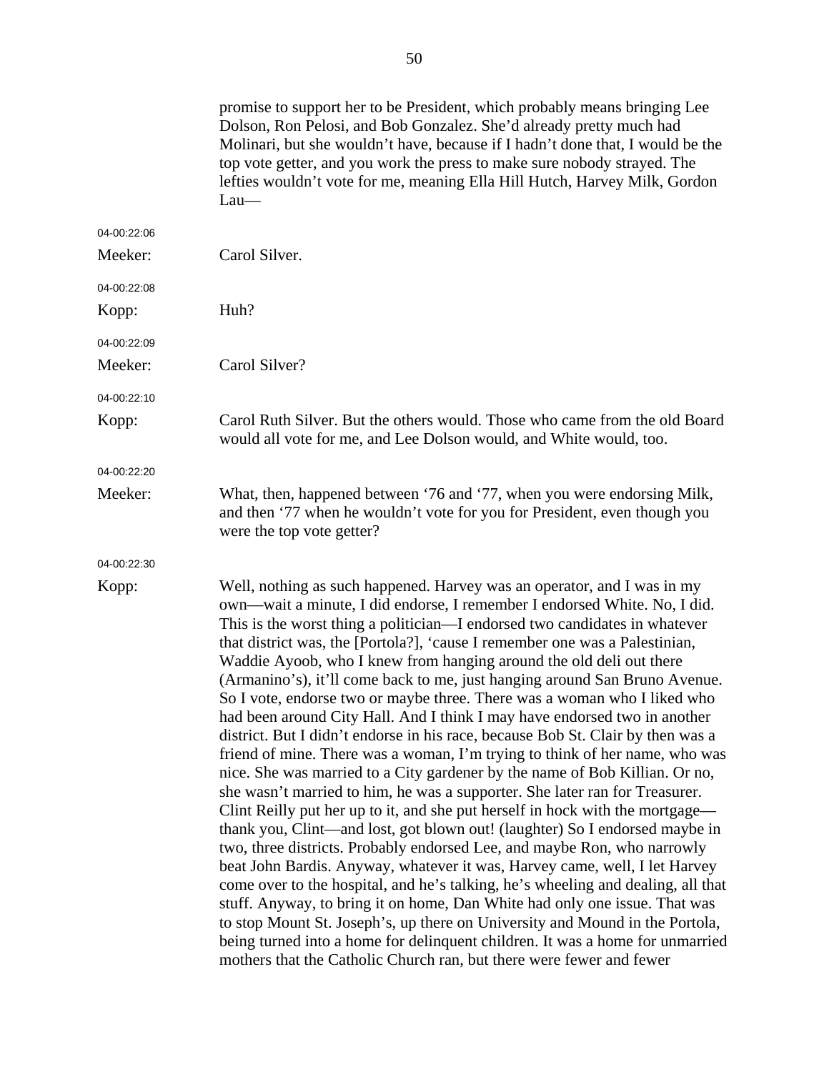promise to support her to be President, which probably means bringing Lee Dolson, Ron Pelosi, and Bob Gonzalez. She'd already pretty much had Molinari, but she wouldn't have, because if I hadn't done that, I would be the top vote getter, and you work the press to make sure nobody strayed. The lefties wouldn't vote for me, meaning Ella Hill Hutch, Harvey Milk, Gordon Lau—

04-00:22:06

Meeker: Carol Silver.

04-00:22:08

Kopp: Huh?

04-00:22:09

Meeker: Carol Silver?

04-00:22:10

Kopp: Carol Ruth Silver. But the others would. Those who came from the old Board would all vote for me, and Lee Dolson would, and White would, too.

04-00:22:20

Meeker: What, then, happened between '76 and '77, when you were endorsing Milk, and then '77 when he wouldn't vote for you for President, even though you were the top vote getter?

04-00:22:30

Kopp: Well, nothing as such happened. Harvey was an operator, and I was in my own—wait a minute, I did endorse, I remember I endorsed White. No, I did. This is the worst thing a politician—I endorsed two candidates in whatever that district was, the [Portola?], 'cause I remember one was a Palestinian, Waddie Ayoob, who I knew from hanging around the old deli out there (Armanino's), it'll come back to me, just hanging around San Bruno Avenue. So I vote, endorse two or maybe three. There was a woman who I liked who had been around City Hall. And I think I may have endorsed two in another district. But I didn't endorse in his race, because Bob St. Clair by then was a friend of mine. There was a woman, I'm trying to think of her name, who was nice. She was married to a City gardener by the name of Bob Killian. Or no, she wasn't married to him, he was a supporter. She later ran for Treasurer. Clint Reilly put her up to it, and she put herself in hock with the mortgage—thank you, Clint—and lost, got blown out! (laughter) So I endorsed maybe in two, three districts. Probably endorsed Lee, and maybe Ron, who narrowly beat John Bardis. Anyway, whatever it was, Harvey came, well, I let Harvey come over to the hospital, and he's talking, he's wheeling and dealing, all that stuff. Anyway, to bring it on home, Dan White had only one issue. That was to stop Mount St. Joseph's, up there on University and Mound in the Portola, being turned into a home for delinquent children. It was a home for unmarried mothers that the Catholic Church ran, but there were fewer and fewer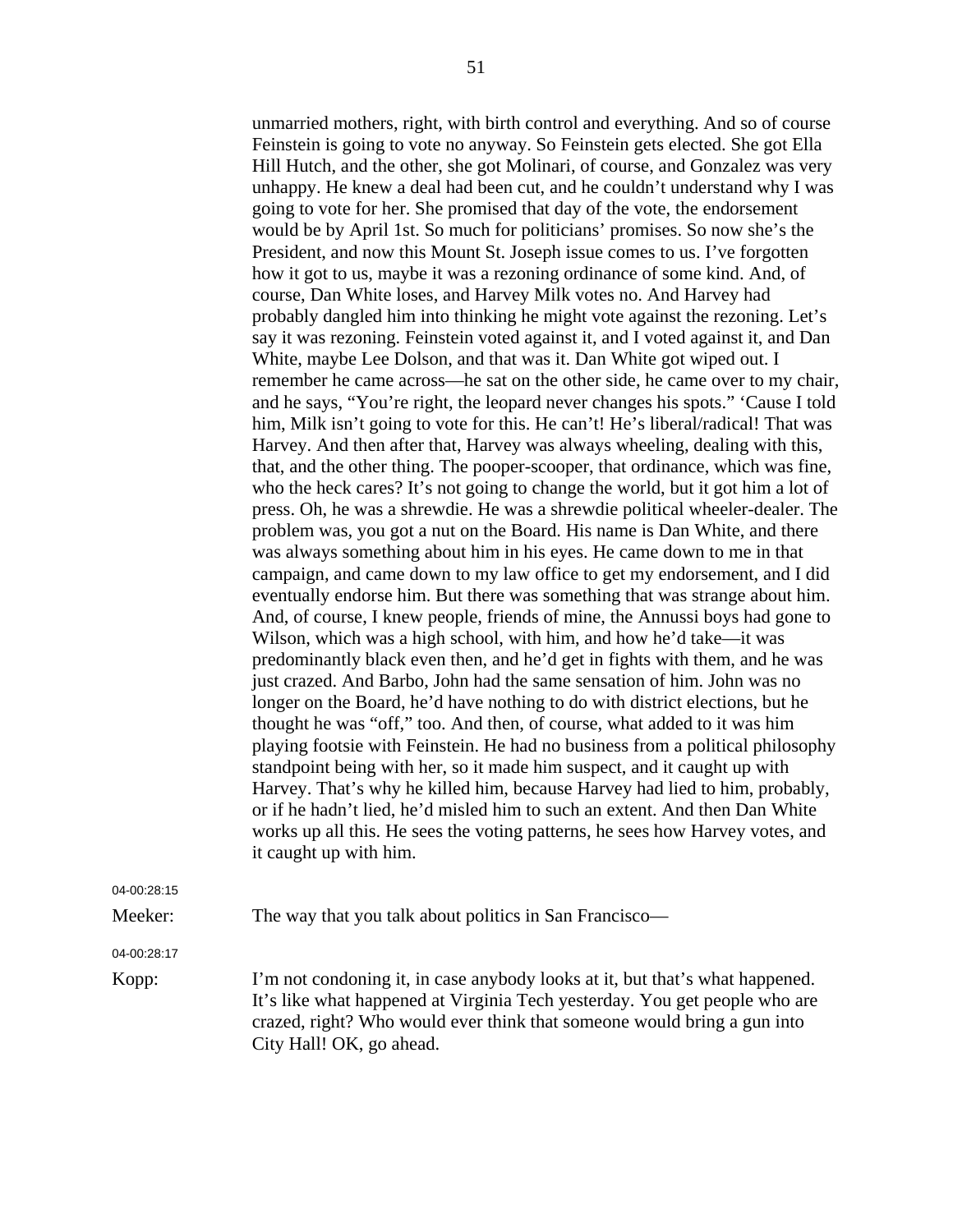unmarried mothers, right, with birth control and everything. And so of course Feinstein is going to vote no anyway. So Feinstein gets elected. She got Ella Hill Hutch, and the other, she got Molinari, of course, and Gonzalez was very unhappy. He knew a deal had been cut, and he couldn't understand why I was going to vote for her. She promised that day of the vote, the endorsement would be by April 1st. So much for politicians' promises. So now she's the President, and now this Mount St. Joseph issue comes to us. I've forgotten how it got to us, maybe it was a rezoning ordinance of some kind. And, of course, Dan White loses, and Harvey Milk votes no. And Harvey had probably dangled him into thinking he might vote against the rezoning. Let's say it was rezoning. Feinstein voted against it, and I voted against it, and Dan White, maybe Lee Dolson, and that was it. Dan White got wiped out. I remember he came across—he sat on the other side, he came over to my chair, and he says, "You're right, the leopard never changes his spots." 'Cause I told him, Milk isn't going to vote for this. He can't! He's liberal/radical! That was Harvey. And then after that, Harvey was always wheeling, dealing with this, that, and the other thing. The pooper-scooper, that ordinance, which was fine, who the heck cares? It's not going to change the world, but it got him a lot of press. Oh, he was a shrewdie. He was a shrewdie political wheeler-dealer. The problem was, you got a nut on the Board. His name is Dan White, and there was always something about him in his eyes. He came down to me in that campaign, and came down to my law office to get my endorsement, and I did eventually endorse him. But there was something that was strange about him. And, of course, I knew people, friends of mine, the Annussi boys had gone to Wilson, which was a high school, with him, and how he'd take—it was predominantly black even then, and he'd get in fights with them, and he was just crazed. And Barbo, John had the same sensation of him. John was no longer on the Board, he'd have nothing to do with district elections, but he thought he was "off," too. And then, of course, what added to it was him playing footsie with Feinstein. He had no business from a political philosophy standpoint being with her, so it made him suspect, and it caught up with Harvey. That's why he killed him, because Harvey had lied to him, probably, or if he hadn't lied, he'd misled him to such an extent. And then Dan White works up all this. He sees the voting patterns, he sees how Harvey votes, and it caught up with him.

04-00:28:15

Meeker: The way that you talk about politics in San Francisco—

04-00:28:17

Kopp: I'm not condoning it, in case anybody looks at it, but that's what happened. It's like what happened at Virginia Tech yesterday. You get people who are crazed, right? Who would ever think that someone would bring a gun into City Hall! OK, go ahead.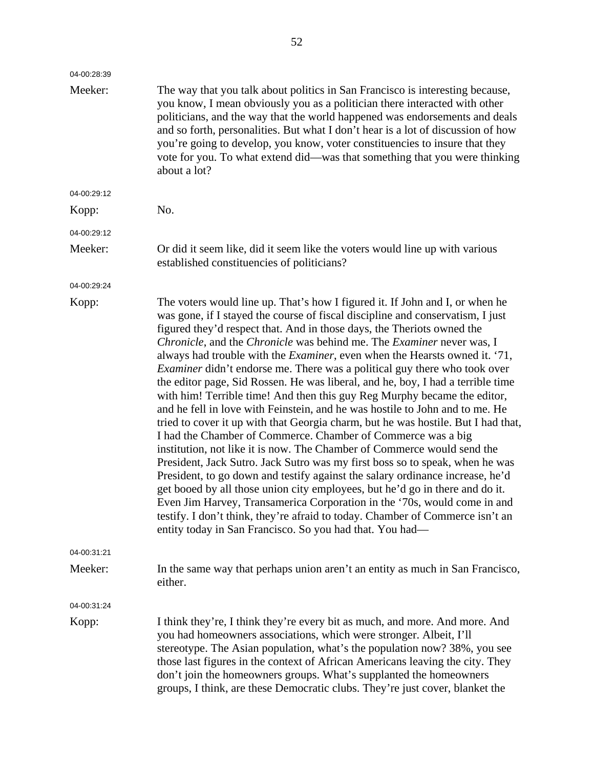04-00:28:39

Meeker: The way that you talk about politics in San Francisco is interesting because, you know, I mean obviously you as a politician there interacted with other politicians, and the way that the world happened was endorsements and deals and so forth, personalities. But what I don't hear is a lot of discussion of how you're going to develop, you know, voter constituencies to insure that they vote for you. To what extend did—was that something that you were thinking about a lot?

04-00:29:12

Kopp: No.

04-00:29:12

Meeker: Or did it seem like, did it seem like the voters would line up with various established constituencies of politicians?

04-00:29:24

Kopp: The voters would line up. That's how I figured it. If John and I, or when he was gone, if I stayed the course of fiscal discipline and conservatism, I just figured they'd respect that. And in those days, the Theriots owned the *Chronicle*, and the *Chronicle* was behind me. The *Examiner* never was, I always had trouble with the *Examiner*, even when the Hearsts owned it. '71, *Examiner* didn't endorse me. There was a political guy there who took over the editor page, Sid Rossen. He was liberal, and he, boy, I had a terrible time with him! Terrible time! And then this guy Reg Murphy became the editor, and he fell in love with Feinstein, and he was hostile to John and to me. He tried to cover it up with that Georgia charm, but he was hostile. But I had that, I had the Chamber of Commerce. Chamber of Commerce was a big institution, not like it is now. The Chamber of Commerce would send the President, Jack Sutro. Jack Sutro was my first boss so to speak, when he was President, to go down and testify against the salary ordinance increase, he'd get booed by all those union city employees, but he'd go in there and do it. Even Jim Harvey, Transamerica Corporation in the '70s, would come in and testify. I don't think, they're afraid to today. Chamber of Commerce isn't an entity today in San Francisco. So you had that. You had—

04-00:31:21

Meeker: In the same way that perhaps union aren't an entity as much in San Francisco, either.

04-00:31:24

Kopp: I think they're, I think they're every bit as much, and more. And more. And you had homeowners associations, which were stronger. Albeit, I'll stereotype. The Asian population, what's the population now? 38%, you see those last figures in the context of African Americans leaving the city. They don't join the homeowners groups. What's supplanted the homeowners groups, I think, are these Democratic clubs. They're just cover, blanket the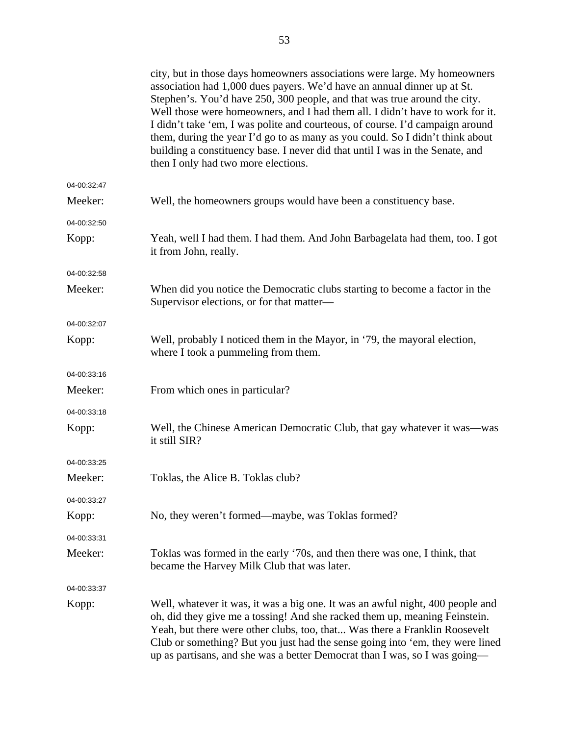city, but in those days homeowners associations were large. My homeowners association had 1,000 dues payers. We'd have an annual dinner up at St. Stephen's. You'd have 250, 300 people, and that was true around the city. Well those were homeowners, and I had them all. I didn't have to work for it. I didn't take 'em, I was polite and courteous, of course. I'd campaign around them, during the year I'd go to as many as you could. So I didn't think about building a constituency base. I never did that until I was in the Senate, and then I only had two more elections.

04-00:32:47

Meeker: Well, the homeowners groups would have been a constituency base.

04-00:32:50

Kopp: Yeah, well I had them. I had them. And John Barbagelata had them, too. I got it from John, really.

04-00:32:58

Meeker: When did you notice the Democratic clubs starting to become a factor in the Supervisor elections, or for that matter—

04-00:32:07

Kopp: Well, probably I noticed them in the Mayor, in '79, the mayoral election, where I took a pummeling from them.

04-00:33:16

Meeker: From which ones in particular?

04-00:33:18

Kopp: Well, the Chinese American Democratic Club, that gay whatever it was—was it still SIR?

04-00:33:25

Meeker: Toklas, the Alice B. Toklas club?

04-00:33:27

Kopp: No, they weren't formed—maybe, was Toklas formed?

04-00:33:31

Meeker: Toklas was formed in the early '70s, and then there was one, I think, that became the Harvey Milk Club that was later.

04-00:33:37

Kopp: Well, whatever it was, it was a big one. It was an awful night, 400 people and oh, did they give me a tossing! And she racked them up, meaning Feinstein. Yeah, but there were other clubs, too, that... Was there a Franklin Roosevelt Club or something? But you just had the sense going into 'em, they were lined up as partisans, and she was a better Democrat than I was, so I was going—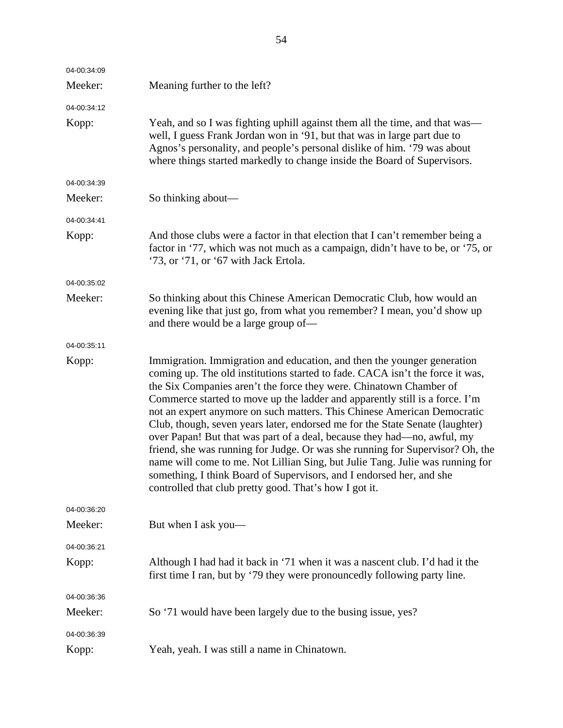04-00:34:09

Meeker: Meaning further to the left?

04-00:34:12

Kopp: Yeah, and so I was fighting uphill against them all the time, and that was—well, I guess Frank Jordan won in '91, but that was in large part due to Agnos's personality, and people's personal dislike of him. '79 was about where things started markedly to change inside the Board of Supervisors.

04-00:34:39

Meeker: So thinking about—

04-00:34:41

Kopp: And those clubs were a factor in that election that I can't remember being a factor in '77, which was not much as a campaign, didn't have to be, or '75, or '73, or '71, or '67 with Jack Ertola.

04-00:35:02

Meeker: So thinking about this Chinese American Democratic Club, how would an evening like that just go, from what you remember? I mean, you'd show up and there would be a large group of—

04-00:35:11

Kopp: Immigration. Immigration and education, and then the younger generation coming up. The old institutions started to fade. CACA isn't the force it was, the Six Companies aren't the force they were. Chinatown Chamber of Commerce started to move up the ladder and apparently still is a force. I'm not an expert anymore on such matters. This Chinese American Democratic Club, though, seven years later, endorsed me for the State Senate (laughter) over Papan! But that was part of a deal, because they had—no, awful, my friend, she was running for Judge. Or was she running for Supervisor? Oh, the name will come to me. Not Lillian Sing, but Julie Tang. Julie was running for something, I think Board of Supervisors, and I endorsed her, and she controlled that club pretty good. That's how I got it.

04-00:36:20

Meeker: But when I ask you—

04-00:36:21

Kopp: Although I had had it back in '71 when it was a nascent club. I'd had it the first time I ran, but by '79 they were pronouncedly following party line.

04-00:36:36

Meeker: So '71 would have been largely due to the busing issue, yes?

04-00:36:39

Kopp: Yeah, yeah. I was still a name in Chinatown.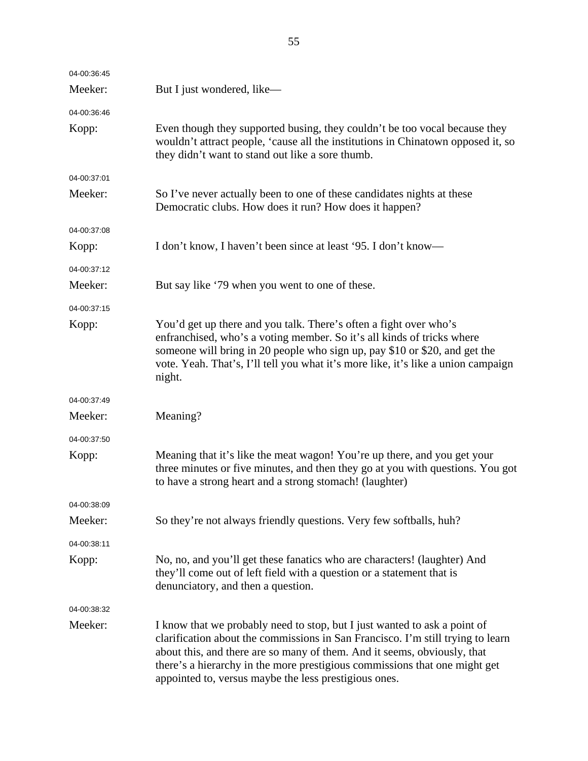04-00:36:45

Meeker: But I just wondered, like—

04-00:36:46

Kopp: Even though they supported busing, they couldn't be too vocal because they wouldn't attract people, 'cause all the institutions in Chinatown opposed it, so they didn't want to stand out like a sore thumb.

04-00:37:01

Meeker: So I've never actually been to one of these candidates nights at these Democratic clubs. How does it run? How does it happen?

04-00:37:08

Kopp: I don't know, I haven't been since at least '95. I don't know—

04-00:37:12

Meeker: But say like '79 when you went to one of these.

04-00:37:15

Kopp: You'd get up there and you talk. There's often a fight over who's enfranchised, who's a voting member. So it's all kinds of tricks where someone will bring in 20 people who sign up, pay $10 or $20, and get the vote. Yeah. That's, I'll tell you what it's more like, it's like a union campaign night.

04-00:37:49

Meeker: Meaning?

04-00:37:50

Kopp: Meaning that it's like the meat wagon! You're up there, and you get your three minutes or five minutes, and then they go at you with questions. You got to have a strong heart and a strong stomach! (laughter)

04-00:38:09

Meeker: So they're not always friendly questions. Very few softballs, huh?

04-00:38:11

Kopp: No, no, and you'll get these fanatics who are characters! (laughter) And they'll come out of left field with a question or a statement that is denunciatory, and then a question.

04-00:38:32

Meeker: I know that we probably need to stop, but I just wanted to ask a point of clarification about the commissions in San Francisco. I'm still trying to learn about this, and there are so many of them. And it seems, obviously, that there's a hierarchy in the more prestigious commissions that one might get appointed to, versus maybe the less prestigious ones.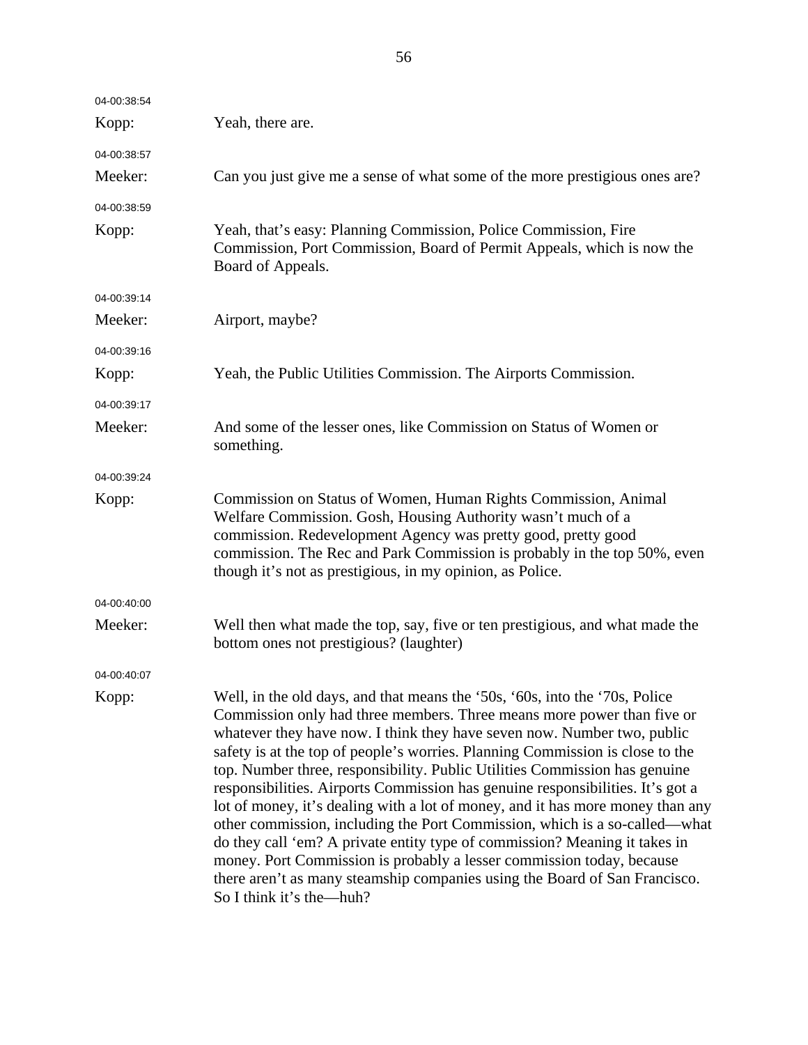04-00:38:54

Kopp: Yeah, there are.

04-00:38:57

Meeker: Can you just give me a sense of what some of the more prestigious ones are?

04-00:38:59

Kopp: Yeah, that's easy: Planning Commission, Police Commission, Fire Commission, Port Commission, Board of Permit Appeals, which is now the Board of Appeals.

04-00:39:14

Meeker: Airport, maybe?

04-00:39:16

Kopp: Yeah, the Public Utilities Commission. The Airports Commission.

04-00:39:17

Meeker: And some of the lesser ones, like Commission on Status of Women or something.

04-00:39:24

Kopp: Commission on Status of Women, Human Rights Commission, Animal Welfare Commission. Gosh, Housing Authority wasn't much of a commission. Redevelopment Agency was pretty good, pretty good commission. The Rec and Park Commission is probably in the top 50%, even though it's not as prestigious, in my opinion, as Police.

04-00:40:00

Meeker: Well then what made the top, say, five or ten prestigious, and what made the bottom ones not prestigious? (laughter)

04-00:40:07

Kopp: Well, in the old days, and that means the '50s, '60s, into the '70s, Police Commission only had three members. Three means more power than five or whatever they have now. I think they have seven now. Number two, public safety is at the top of people's worries. Planning Commission is close to the top. Number three, responsibility. Public Utilities Commission has genuine responsibilities. Airports Commission has genuine responsibilities. It's got a lot of money, it's dealing with a lot of money, and it has more money than any other commission, including the Port Commission, which is a so-called—what do they call 'em? A private entity type of commission? Meaning it takes in money. Port Commission is probably a lesser commission today, because there aren't as many steamship companies using the Board of San Francisco. So I think it's the—huh?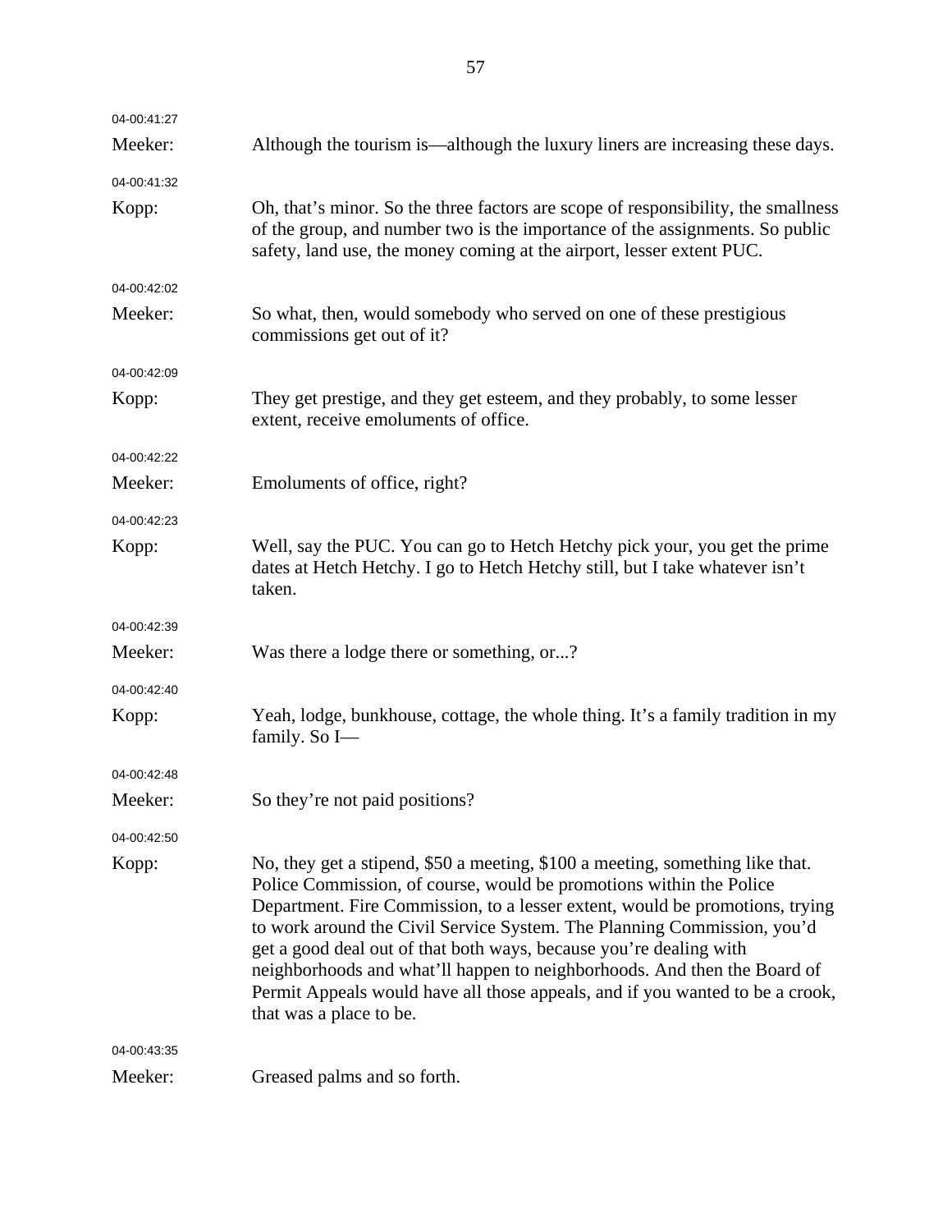04-00:41:27

Meeker: Although the tourism is—although the luxury liners are increasing these days.

04-00:41:32

Kopp: Oh, that's minor. So the three factors are scope of responsibility, the smallness of the group, and number two is the importance of the assignments. So public safety, land use, the money coming at the airport, lesser extent PUC.

04-00:42:02

Meeker: So what, then, would somebody who served on one of these prestigious commissions get out of it?

04-00:42:09

Kopp: They get prestige, and they get esteem, and they probably, to some lesser extent, receive emoluments of office.

04-00:42:22

Meeker: Emoluments of office, right?

04-00:42:23

Kopp: Well, say the PUC. You can go to Hetch Hetchy pick your, you get the prime dates at Hetch Hetchy. I go to Hetch Hetchy still, but I take whatever isn't taken.

04-00:42:39

Meeker: Was there a lodge there or something, or...?

04-00:42:40

Kopp: Yeah, lodge, bunkhouse, cottage, the whole thing. It's a family tradition in my family. So I—

04-00:42:48

Meeker: So they're not paid positions?

04-00:42:50

Kopp: No, they get a stipend, $50 a meeting, $100 a meeting, something like that. Police Commission, of course, would be promotions within the Police Department. Fire Commission, to a lesser extent, would be promotions, trying to work around the Civil Service System. The Planning Commission, you'd get a good deal out of that both ways, because you're dealing with neighborhoods and what'll happen to neighborhoods. And then the Board of Permit Appeals would have all those appeals, and if you wanted to be a crook, that was a place to be.

04-00:43:35

Meeker: Greased palms and so forth.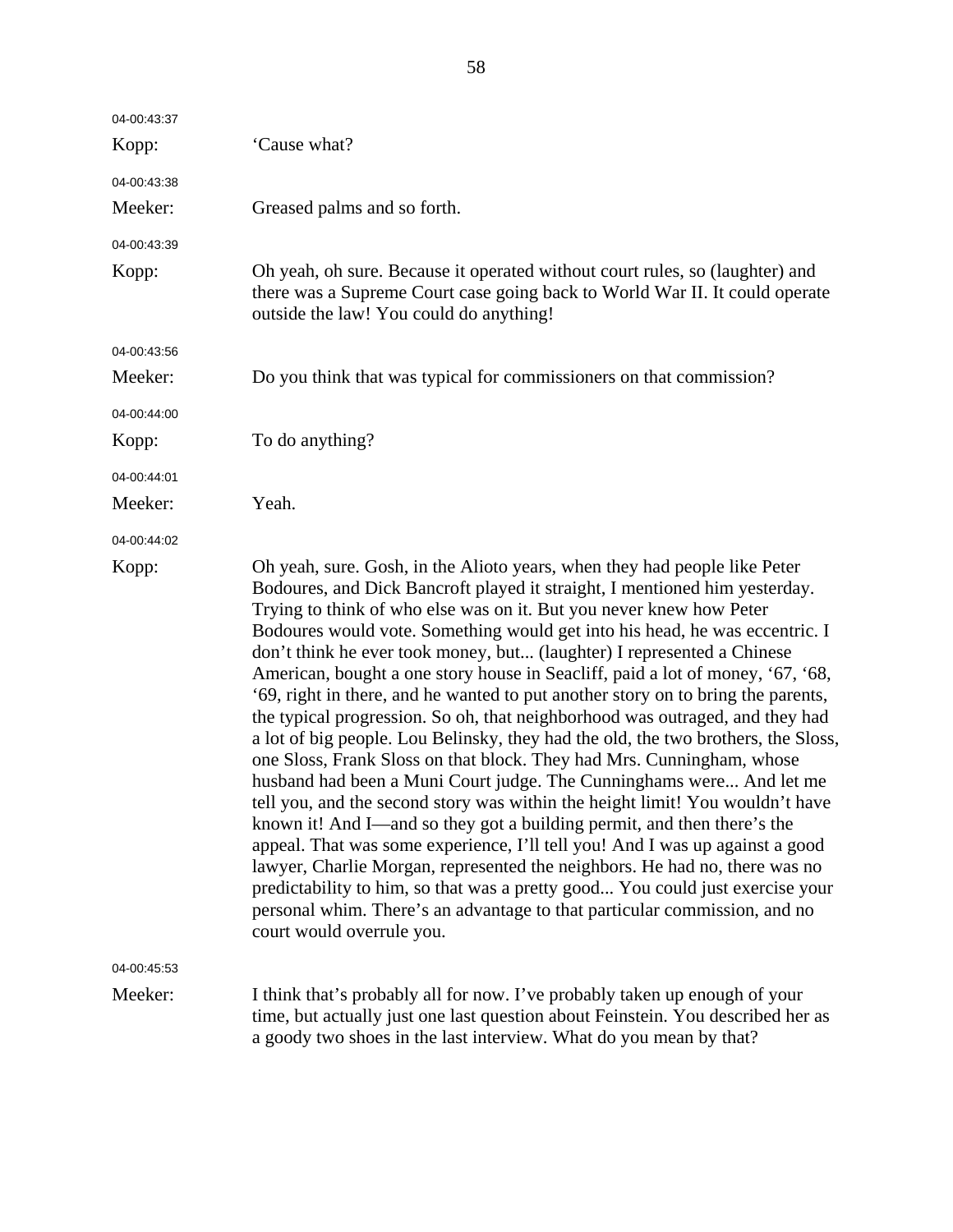04-00:43:37

Kopp: ‘Cause what?

04-00:43:38

Meeker: Greased palms and so forth.

04-00:43:39

Kopp: Oh yeah, oh sure. Because it operated without court rules, so (laughter) and there was a Supreme Court case going back to World War II. It could operate outside the law! You could do anything!

04-00:43:56

Meeker: Do you think that was typical for commissioners on that commission?

04-00:44:00

Kopp: To do anything?

04-00:44:01

Meeker: Yeah.

04-00:44:02

Kopp: Oh yeah, sure. Gosh, in the Alioto years, when they had people like Peter Bodoures, and Dick Bancroft played it straight, I mentioned him yesterday. Trying to think of who else was on it. But you never knew how Peter Bodoures would vote. Something would get into his head, he was eccentric. I don’t think he ever took money, but... (laughter) I represented a Chinese American, bought a one story house in Seacliff, paid a lot of money, ‘67, ‘68, ‘69, right in there, and he wanted to put another story on to bring the parents, the typical progression. So oh, that neighborhood was outraged, and they had a lot of big people. Lou Belinsky, they had the old, the two brothers, the Sloss, one Sloss, Frank Sloss on that block. They had Mrs. Cunningham, whose husband had been a Muni Court judge. The Cunninghams were... And let me tell you, and the second story was within the height limit! You wouldn’t have known it! And I—and so they got a building permit, and then there’s the appeal. That was some experience, I’ll tell you! And I was up against a good lawyer, Charlie Morgan, represented the neighbors. He had no, there was no predictability to him, so that was a pretty good... You could just exercise your personal whim. There’s an advantage to that particular commission, and no court would overrule you.

04-00:45:53

Meeker: I think that’s probably all for now. I’ve probably taken up enough of your time, but actually just one last question about Feinstein. You described her as a goody two shoes in the last interview. What do you mean by that?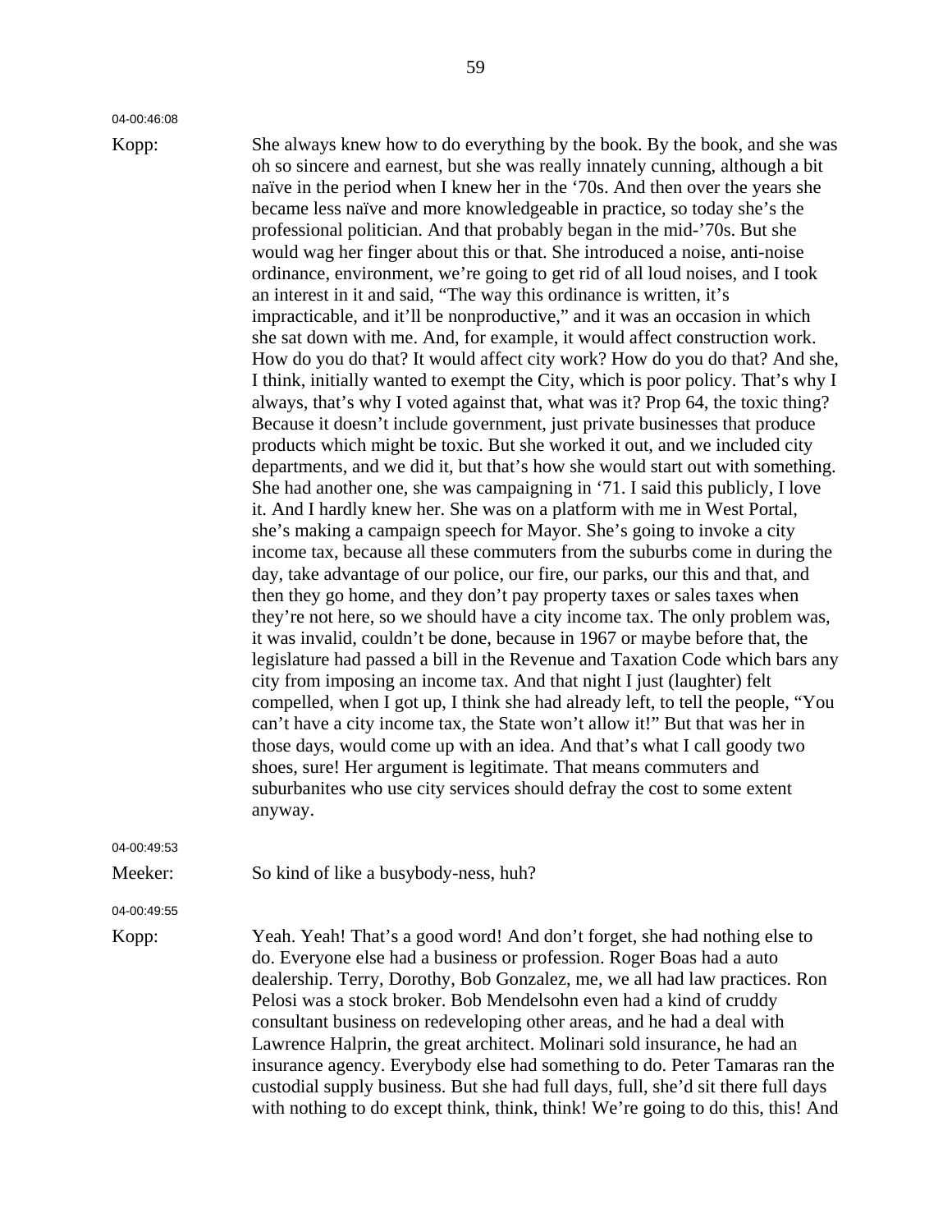04-00:46:08

Kopp: She always knew how to do everything by the book. By the book, and she was oh so sincere and earnest, but she was really innately cunning, although a bit naïve in the period when I knew her in the '70s. And then over the years she became less naïve and more knowledgeable in practice, so today she's the professional politician. And that probably began in the mid-'70s. But she would wag her finger about this or that. She introduced a noise, anti-noise ordinance, environment, we're going to get rid of all loud noises, and I took an interest in it and said, "The way this ordinance is written, it's impracticable, and it'll be nonproductive," and it was an occasion in which she sat down with me. And, for example, it would affect construction work. How do you do that? It would affect city work? How do you do that? And she, I think, initially wanted to exempt the City, which is poor policy. That's why I always, that's why I voted against that, what was it? Prop 64, the toxic thing? Because it doesn't include government, just private businesses that produce products which might be toxic. But she worked it out, and we included city departments, and we did it, but that's how she would start out with something. She had another one, she was campaigning in '71. I said this publicly, I love it. And I hardly knew her. She was on a platform with me in West Portal, she's making a campaign speech for Mayor. She's going to invoke a city income tax, because all these commuters from the suburbs come in during the day, take advantage of our police, our fire, our parks, our this and that, and then they go home, and they don't pay property taxes or sales taxes when they're not here, so we should have a city income tax. The only problem was, it was invalid, couldn't be done, because in 1967 or maybe before that, the legislature had passed a bill in the Revenue and Taxation Code which bars any city from imposing an income tax. And that night I just (laughter) felt compelled, when I got up, I think she had already left, to tell the people, "You can't have a city income tax, the State won't allow it!" But that was her in those days, would come up with an idea. And that's what I call goody two shoes, sure! Her argument is legitimate. That means commuters and suburbanites who use city services should defray the cost to some extent anyway.

04-00:49:53

Meeker: So kind of like a busybody-ness, huh?

04-00:49:55

Kopp: Yeah. Yeah! That's a good word! And don't forget, she had nothing else to do. Everyone else had a business or profession. Roger Boas had a auto dealership. Terry, Dorothy, Bob Gonzalez, me, we all had law practices. Ron Pelosi was a stock broker. Bob Mendelsohn even had a kind of cruddy consultant business on redeveloping other areas, and he had a deal with Lawrence Halprin, the great architect. Molinari sold insurance, he had an insurance agency. Everybody else had something to do. Peter Tamaras ran the custodial supply business. But she had full days, full, she'd sit there full days with nothing to do except think, think, think! We're going to do this, this! And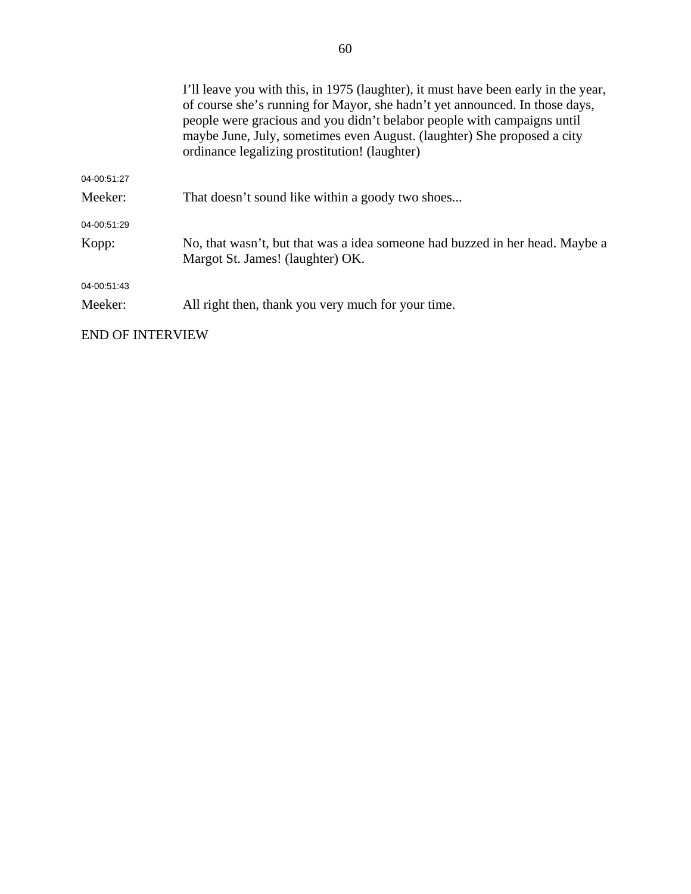I'll leave you with this, in 1975 (laughter), it must have been early in the year, of course she's running for Mayor, she hadn't yet announced. In those days, people were gracious and you didn't belabor people with campaigns until maybe June, July, sometimes even August. (laughter) She proposed a city ordinance legalizing prostitution! (laughter)

04-00:51:27

Meeker: That doesn't sound like within a goody two shoes...

04-00:51:29

Kopp: No, that wasn't, but that was a idea someone had buzzed in her head. Maybe a Margot St. James! (laughter) OK.

04-00:51:43

Meeker: All right then, thank you very much for your time.

END OF INTERVIEW